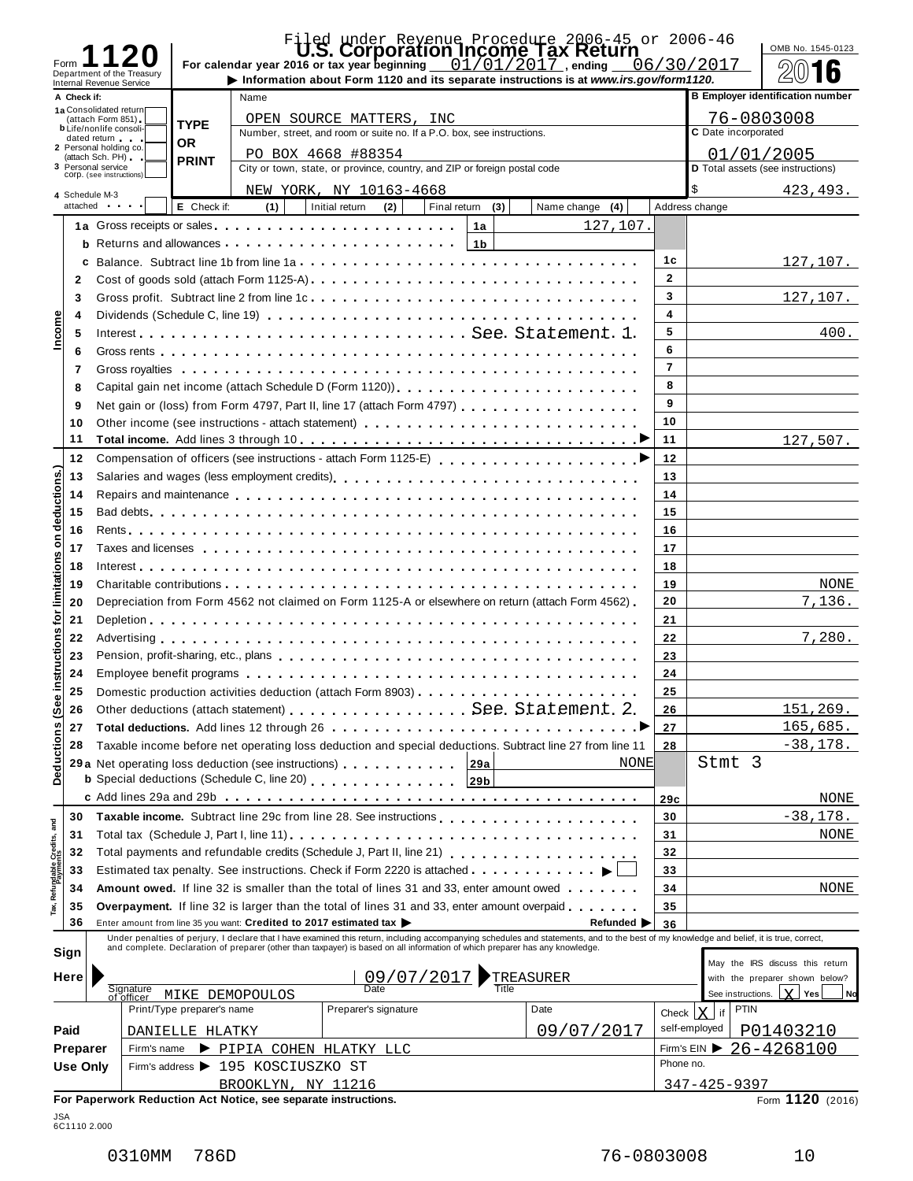Filed under Revenue Procedure 2006-45 or 2006-46

# Form 1120 — U.S. Corporation Income Tax Return

Department of the Treasury
Internal Revenue Service

For calendar year 2016 or tax year beginning 01/01/2017, ending 06/30/2017

▶ Information about Form 1120 and its separate instructions is at *www.irs.gov/form1120*.

OMB No. 1545-0123

**2016**

| A Check if: | | |
|---|---|---|
| 1a Consolidated return (attach Form 851) | Name: OPEN SOURCE MATTERS, INC | B Employer identification number: 76-0803008 |
| b Life/nonlife consolidated return | Number, street, and room or suite no. If a P.O. box, see instructions: PO BOX 4668 #88354 | C Date incorporated: 01/01/2005 |
| 2 Personal holding co. (attach Sch. PH) | City or town, state, or province, country, and ZIP or foreign postal code: NEW YORK, NY 10163-4668 | D Total assets (see instructions): $ 423,493. |
| 3 Personal service corp. (see instructions) | | |
| 4 Schedule M-3 attached | E Check if: (1) Initial return (2) Final return (3) Name change (4) Address change | |

## Income

| Line | Description | | Amount |
|---|---|---|---|
| 1a | Gross receipts or sales | 1a | 127,107. |
| b | Returns and allowances | 1b | |
| c | Balance. Subtract line 1b from line 1a | 1c | 127,107. |
| 2 | Cost of goods sold (attach Form 1125-A) | 2 | |
| 3 | Gross profit. Subtract line 2 from line 1c | 3 | 127,107. |
| 4 | Dividends (Schedule C, line 19) | 4 | |
| 5 | Interest — See Statement 1 | 5 | 400. |
| 6 | Gross rents | 6 | |
| 7 | Gross royalties | 7 | |
| 8 | Capital gain net income (attach Schedule D (Form 1120)) | 8 | |
| 9 | Net gain or (loss) from Form 4797, Part II, line 17 (attach Form 4797) | 9 | |
| 10 | Other income (see instructions - attach statement) | 10 | |
| 11 | **Total income.** Add lines 3 through 10 | 11 | 127,507. |

## Deductions (See instructions for limitations on deductions.)

| Line | Description | | Amount |
|---|---|---|---|
| 12 | Compensation of officers (see instructions - attach Form 1125-E) | 12 | |
| 13 | Salaries and wages (less employment credits) | 13 | |
| 14 | Repairs and maintenance | 14 | |
| 15 | Bad debts | 15 | |
| 16 | Rents | 16 | |
| 17 | Taxes and licenses | 17 | |
| 18 | Interest | 18 | |
| 19 | Charitable contributions | 19 | NONE |
| 20 | Depreciation from Form 4562 not claimed on Form 1125-A or elsewhere on return (attach Form 4562) | 20 | 7,136. |
| 21 | Depletion | 21 | |
| 22 | Advertising | 22 | 7,280. |
| 23 | Pension, profit-sharing, etc., plans | 23 | |
| 24 | Employee benefit programs | 24 | |
| 25 | Domestic production activities deduction (attach Form 8903) | 25 | |
| 26 | Other deductions (attach statement) — See Statement 2 | 26 | 151,269. |
| 27 | **Total deductions.** Add lines 12 through 26 | 27 | 165,685. |
| 28 | Taxable income before net operating loss deduction and special deductions. Subtract line 27 from line 11 | 28 | -38,178. |
| 29a | Net operating loss deduction (see instructions) — 29a: NONE | | Stmt 3 |
| b | Special deductions (Schedule C, line 20) — 29b | | |
| c | Add lines 29a and 29b | 29c | NONE |

## Tax, Refundable Credits, and Payments

| Line | Description | | Amount |
|---|---|---|---|
| 30 | **Taxable income.** Subtract line 29c from line 28. See instructions | 30 | -38,178. |
| 31 | Total tax (Schedule J, Part I, line 11) | 31 | NONE |
| 32 | Total payments and refundable credits (Schedule J, Part II, line 21) | 32 | |
| 33 | Estimated tax penalty. See instructions. Check if Form 2220 is attached ☐ | 33 | |
| 34 | **Amount owed.** If line 32 is smaller than the total of lines 31 and 33, enter amount owed | 34 | NONE |
| 35 | **Overpayment.** If line 32 is larger than the total of lines 31 and 33, enter amount overpaid | 35 | |
| 36 | Enter amount from line 35 you want: **Credited to 2017 estimated tax** ▶ **Refunded** ▶ | 36 | |

**Sign Here**

Under penalties of perjury, I declare that I have examined this return, including accompanying schedules and statements, and to the best of my knowledge and belief, it is true, correct, and complete. Declaration of preparer (other than taxpayer) is based on all information of which preparer has any knowledge.

Signature of officer: MIKE DEMOPOULOS — Date: 09/07/2017 — Title: TREASURER

May the IRS discuss this return with the preparer shown below? See instructions. [X] Yes [ ] No

**Paid Preparer Use Only**

| Print/Type preparer's name | Preparer's signature | Date | Check [X] if self-employed | PTIN |
|---|---|---|---|---|
| DANIELLE HLATKY | | 09/07/2017 | | P01403210 |

Firm's name ▶ PIPIA COHEN HLATKY LLC — Firm's EIN ▶ 26-4268100

Firm's address ▶ 195 KOSCIUSZKO ST, BROOKLYN, NY 11216 — Phone no. 347-425-9397

**For Paperwork Reduction Act Notice, see separate instructions.** Form **1120** (2016)

JSA 6C1110 2.000

0310MM 786D 76-0803008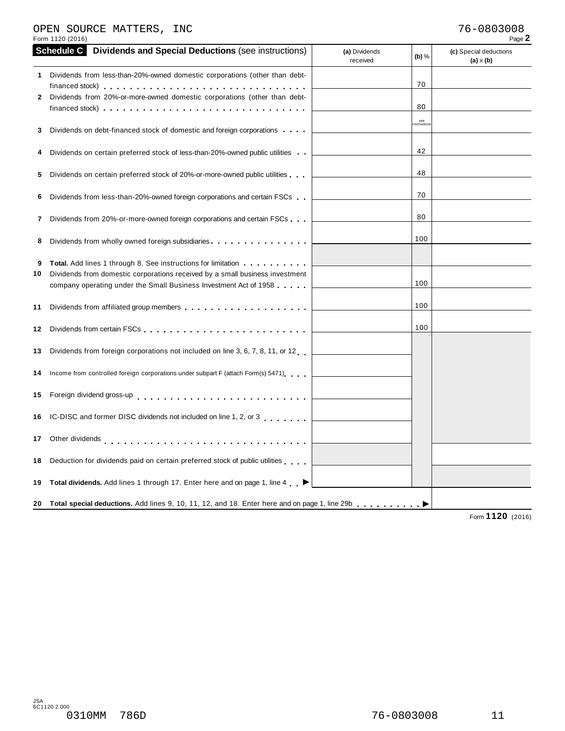OPEN SOURCE MATTERS, INC 76-0803008

Form 1120 (2016)

## Schedule C Dividends and Special Deductions (see instructions)

| | | (a) Dividends received | (b) % | (c) Special deductions (a) x (b) |
|---|---|---|---|---|
| 1 | Dividends from less-than-20%-owned domestic corporations (other than debt-financed stock) | | 70 | |
| 2 | Dividends from 20%-or-more-owned domestic corporations (other than debt-financed stock) | | 80 | |
| 3 | Dividends on debt-financed stock of domestic and foreign corporations | | see instructions | |
| 4 | Dividends on certain preferred stock of less-than-20%-owned public utilities | | 42 | |
| 5 | Dividends on certain preferred stock of 20%-or-more-owned public utilities | | 48 | |
| 6 | Dividends from less-than-20%-owned foreign corporations and certain FSCs | | 70 | |
| 7 | Dividends from 20%-or-more-owned foreign corporations and certain FSCs | | 80 | |
| 8 | Dividends from wholly owned foreign subsidiaries | | 100 | |
| 9 | **Total.** Add lines 1 through 8. See instructions for limitation | | | |
| 10 | Dividends from domestic corporations received by a small business investment company operating under the Small Business Investment Act of 1958 | | 100 | |
| 11 | Dividends from affiliated group members | | 100 | |
| 12 | Dividends from certain FSCs | | 100 | |
| 13 | Dividends from foreign corporations not included on line 3, 6, 7, 8, 11, or 12 | | | |
| 14 | Income from controlled foreign corporations under subpart F (attach Form(s) 5471) | | | |
| 15 | Foreign dividend gross-up | | | |
| 16 | IC-DISC and former DISC dividends not included on line 1, 2, or 3 | | | |
| 17 | Other dividends | | | |
| 18 | Deduction for dividends paid on certain preferred stock of public utilities | | | |
| 19 | **Total dividends.** Add lines 1 through 17. Enter here and on page 1, line 4 ▶ | | | |
| 20 | **Total special deductions.** Add lines 9, 10, 11, 12, and 18. Enter here and on page 1, line 29b ▶ | | | |

Form **1120** (2016)

JSA
6C1120 2.000

0310MM 786D 76-0803008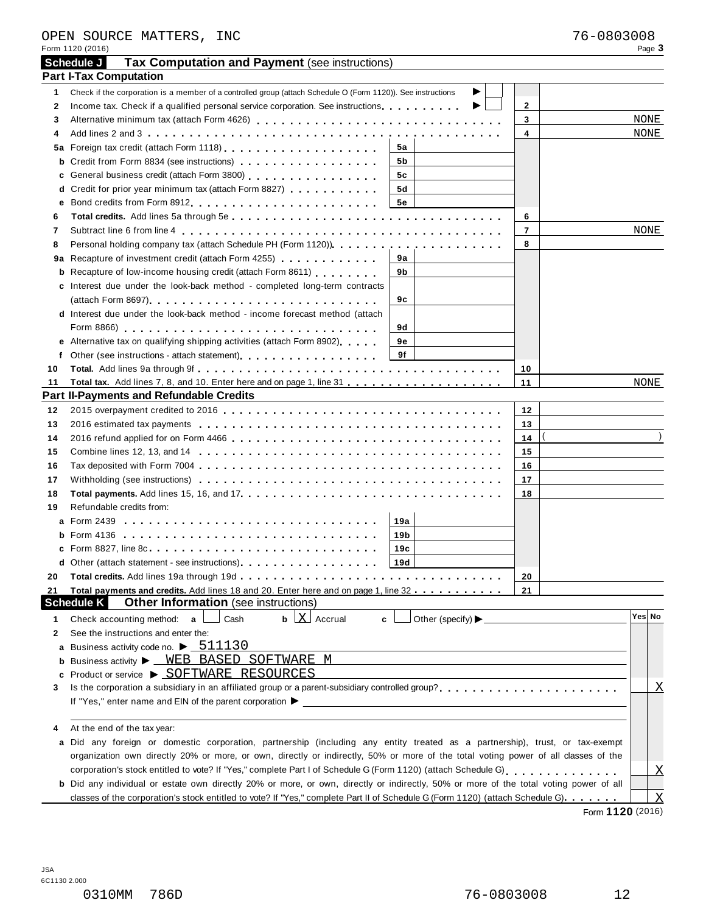OPEN SOURCE MATTERS, INC　　76-0803008

Form 1120 (2016)

## Schedule J　Tax Computation and Payment (see instructions)

### Part I-Tax Computation

| Line | Description | | | Line | Amount |
|---|---|---|---|---|---|
| 1 | Check if the corporation is a member of a controlled group (attach Schedule O (Form 1120)). See instructions ▶ ☐ | | | | |
| 2 | Income tax. Check if a qualified personal service corporation. See instructions ▶ ☐ | | | 2 | |
| 3 | Alternative minimum tax (attach Form 4626) | | | 3 | NONE |
| 4 | Add lines 2 and 3 | | | 4 | NONE |
| 5a | Foreign tax credit (attach Form 1118) | 5a | | | |
| b | Credit from Form 8834 (see instructions) | 5b | | | |
| c | General business credit (attach Form 3800) | 5c | | | |
| d | Credit for prior year minimum tax (attach Form 8827) | 5d | | | |
| e | Bond credits from Form 8912 | 5e | | | |
| 6 | **Total credits.** Add lines 5a through 5e | | | 6 | |
| 7 | Subtract line 6 from line 4 | | | 7 | NONE |
| 8 | Personal holding company tax (attach Schedule PH (Form 1120)) | | | 8 | |
| 9a | Recapture of investment credit (attach Form 4255) | 9a | | | |
| b | Recapture of low-income housing credit (attach Form 8611) | 9b | | | |
| c | Interest due under the look-back method - completed long-term contracts (attach Form 8697) | 9c | | | |
| d | Interest due under the look-back method - income forecast method (attach Form 8866) | 9d | | | |
| e | Alternative tax on qualifying shipping activities (attach Form 8902) | 9e | | | |
| f | Other (see instructions - attach statement) | 9f | | | |
| 10 | **Total.** Add lines 9a through 9f | | | 10 | |
| 11 | **Total tax.** Add lines 7, 8, and 10. Enter here and on page 1, line 31 | | | 11 | NONE |

### Part II-Payments and Refundable Credits

| Line | Description | | | Line | Amount |
|---|---|---|---|---|---|
| 12 | 2015 overpayment credited to 2016 | | | 12 | |
| 13 | 2016 estimated tax payments | | | 13 | |
| 14 | 2016 refund applied for on Form 4466 | | | 14 | ( ) |
| 15 | Combine lines 12, 13, and 14 | | | 15 | |
| 16 | Tax deposited with Form 7004 | | | 16 | |
| 17 | Withholding (see instructions) | | | 17 | |
| 18 | **Total payments.** Add lines 15, 16, and 17 | | | 18 | |
| 19 | Refundable credits from: | | | | |
| a | Form 2439 | 19a | | | |
| b | Form 4136 | 19b | | | |
| c | Form 8827, line 8c | 19c | | | |
| d | Other (attach statement - see instructions) | 19d | | | |
| 20 | **Total credits.** Add lines 19a through 19d | | | 20 | |
| 21 | **Total payments and credits.** Add lines 18 and 20. Enter here and on page 1, line 32 | | | 21 | |

## Schedule K　Other Information (see instructions)

| Line | Description | Yes | No |
|---|---|---|---|
| 1 | Check accounting method: a ☐ Cash　b ☒ Accrual　c ☐ Other (specify) ▶ | | |
| 2 | See the instructions and enter the: | | |
| a | Business activity code no. ▶ 511130 | | |
| b | Business activity ▶ WEB BASED SOFTWARE M | | |
| c | Product or service ▶ SOFTWARE RESOURCES | | |
| 3 | Is the corporation a subsidiary in an affiliated group or a parent-subsidiary controlled group? If "Yes," enter name and EIN of the parent corporation ▶ | | X |
| 4 | At the end of the tax year: | | |
| a | Did any foreign or domestic corporation, partnership (including any entity treated as a partnership), trust, or tax-exempt organization own directly 20% or more, or own, directly or indirectly, 50% or more of the total voting power of all classes of the corporation's stock entitled to vote? If "Yes," complete Part I of Schedule G (Form 1120) (attach Schedule G) | | X |
| b | Did any individual or estate own directly 20% or more, or own, directly or indirectly, 50% or more of the total voting power of all classes of the corporation's stock entitled to vote? If "Yes," complete Part II of Schedule G (Form 1120) (attach Schedule G) | | X |

Form **1120** (2016)

JSA
6C1130 2.000

0310MM 786D　　76-0803008　　12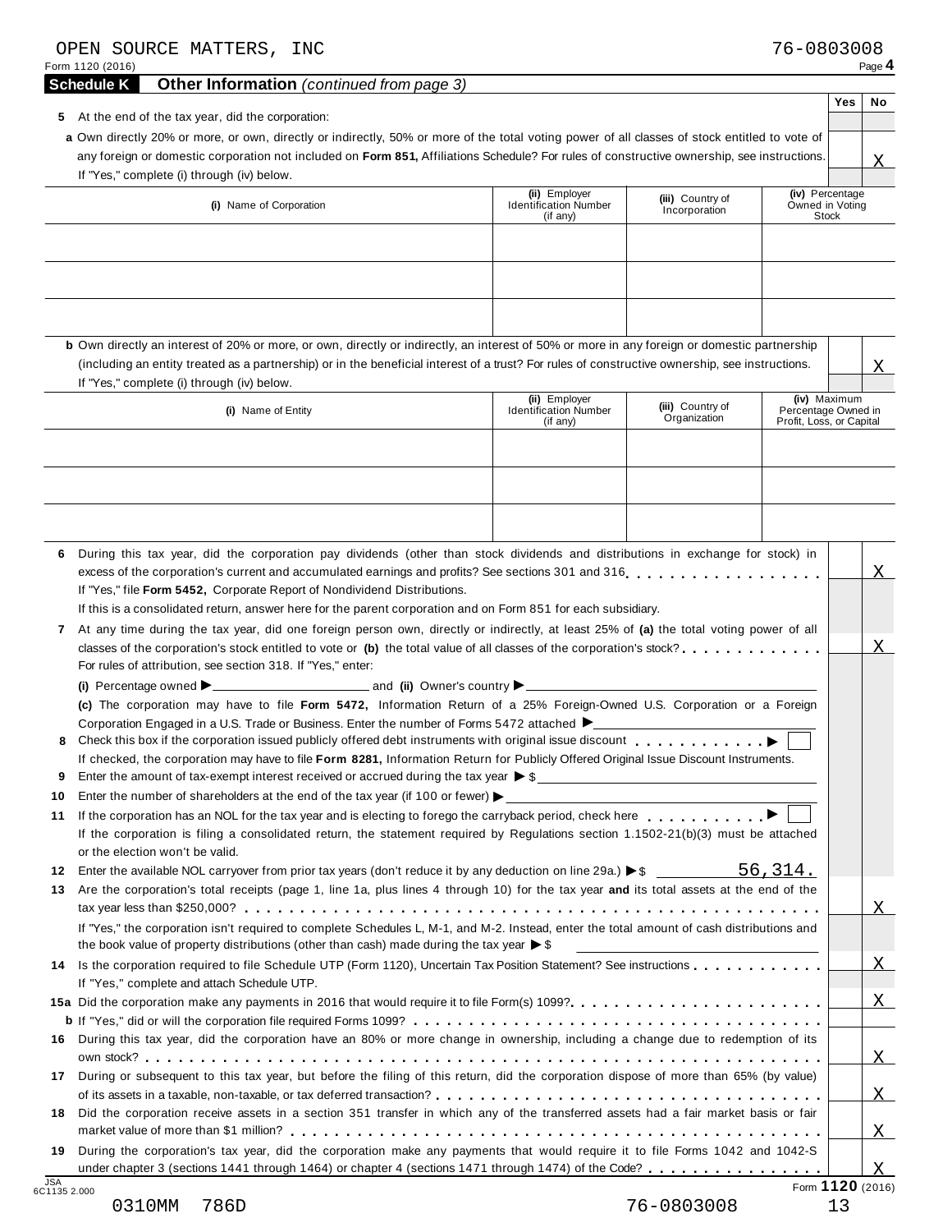OPEN SOURCE MATTERS, INC 76-0803008

Form 1120 (2016) Page **4**

## Schedule K Other Information *(continued from page 3)*

| | Yes | No |
|---|---|---|
| **5** At the end of the tax year, did the corporation: | | |
| **a** Own directly 20% or more, or own, directly or indirectly, 50% or more of the total voting power of all classes of stock entitled to vote of any foreign or domestic corporation not included on **Form 851,** Affiliations Schedule? For rules of constructive ownership, see instructions. If "Yes," complete (i) through (iv) below. | | X |

| **(i)** Name of Corporation | **(ii)** Employer Identification Number (if any) | **(iii)** Country of Incorporation | **(iv)** Percentage Owned in Voting Stock |
|---|---|---|---|
| | | | |
| | | | |
| | | | |

| | Yes | No |
|---|---|---|
| **b** Own directly an interest of 20% or more, or own, directly or indirectly, an interest of 50% or more in any foreign or domestic partnership (including an entity treated as a partnership) or in the beneficial interest of a trust? For rules of constructive ownership, see instructions. If "Yes," complete (i) through (iv) below. | | X |

| **(i)** Name of Entity | **(ii)** Employer Identification Number (if any) | **(iii)** Country of Organization | **(iv)** Maximum Percentage Owned in Profit, Loss, or Capital |
|---|---|---|---|
| | | | |
| | | | |
| | | | |

| | Yes | No |
|---|---|---|
| **6** During this tax year, did the corporation pay dividends (other than stock dividends and distributions in exchange for stock) in excess of the corporation's current and accumulated earnings and profits? See sections 301 and 316. If "Yes," file **Form 5452,** Corporate Report of Nondividend Distributions. If this is a consolidated return, answer here for the parent corporation and on Form 851 for each subsidiary. | | X |
| **7** At any time during the tax year, did one foreign person own, directly or indirectly, at least 25% of **(a)** the total voting power of all classes of the corporation's stock entitled to vote or **(b)** the total value of all classes of the corporation's stock? For rules of attribution, see section 318. If "Yes," enter: | | X |
| **(i)** Percentage owned ▶ ______ and **(ii)** Owner's country ▶ ______ | | |
| **(c)** The corporation may have to file **Form 5472,** Information Return of a 25% Foreign-Owned U.S. Corporation or a Foreign Corporation Engaged in a U.S. Trade or Business. Enter the number of Forms 5472 attached ▶ ______ | | |
| **8** Check this box if the corporation issued publicly offered debt instruments with original issue discount ▶ ☐ If checked, the corporation may have to file **Form 8281,** Information Return for Publicly Offered Original Issue Discount Instruments. | | |
| **9** Enter the amount of tax-exempt interest received or accrued during the tax year ▶ $ ______ | | |
| **10** Enter the number of shareholders at the end of the tax year (if 100 or fewer) ▶ ______ | | |
| **11** If the corporation has an NOL for the tax year and is electing to forego the carryback period, check here ▶ ☐ If the corporation is filing a consolidated return, the statement required by Regulations section 1.1502-21(b)(3) must be attached or the election won't be valid. | | |
| **12** Enter the available NOL carryover from prior tax years (don't reduce it by any deduction on line 29a.) ▶ $ 56,314. | | |
| **13** Are the corporation's total receipts (page 1, line 1a, plus lines 4 through 10) for the tax year **and** its total assets at the end of the tax year less than $250,000? If "Yes," the corporation isn't required to complete Schedules L, M-1, and M-2. Instead, enter the total amount of cash distributions and the book value of property distributions (other than cash) made during the tax year ▶ $ ______ | | X |
| **14** Is the corporation required to file Schedule UTP (Form 1120), Uncertain Tax Position Statement? See instructions. If "Yes," complete and attach Schedule UTP. | | X |
| **15a** Did the corporation make any payments in 2016 that would require it to file Form(s) 1099? | | X |
| **b** If "Yes," did or will the corporation file required Forms 1099? | | |
| **16** During this tax year, did the corporation have an 80% or more change in ownership, including a change due to redemption of its own stock? | | X |
| **17** During or subsequent to this tax year, but before the filing of this return, did the corporation dispose of more than 65% (by value) of its assets in a taxable, non-taxable, or tax deferred transaction? | | X |
| **18** Did the corporation receive assets in a section 351 transfer in which any of the transferred assets had a fair market basis or fair market value of more than $1 million? | | X |
| **19** During the corporation's tax year, did the corporation make any payments that would require it to file Forms 1042 and 1042-S under chapter 3 (sections 1441 through 1464) or chapter 4 (sections 1471 through 1474) of the Code? | | X |

JSA 6C1135 2.000 Form **1120** (2016)

0310MM 786D 76-0803008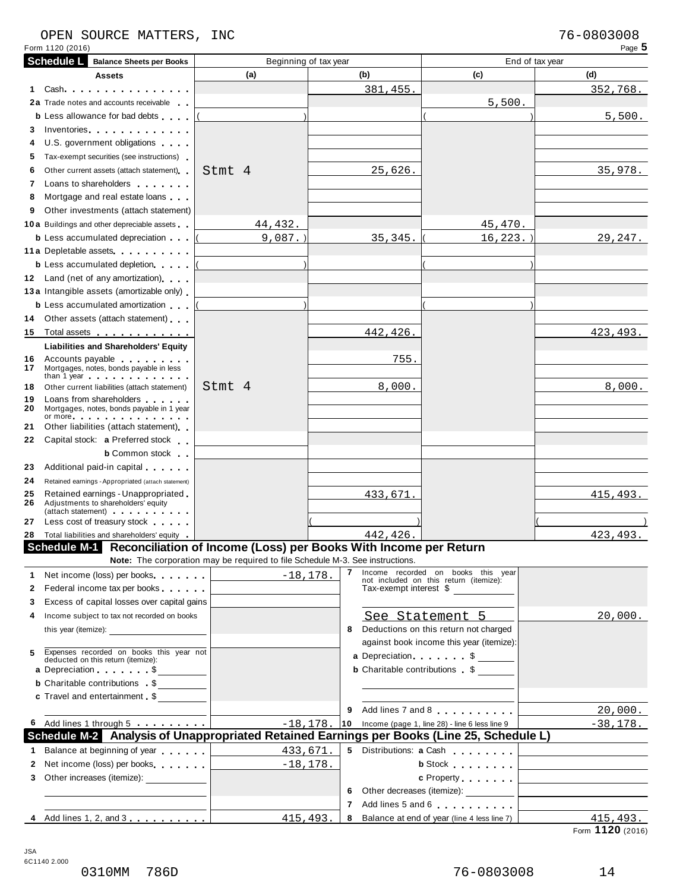OPEN SOURCE MATTERS, INC 76-0803008

Form 1120 (2016) Page **5**

## Schedule L Balance Sheets per Books

| Assets | Beginning of tax year (a) | (b) | End of tax year (c) | (d) |
|---|---|---|---|---|
| 1 Cash | | 381,455. | | 352,768. |
| 2a Trade notes and accounts receivable | | | 5,500. | |
| b Less allowance for bad debts | ( ) | | ( ) | 5,500. |
| 3 Inventories | | | | |
| 4 U.S. government obligations | | | | |
| 5 Tax-exempt securities (see instructions) | | | | |
| 6 Other current assets (attach statement) | Stmt 4 | 25,626. | | 35,978. |
| 7 Loans to shareholders | | | | |
| 8 Mortgage and real estate loans | | | | |
| 9 Other investments (attach statement) | | | | |
| 10a Buildings and other depreciable assets | 44,432. | | 45,470. | |
| b Less accumulated depreciation | ( 9,087.) | 35,345. | ( 16,223.) | 29,247. |
| 11a Depletable assets | | | | |
| b Less accumulated depletion | ( ) | | ( ) | |
| 12 Land (net of any amortization) | | | | |
| 13a Intangible assets (amortizable only) | | | | |
| b Less accumulated amortization | ( ) | | ( ) | |
| 14 Other assets (attach statement) | | | | |
| 15 Total assets | | 442,426. | | 423,493. |
| **Liabilities and Shareholders' Equity** | | | | |
| 16 Accounts payable | | 755. | | |
| 17 Mortgages, notes, bonds payable in less than 1 year | | | | |
| 18 Other current liabilities (attach statement) | Stmt 4 | 8,000. | | 8,000. |
| 19 Loans from shareholders | | | | |
| 20 Mortgages, notes, bonds payable in 1 year or more | | | | |
| 21 Other liabilities (attach statement) | | | | |
| 22 Capital stock: a Preferred stock | | | | |
| b Common stock | | | | |
| 23 Additional paid-in capital | | | | |
| 24 Retained earnings - Appropriated (attach statement) | | | | |
| 25 Retained earnings - Unappropriated | | 433,671. | | 415,493. |
| 26 Adjustments to shareholders' equity (attach statement) | | | | |
| 27 Less cost of treasury stock | | ( ) | | ( ) |
| 28 Total liabilities and shareholders' equity | | 442,426. | | 423,493. |

## Schedule M-1 Reconciliation of Income (Loss) per Books With Income per Return

**Note:** The corporation may be required to file Schedule M-3. See instructions.

| | | | |
|---|---|---|---|
| 1 Net income (loss) per books | -18,178. | 7 Income recorded on books this year not included on this return (itemize): Tax-exempt interest $ | |
| 2 Federal income tax per books | | See Statement 5 | 20,000. |
| 3 Excess of capital losses over capital gains | | 8 Deductions on this return not charged against book income this year (itemize): | |
| 4 Income subject to tax not recorded on books this year (itemize): | | a Depreciation $ | |
| 5 Expenses recorded on books this year not deducted on this return (itemize): | | b Charitable contributions $ | |
| a Depreciation $ | | | |
| b Charitable contributions $ | | | |
| c Travel and entertainment $ | | 9 Add lines 7 and 8 | 20,000. |
| 6 Add lines 1 through 5 | -18,178. | 10 Income (page 1, line 28) - line 6 less line 9 | -38,178. |

## Schedule M-2 Analysis of Unappropriated Retained Earnings per Books (Line 25, Schedule L)

| | | | |
|---|---|---|---|
| 1 Balance at beginning of year | 433,671. | 5 Distributions: a Cash | |
| 2 Net income (loss) per books | -18,178. | b Stock | |
| 3 Other increases (itemize): | | c Property | |
| | | 6 Other decreases (itemize): | |
| | | 7 Add lines 5 and 6 | |
| 4 Add lines 1, 2, and 3 | 415,493. | 8 Balance at end of year (line 4 less line 7) | 415,493. |

Form **1120** (2016)

JSA 6C1140 2.000

0310MM 786D 76-0803008 14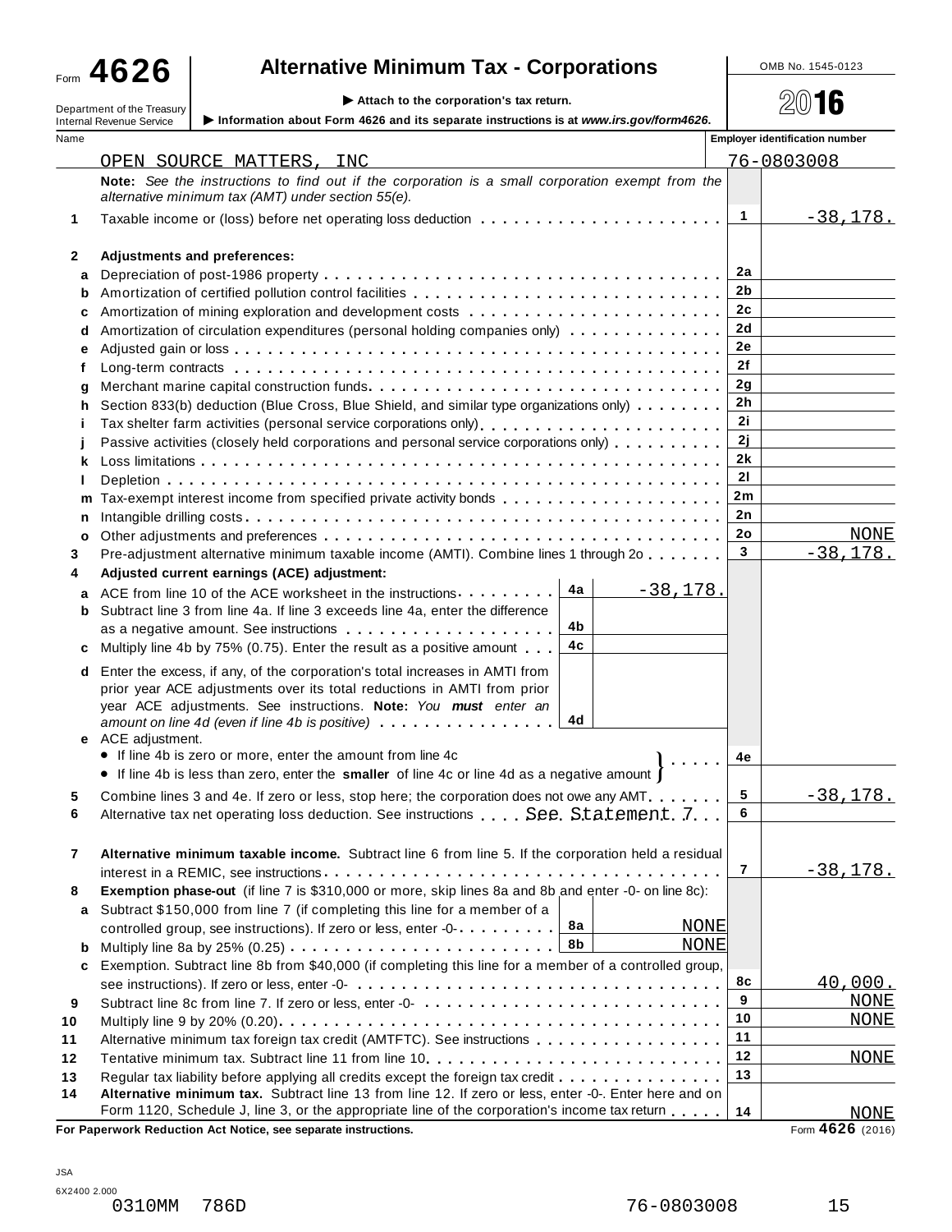# Form 4626 — Alternative Minimum Tax - Corporations

Department of the Treasury
Internal Revenue Service

▶ Attach to the corporation's tax return.

▶ Information about Form 4626 and its separate instructions is at *www.irs.gov/form4626*.

OMB No. 1545-0123

**2016**

| Name | Employer identification number |
|---|---|
| OPEN SOURCE MATTERS, INC | 76-0803008 |

**Note:** *See the instructions to find out if the corporation is a small corporation exempt from the alternative minimum tax (AMT) under section 55(e).*

| Line | Description | | | Line | Amount |
|---|---|---|---|---|---|
| 1 | Taxable income or (loss) before net operating loss deduction | | | 1 | -38,178. |
| 2 | **Adjustments and preferences:** | | | | |
| a | Depreciation of post-1986 property | | | 2a | |
| b | Amortization of certified pollution control facilities | | | 2b | |
| c | Amortization of mining exploration and development costs | | | 2c | |
| d | Amortization of circulation expenditures (personal holding companies only) | | | 2d | |
| e | Adjusted gain or loss | | | 2e | |
| f | Long-term contracts | | | 2f | |
| g | Merchant marine capital construction funds | | | 2g | |
| h | Section 833(b) deduction (Blue Cross, Blue Shield, and similar type organizations only) | | | 2h | |
| i | Tax shelter farm activities (personal service corporations only) | | | 2i | |
| j | Passive activities (closely held corporations and personal service corporations only) | | | 2j | |
| k | Loss limitations | | | 2k | |
| l | Depletion | | | 2l | |
| m | Tax-exempt interest income from specified private activity bonds | | | 2m | |
| n | Intangible drilling costs | | | 2n | |
| o | Other adjustments and preferences | | | 2o | NONE |
| 3 | Pre-adjustment alternative minimum taxable income (AMTI). Combine lines 1 through 2o | | | 3 | -38,178. |
| 4 | **Adjusted current earnings (ACE) adjustment:** | | | | |
| a | ACE from line 10 of the ACE worksheet in the instructions | 4a | -38,178. | | |
| b | Subtract line 3 from line 4a. If line 3 exceeds line 4a, enter the difference as a negative amount. See instructions | 4b | | | |
| c | Multiply line 4b by 75% (0.75). Enter the result as a positive amount | 4c | | | |
| d | Enter the excess, if any, of the corporation's total increases in AMTI from prior year ACE adjustments over its total reductions in AMTI from prior year ACE adjustments. See instructions. **Note:** *You **must** enter an amount on line 4d (even if line 4b is positive)* | 4d | | | |
| e | ACE adjustment. • If line 4b is zero or more, enter the amount from line 4c • If line 4b is less than zero, enter the **smaller** of line 4c or line 4d as a negative amount | | | 4e | |
| 5 | Combine lines 3 and 4e. If zero or less, stop here; the corporation does not owe any AMT | | | 5 | -38,178. |
| 6 | Alternative tax net operating loss deduction. See instructions See Statement 7 | | | 6 | |
| 7 | **Alternative minimum taxable income.** Subtract line 6 from line 5. If the corporation held a residual interest in a REMIC, see instructions | | | 7 | -38,178. |
| 8 | **Exemption phase-out** (if line 7 is $310,000 or more, skip lines 8a and 8b and enter -0- on line 8c): | | | | |
| a | Subtract $150,000 from line 7 (if completing this line for a member of a controlled group, see instructions). If zero or less, enter -0- | 8a | NONE | | |
| b | Multiply line 8a by 25% (0.25) | 8b | NONE | | |
| c | Exemption. Subtract line 8b from $40,000 (if completing this line for a member of a controlled group, see instructions). If zero or less, enter -0- | | | 8c | 40,000. |
| 9 | Subtract line 8c from line 7. If zero or less, enter -0- | | | 9 | NONE |
| 10 | Multiply line 9 by 20% (0.20) | | | 10 | NONE |
| 11 | Alternative minimum tax foreign tax credit (AMTFTC). See instructions | | | 11 | |
| 12 | Tentative minimum tax. Subtract line 11 from line 10 | | | 12 | NONE |
| 13 | Regular tax liability before applying all credits except the foreign tax credit | | | 13 | |
| 14 | **Alternative minimum tax.** Subtract line 13 from line 12. If zero or less, enter -0-. Enter here and on Form 1120, Schedule J, line 3, or the appropriate line of the corporation's income tax return | | | 14 | NONE |

**For Paperwork Reduction Act Notice, see separate instructions.** Form **4626** (2016)

JSA
6X2400 2.000
0310MM 786D 76-0803008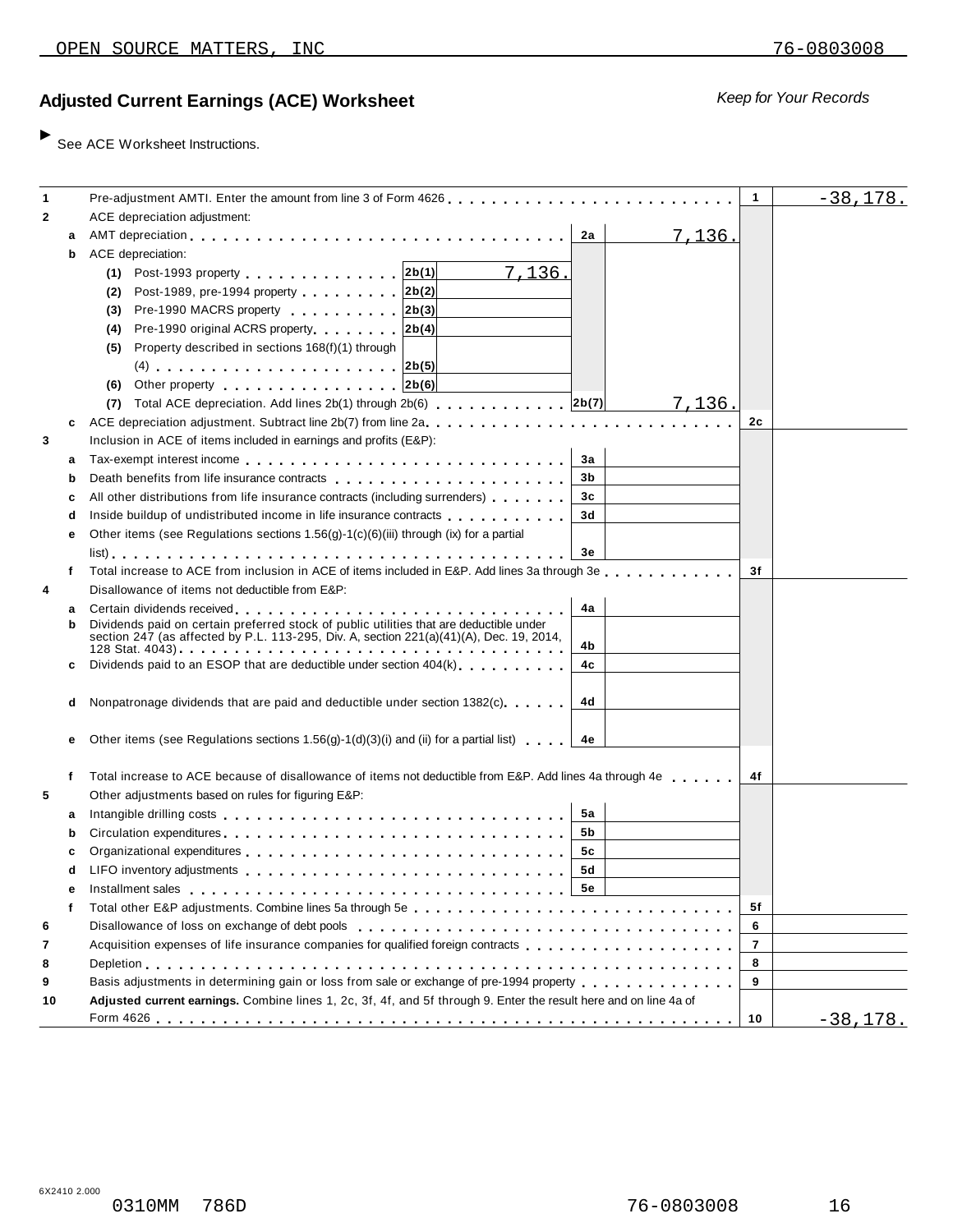OPEN SOURCE MATTERS, INC 76-0803008

## Adjusted Current Earnings (ACE) Worksheet

*Keep for Your Records*

► See ACE Worksheet Instructions.

| | | | | | | |
|---|---|---|---|---|---|---|
| **1** | | Pre-adjustment AMTI. Enter the amount from line 3 of Form 4626 | | | 1 | -38,178. |
| **2** | | ACE depreciation adjustment: | | | | |
| | a | AMT depreciation | 2a | 7,136. | | |
| | b | ACE depreciation: | | | | |
| | | (1) Post-1993 property — 2b(1): 7,136. | | | | |
| | | (2) Post-1989, pre-1994 property — 2b(2) | | | | |
| | | (3) Pre-1990 MACRS property — 2b(3) | | | | |
| | | (4) Pre-1990 original ACRS property — 2b(4) | | | | |
| | | (5) Property described in sections 168(f)(1) through (4) — 2b(5) | | | | |
| | | (6) Other property — 2b(6) | | | | |
| | | (7) Total ACE depreciation. Add lines 2b(1) through 2b(6) | 2b(7) | 7,136. | | |
| | c | ACE depreciation adjustment. Subtract line 2b(7) from line 2a | | | 2c | |
| **3** | | Inclusion in ACE of items included in earnings and profits (E&P): | | | | |
| | a | Tax-exempt interest income | 3a | | | |
| | b | Death benefits from life insurance contracts | 3b | | | |
| | c | All other distributions from life insurance contracts (including surrenders) | 3c | | | |
| | d | Inside buildup of undistributed income in life insurance contracts | 3d | | | |
| | e | Other items (see Regulations sections 1.56(g)-1(c)(6)(iii) through (ix) for a partial list) | 3e | | | |
| | f | Total increase to ACE from inclusion in ACE of items included in E&P. Add lines 3a through 3e | | | 3f | |
| **4** | | Disallowance of items not deductible from E&P: | | | | |
| | a | Certain dividends received | 4a | | | |
| | b | Dividends paid on certain preferred stock of public utilities that are deductible under section 247 (as affected by P.L. 113-295, Div. A, section 221(a)(41)(A), Dec. 19, 2014, 128 Stat. 4043) | 4b | | | |
| | c | Dividends paid to an ESOP that are deductible under section 404(k) | 4c | | | |
| | d | Nonpatronage dividends that are paid and deductible under section 1382(c) | 4d | | | |
| | e | Other items (see Regulations sections 1.56(g)-1(d)(3)(i) and (ii) for a partial list) | 4e | | | |
| | f | Total increase to ACE because of disallowance of items not deductible from E&P. Add lines 4a through 4e | | | 4f | |
| **5** | | Other adjustments based on rules for figuring E&P: | | | | |
| | a | Intangible drilling costs | 5a | | | |
| | b | Circulation expenditures | 5b | | | |
| | c | Organizational expenditures | 5c | | | |
| | d | LIFO inventory adjustments | 5d | | | |
| | e | Installment sales | 5e | | | |
| | f | Total other E&P adjustments. Combine lines 5a through 5e | | | 5f | |
| **6** | | Disallowance of loss on exchange of debt pools | | | 6 | |
| **7** | | Acquisition expenses of life insurance companies for qualified foreign contracts | | | 7 | |
| **8** | | Depletion | | | 8 | |
| **9** | | Basis adjustments in determining gain or loss from sale or exchange of pre-1994 property | | | 9 | |
| **10** | | **Adjusted current earnings.** Combine lines 1, 2c, 3f, 4f, and 5f through 9. Enter the result here and on line 4a of Form 4626 | | | 10 | -38,178. |

6X2410 2.000

0310MM 786D 76-0803008 16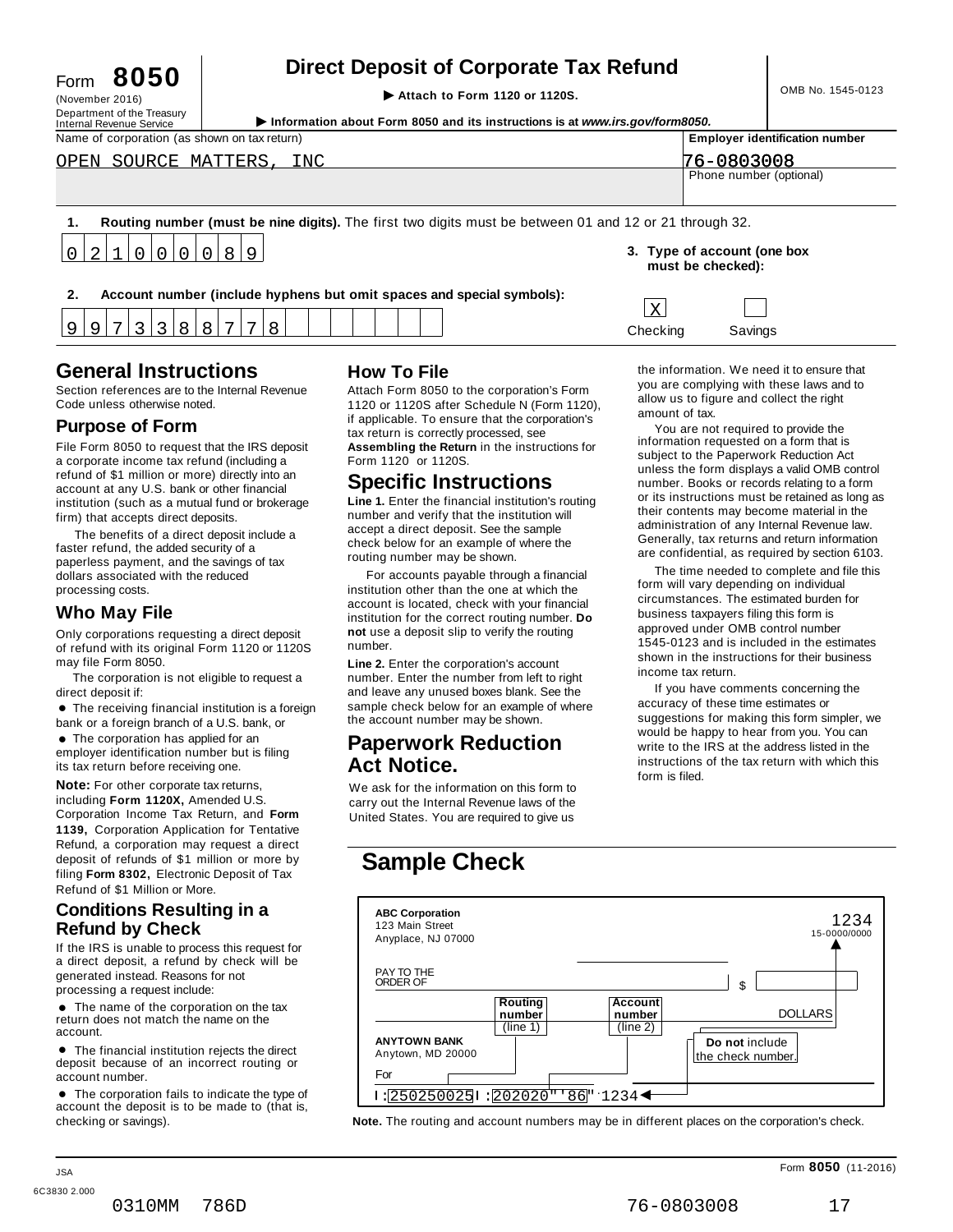Form **8050**
(November 2016)
Department of the Treasury
Internal Revenue Service

# Direct Deposit of Corporate Tax Refund

▶ **Attach to Form 1120 or 1120S.**

▶ **Information about Form 8050 and its instructions is at *www.irs.gov/form8050.***

OMB No. 1545-0123

| Name of corporation (as shown on tax return) | Employer identification number |
|---|---|
| OPEN SOURCE MATTERS, INC | 76-0803008 |
| | Phone number (optional) |

**1. Routing number (must be nine digits).** The first two digits must be between 01 and 12 or 21 through 32.

0 2 1 0 0 0 0 8 9

**2. Account number (include hyphens but omit spaces and special symbols):**

9 9 7 3 3 8 8 7 7 8

**3. Type of account (one box must be checked):**

[X] Checking  [ ] Savings

## General Instructions

Section references are to the Internal Revenue Code unless otherwise noted.

### Purpose of Form

File Form 8050 to request that the IRS deposit a corporate income tax refund (including a refund of $1 million or more) directly into an account at any U.S. bank or other financial institution (such as a mutual fund or brokerage firm) that accepts direct deposits.

The benefits of a direct deposit include a faster refund, the added security of a paperless payment, and the savings of tax dollars associated with the reduced processing costs.

### Who May File

Only corporations requesting a direct deposit of refund with its original Form 1120 or 1120S may file Form 8050.

The corporation is not eligible to request a direct deposit if:

- The receiving financial institution is a foreign bank or a foreign branch of a U.S. bank, or
- The corporation has applied for an employer identification number but is filing its tax return before receiving one.

**Note:** For other corporate tax returns, including **Form 1120X,** Amended U.S. Corporation Income Tax Return, and **Form 1139,** Corporation Application for Tentative Refund, a corporation may request a direct deposit of refunds of $1 million or more by filing **Form 8302,** Electronic Deposit of Tax Refund of $1 Million or More.

### Conditions Resulting in a Refund by Check

If the IRS is unable to process this request for a direct deposit, a refund by check will be generated instead. Reasons for not processing a request include:

- The name of the corporation on the tax return does not match the name on the account.
- The financial institution rejects the direct deposit because of an incorrect routing or account number.
- The corporation fails to indicate the type of account the deposit is to be made to (that is, checking or savings).

### How To File

Attach Form 8050 to the corporation's Form 1120 or 1120S after Schedule N (Form 1120), if applicable. To ensure that the corporation's tax return is correctly processed, see **Assembling the Return** in the instructions for Form 1120 or 1120S.

## Specific Instructions

**Line 1.** Enter the financial institution's routing number and verify that the institution will accept a direct deposit. See the sample check below for an example of where the routing number may be shown.

For accounts payable through a financial institution other than the one at which the account is located, check with your financial institution for the correct routing number. **Do not** use a deposit slip to verify the routing number.

**Line 2.** Enter the corporation's account number. Enter the number from left to right and leave any unused boxes blank. See the sample check below for an example of where the account number may be shown.

## Paperwork Reduction Act Notice.

We ask for the information on this form to carry out the Internal Revenue laws of the United States. You are required to give us the information. We need it to ensure that you are complying with these laws and to allow us to figure and collect the right amount of tax.

You are not required to provide the information requested on a form that is subject to the Paperwork Reduction Act unless the form displays a valid OMB control number. Books or records relating to a form or its instructions must be retained as long as their contents may become material in the administration of any Internal Revenue law. Generally, tax returns and return information are confidential, as required by section 6103.

The time needed to complete and file this form will vary depending on individual circumstances. The estimated burden for business taxpayers filing this form is approved under OMB control number 1545-0123 and is included in the estimates shown in the instructions for their business income tax return.

If you have comments concerning the accuracy of these time estimates or suggestions for making this form simpler, we would be happy to hear from you. You can write to the IRS at the address listed in the instructions of the tax return with which this form is filed.

## Sample Check

**ABC Corporation**
123 Main Street
Anyplace, NJ 07000

1234
15-0000/0000

PAY TO THE ORDER OF ______ $ ______

DOLLARS

**Routing number** (line 1) | **Account number** (line 2) | **Do not** include the check number.

**ANYTOWN BANK**
Anytown, MD 20000

For

I:250250025I:202020"'86"·1234

**Note.** The routing and account numbers may be in different places on the corporation's check.

JSA
6C3830 2.000

0310MM 786D 76-0803008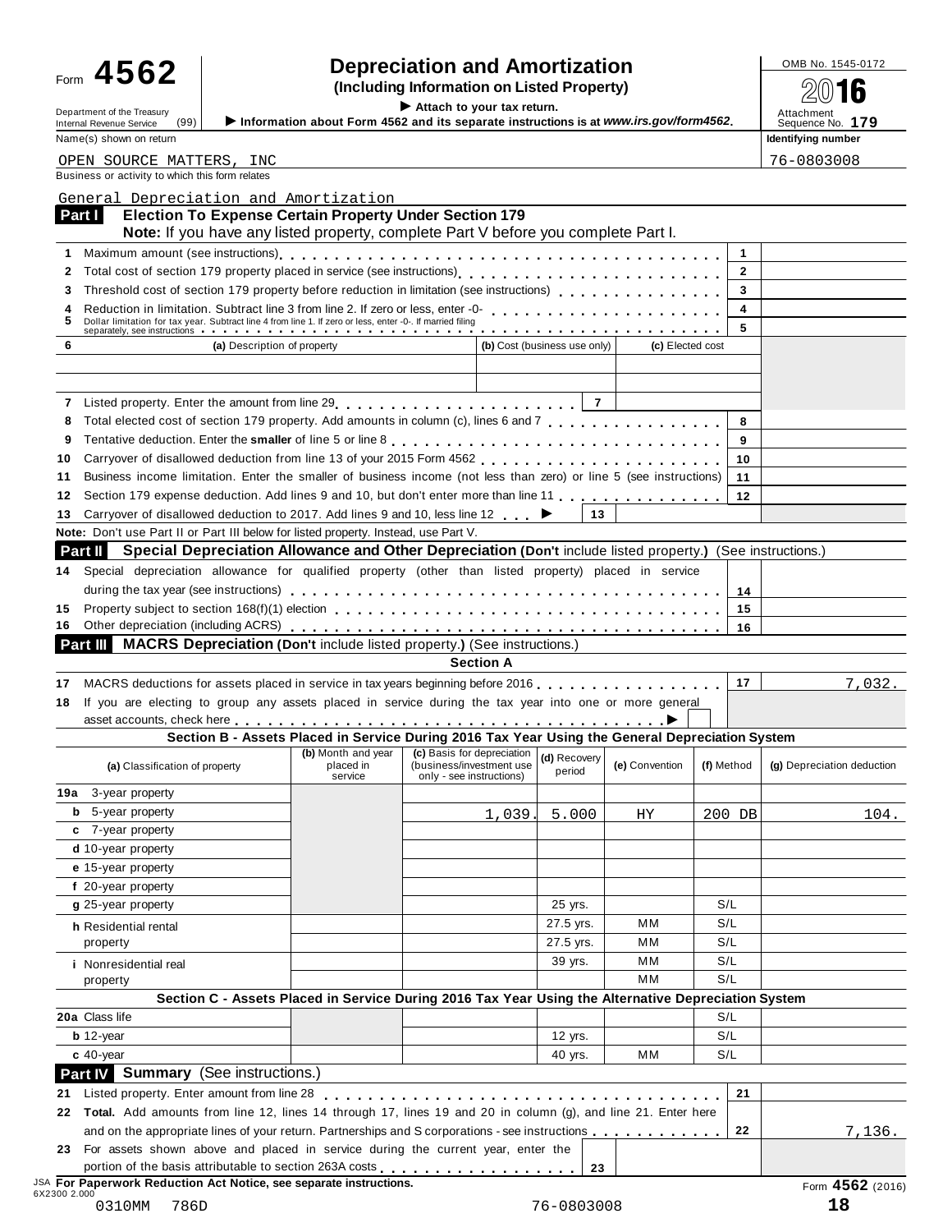Form **4562**

Department of the Treasury
Internal Revenue Service (99)

# Depreciation and Amortization
**(Including Information on Listed Property)**

▶ Attach to your tax return.

▶ Information about Form 4562 and its separate instructions is at *www.irs.gov/form4562*.

OMB No. 1545-0172

2016

Attachment Sequence No. **179**

Name(s) shown on return: OPEN SOURCE MATTERS, INC

Identifying number: 76-0803008

Business or activity to which this form relates: General Depreciation and Amortization

## Part I Election To Expense Certain Property Under Section 179

**Note:** If you have any listed property, complete Part V before you complete Part I.

| | | | |
|---|---|---|---|
| 1 | Maximum amount (see instructions) | 1 | |
| 2 | Total cost of section 179 property placed in service (see instructions) | 2 | |
| 3 | Threshold cost of section 179 property before reduction in limitation (see instructions) | 3 | |
| 4 | Reduction in limitation. Subtract line 3 from line 2. If zero or less, enter -0- | 4 | |
| 5 | Dollar limitation for tax year. Subtract line 4 from line 1. If zero or less, enter -0-. If married filing separately, see instructions | 5 | |

| 6 | (a) Description of property | (b) Cost (business use only) | (c) Elected cost |
|---|---|---|---|
| | | | |
| | | | |

| | | | |
|---|---|---|---|
| 7 | Listed property. Enter the amount from line 29 | 7 | |
| 8 | Total elected cost of section 179 property. Add amounts in column (c), lines 6 and 7 | 8 | |
| 9 | Tentative deduction. Enter the **smaller** of line 5 or line 8 | 9 | |
| 10 | Carryover of disallowed deduction from line 13 of your 2015 Form 4562 | 10 | |
| 11 | Business income limitation. Enter the smaller of business income (not less than zero) or line 5 (see instructions) | 11 | |
| 12 | Section 179 expense deduction. Add lines 9 and 10, but don't enter more than line 11 | 12 | |
| 13 | Carryover of disallowed deduction to 2017. Add lines 9 and 10, less line 12 ▶ | 13 | |

**Note:** Don't use Part II or Part III below for listed property. Instead, use Part V.

## Part II Special Depreciation Allowance and Other Depreciation (Don't include listed property.) (See instructions.)

| | | | |
|---|---|---|---|
| 14 | Special depreciation allowance for qualified property (other than listed property) placed in service during the tax year (see instructions) | 14 | |
| 15 | Property subject to section 168(f)(1) election | 15 | |
| 16 | Other depreciation (including ACRS) | 16 | |

## Part III MACRS Depreciation (Don't include listed property.) (See instructions.)

### Section A

| | | | |
|---|---|---|---|
| 17 | MACRS deductions for assets placed in service in tax years beginning before 2016 | 17 | 7,032. |
| 18 | If you are electing to group any assets placed in service during the tax year into one or more general asset accounts, check here ▶ | | |

### Section B - Assets Placed in Service During 2016 Tax Year Using the General Depreciation System

| (a) Classification of property | (b) Month and year placed in service | (c) Basis for depreciation (business/investment use only - see instructions) | (d) Recovery period | (e) Convention | (f) Method | (g) Depreciation deduction |
|---|---|---|---|---|---|---|
| 19a 3-year property | | | | | | |
| b 5-year property | | 1,039. | 5.000 | HY | 200 DB | 104. |
| c 7-year property | | | | | | |
| d 10-year property | | | | | | |
| e 15-year property | | | | | | |
| f 20-year property | | | | | | |
| g 25-year property | | | 25 yrs. | | S/L | |
| h Residential rental property | | | 27.5 yrs. | MM | S/L | |
| | | | 27.5 yrs. | MM | S/L | |
| i Nonresidential real property | | | 39 yrs. | MM | S/L | |
| | | | | MM | S/L | |

### Section C - Assets Placed in Service During 2016 Tax Year Using the Alternative Depreciation System

| | | | | | | |
|---|---|---|---|---|---|---|
| 20a Class life | | | | | S/L | |
| b 12-year | | | 12 yrs. | | S/L | |
| c 40-year | | | 40 yrs. | MM | S/L | |

## Part IV Summary (See instructions.)

| | | | |
|---|---|---|---|
| 21 | Listed property. Enter amount from line 28 | 21 | |
| 22 | **Total.** Add amounts from line 12, lines 14 through 17, lines 19 and 20 in column (g), and line 21. Enter here and on the appropriate lines of your return. Partnerships and S corporations - see instructions | 22 | 7,136. |
| 23 | For assets shown above and placed in service during the current year, enter the portion of the basis attributable to section 263A costs | 23 | |

**For Paperwork Reduction Act Notice, see separate instructions.**

Form **4562** (2016)

JSA 6X2300 2.000

0310MM 786D 76-0803008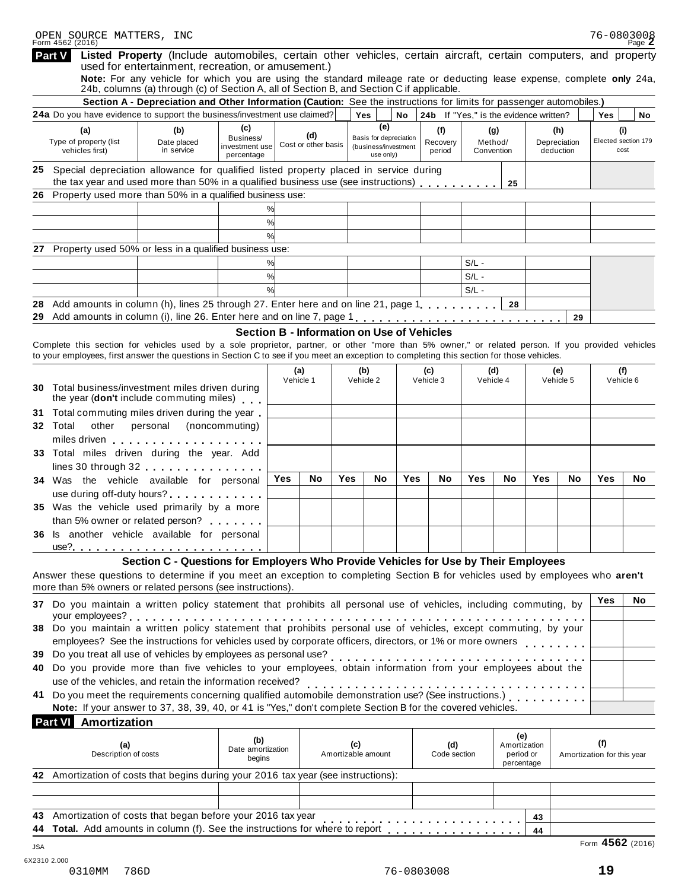OPEN SOURCE MATTERS, INC 76-0803008

Form 4562 (2016) Page **2**

**Part V** **Listed Property** (Include automobiles, certain other vehicles, certain aircraft, certain computers, and property used for entertainment, recreation, or amusement.)

**Note:** For any vehicle for which you are using the standard mileage rate or deducting lease expense, complete **only** 24a, 24b, columns (a) through (c) of Section A, all of Section B, and Section C if applicable.

**Section A - Depreciation and Other Information (Caution:** See the instructions for limits for passenger automobiles.**)**

**24a** Do you have evidence to support the business/investment use claimed? Yes No **24b** If "Yes," is the evidence written? Yes No

| (a) Type of property (list vehicles first) | (b) Date placed in service | (c) Business/ investment use percentage | (d) Cost or other basis | (e) Basis for depreciation (business/investment use only) | (f) Recovery period | (g) Method/ Convention | (h) Depreciation deduction | (i) Elected section 179 cost |
|---|---|---|---|---|---|---|---|---|
| **25** Special depreciation allowance for qualified listed property placed in service during the tax year and used more than 50% in a qualified business use (see instructions) **25** | | | | | | | | |
| **26** Property used more than 50% in a qualified business use: | | | | | | | | |
| | | % | | | | | | |
| | | % | | | | | | |
| | | % | | | | | | |
| **27** Property used 50% or less in a qualified business use: | | | | | | | | |
| | | % | | | | S/L - | | |
| | | % | | | | S/L - | | |
| | | % | | | | S/L - | | |
| **28** Add amounts in column (h), lines 25 through 27. Enter here and on line 21, page 1 **28** | | | | | | | | |
| **29** Add amounts in column (i), line 26. Enter here and on line 7, page 1 **29** | | | | | | | | |

**Section B - Information on Use of Vehicles**

Complete this section for vehicles used by a sole proprietor, partner, or other "more than 5% owner," or related person. If you provided vehicles to your employees, first answer the questions in Section C to see if you meet an exception to completing this section for those vehicles.

| | (a) Vehicle 1 | | (b) Vehicle 2 | | (c) Vehicle 3 | | (d) Vehicle 4 | | (e) Vehicle 5 | | (f) Vehicle 6 | |
|---|---|---|---|---|---|---|---|---|---|---|---|---|
| **30** Total business/investment miles driven during the year (**don't** include commuting miles) | | | | | | | | | | | | |
| **31** Total commuting miles driven during the year | | | | | | | | | | | | |
| **32** Total other personal (noncommuting) miles driven | | | | | | | | | | | | |
| **33** Total miles driven during the year. Add lines 30 through 32 | | | | | | | | | | | | |
| | Yes | No | Yes | No | Yes | No | Yes | No | Yes | No | Yes | No |
| **34** Was the vehicle available for personal use during off-duty hours? | | | | | | | | | | | | |
| **35** Was the vehicle used primarily by a more than 5% owner or related person? | | | | | | | | | | | | |
| **36** Is another vehicle available for personal use? | | | | | | | | | | | | |

**Section C - Questions for Employers Who Provide Vehicles for Use by Their Employees**

Answer these questions to determine if you meet an exception to completing Section B for vehicles used by employees who **aren't** more than 5% owners or related persons (see instructions).

| | Yes | No |
|---|---|---|
| **37** Do you maintain a written policy statement that prohibits all personal use of vehicles, including commuting, by your employees? | | |
| **38** Do you maintain a written policy statement that prohibits personal use of vehicles, except commuting, by your employees? See the instructions for vehicles used by corporate officers, directors, or 1% or more owners | | |
| **39** Do you treat all use of vehicles by employees as personal use? | | |
| **40** Do you provide more than five vehicles to your employees, obtain information from your employees about the use of the vehicles, and retain the information received? | | |
| **41** Do you meet the requirements concerning qualified automobile demonstration use? (See instructions.) | | |

**Note:** If your answer to 37, 38, 39, 40, or 41 is "Yes," don't complete Section B for the covered vehicles.

**Part VI** **Amortization**

| (a) Description of costs | (b) Date amortization begins | (c) Amortizable amount | (d) Code section | (e) Amortization period or percentage | (f) Amortization for this year |
|---|---|---|---|---|---|
| **42** Amortization of costs that begins during your 2016 tax year (see instructions): | | | | | |
| | | | | | |
| | | | | | |
| **43** Amortization of costs that began before your 2016 tax year | | | | **43** | |
| **44** **Total.** Add amounts in column (f). See the instructions for where to report | | | | **44** | |

JSA

6X2310 2.000

Form **4562** (2016)

0310MM 786D 76-0803008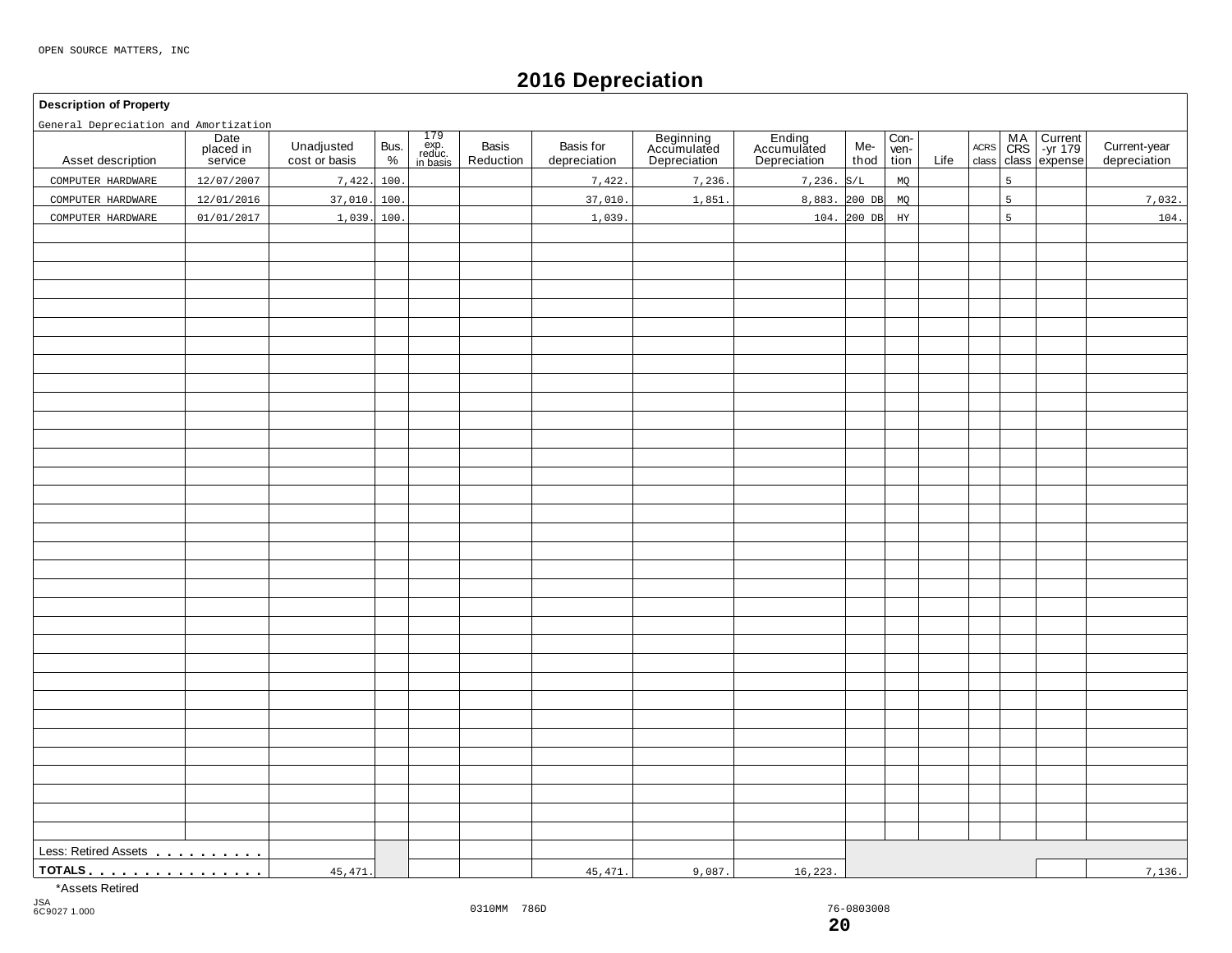OPEN SOURCE MATTERS, INC

# 2016 Depreciation

**Description of Property**

General Depreciation and Amortization

| Asset description | Date placed in service | Unadjusted cost or basis | Bus. % | 179 exp. reduc. in basis | Basis Reduction | Basis for depreciation | Beginning Accumulated Depreciation | Ending Accumulated Depreciation | Me-thod | Con-ven-tion | Life | ACRS class | MA CRS class | Current -yr 179 expense | Current-year depreciation |
|---|---|---|---|---|---|---|---|---|---|---|---|---|---|---|---|
| COMPUTER HARDWARE | 12/07/2007 | 7,422. | 100. | | | 7,422. | 7,236. | 7,236. | S/L | MQ | | | 5 | | |
| COMPUTER HARDWARE | 12/01/2016 | 37,010. | 100. | | | 37,010. | 1,851. | 8,883. | 200 DB | MQ | | | 5 | | 7,032. |
| COMPUTER HARDWARE | 01/01/2017 | 1,039. | 100. | | | 1,039. | | 104. | 200 DB | HY | | | 5 | | 104. |
| Less: Retired Assets | | | | | | | | | | | | | | | |
| TOTALS | | 45,471. | | | | 45,471. | 9,087. | 16,223. | | | | | | | 7,136. |

*Assets Retired

JSA 6C9027 1.000

0310MM 786D

76-0803008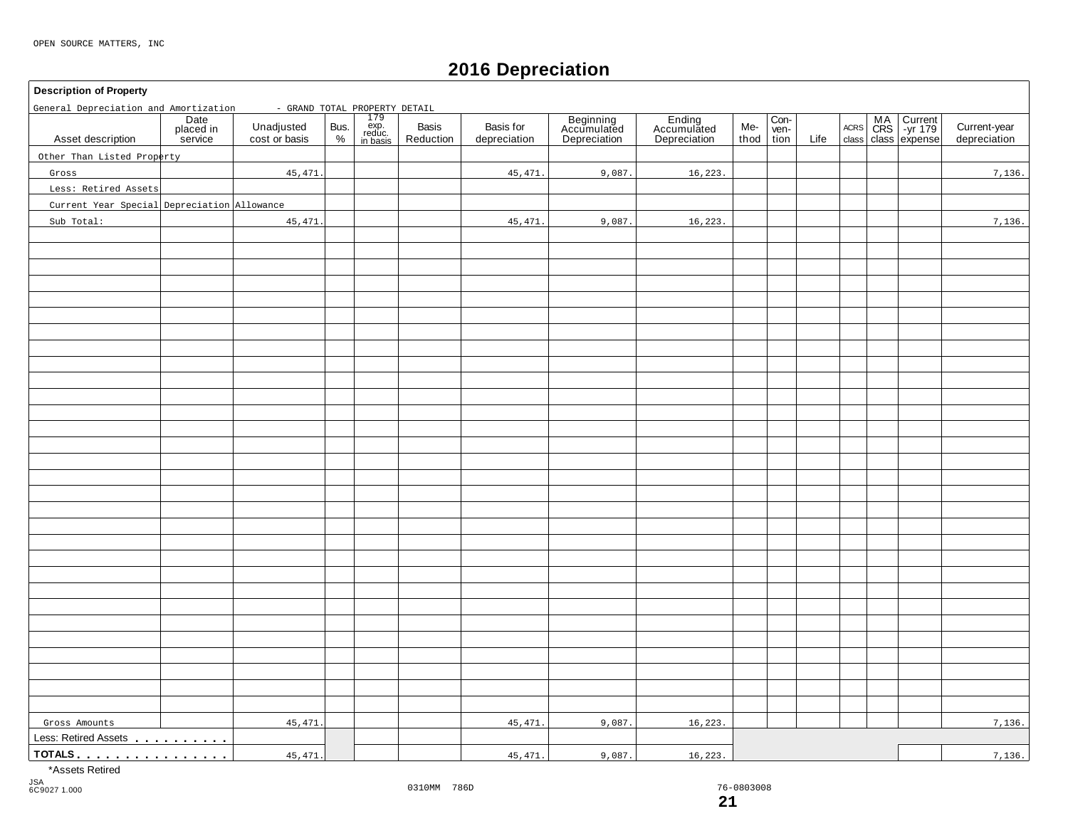OPEN SOURCE MATTERS, INC

# 2016 Depreciation

**Description of Property**

General Depreciation and Amortization - GRAND TOTAL PROPERTY DETAIL

| Asset description | Date placed in service | Unadjusted cost or basis | Bus. % | 179 exp. reduc. in basis | Basis Reduction | Basis for depreciation | Beginning Accumulated Depreciation | Ending Accumulated Depreciation | Method | Convention | Life | ACRS class | MACRS class | Current-yr 179 expense | Current-year depreciation |
|---|---|---|---|---|---|---|---|---|---|---|---|---|---|---|---|
| Other Than Listed Property | | | | | | | | | | | | | | | |
| Gross | | 45,471. | | | | 45,471. | 9,087. | 16,223. | | | | | | | 7,136. |
| Less: Retired Assets | | | | | | | | | | | | | | | |
| Current Year Special Depreciation Allowance | | | | | | | | | | | | | | | |
| Sub Total: | | 45,471. | | | | 45,471. | 9,087. | 16,223. | | | | | | | 7,136. |
| Gross Amounts | | 45,471. | | | | 45,471. | 9,087. | 16,223. | | | | | | | 7,136. |
| Less: Retired Assets | | | | | | | | | | | | | | | |
| TOTALS | | 45,471. | | | | 45,471. | 9,087. | 16,223. | | | | | | | 7,136. |

*Assets Retired

JSA 6C9027 1.000

0310MM 786D

76-0803008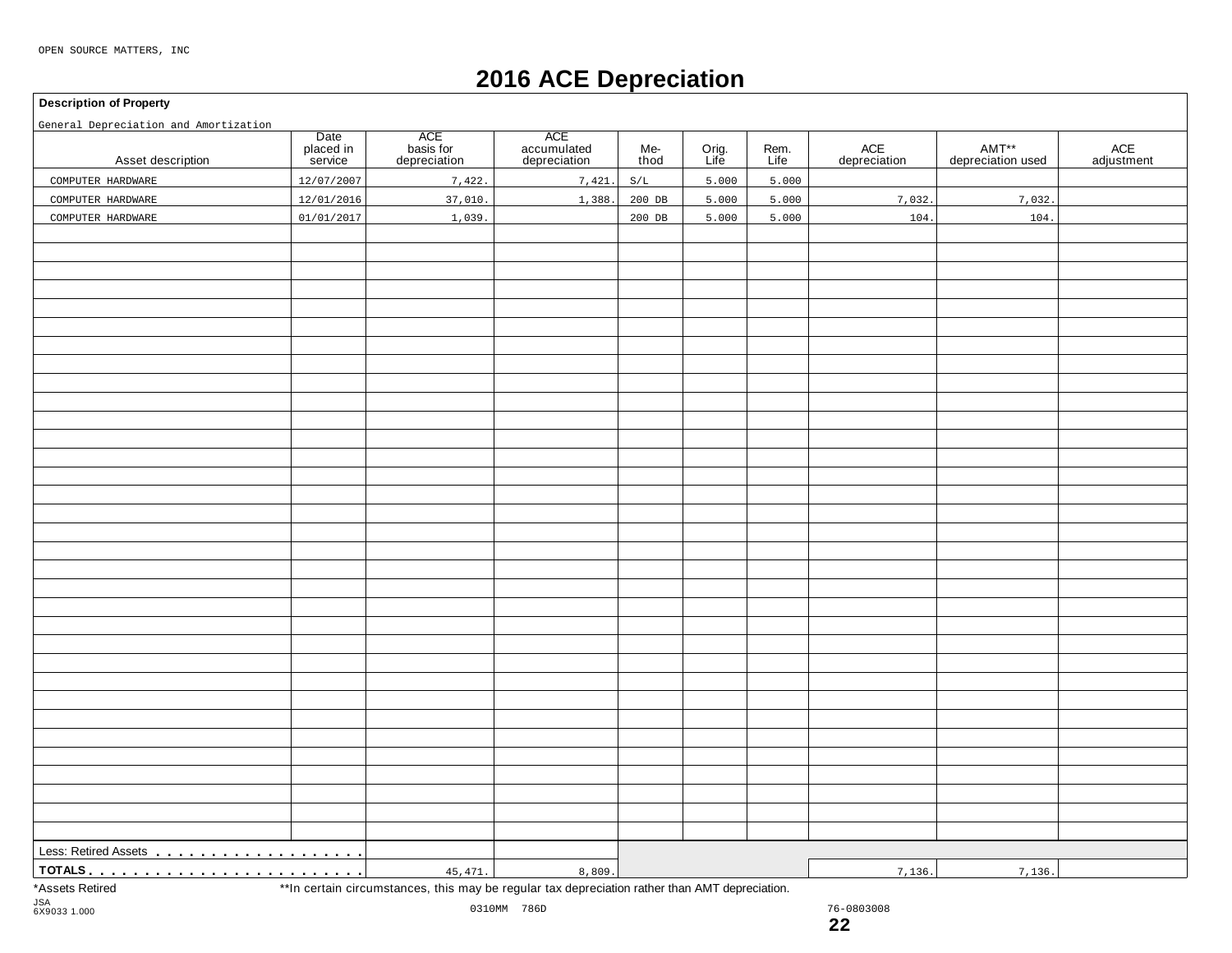OPEN SOURCE MATTERS, INC

# 2016 ACE Depreciation

**Description of Property**

General Depreciation and Amortization

| Asset description | Date placed in service | ACE basis for depreciation | ACE accumulated depreciation | Me-thod | Orig. Life | Rem. Life | ACE depreciation | AMT** depreciation used | ACE adjustment |
|---|---|---|---|---|---|---|---|---|---|
| COMPUTER HARDWARE | 12/07/2007 | 7,422. | 7,421. | S/L | 5.000 | 5.000 | | | |
| COMPUTER HARDWARE | 12/01/2016 | 37,010. | 1,388. | 200 DB | 5.000 | 5.000 | 7,032. | 7,032. | |
| COMPUTER HARDWARE | 01/01/2017 | 1,039. | | 200 DB | 5.000 | 5.000 | 104. | 104. | |
| Less: Retired Assets | | | | | | | | | |
| TOTALS | | 45,471. | 8,809. | | | | 7,136. | 7,136. | |

*Assets Retired **In certain circumstances, this may be regular tax depreciation rather than AMT depreciation.

JSA
6X9033 1.000

0310MM 786D 76-0803008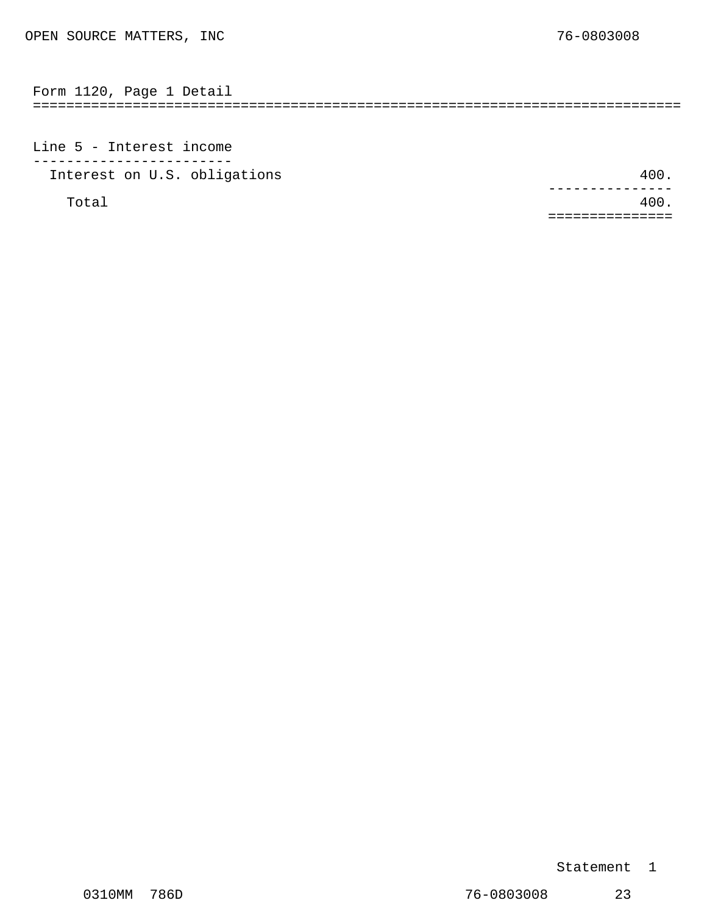## Form 1120, Page 1 Detail

### Line 5 - Interest income

| Description | Amount |
| --- | --- |
| Interest on U.S. obligations | 400. |
| Total | 400. |

Statement 1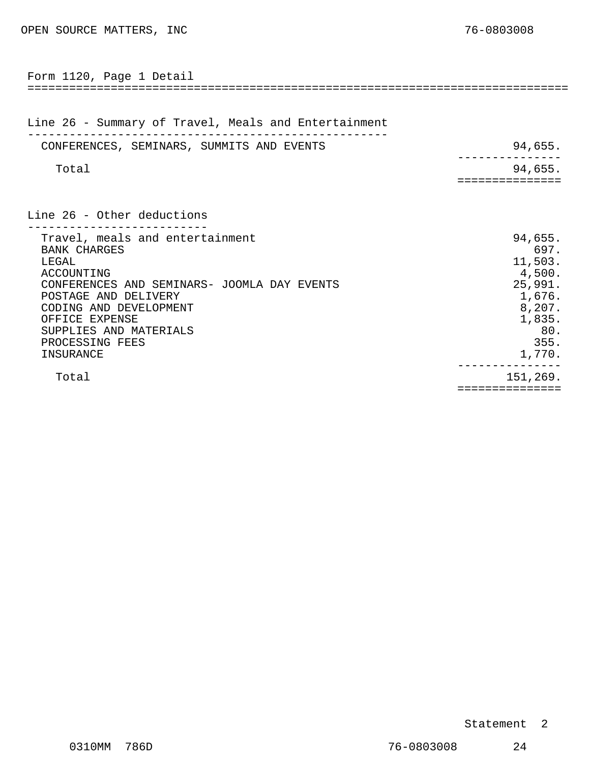OPEN SOURCE MATTERS, INC 76-0803008

## Form 1120, Page 1 Detail

### Line 26 - Summary of Travel, Meals and Entertainment

| Description | Amount |
|---|---|
| CONFERENCES, SEMINARS, SUMMITS AND EVENTS | 94,655. |
| Total | 94,655. |

### Line 26 - Other deductions

| Description | Amount |
|---|---|
| Travel, meals and entertainment | 94,655. |
| BANK CHARGES | 697. |
| LEGAL | 11,503. |
| ACCOUNTING | 4,500. |
| CONFERENCES AND SEMINARS- JOOMLA DAY EVENTS | 25,991. |
| POSTAGE AND DELIVERY | 1,676. |
| CODING AND DEVELOPMENT | 8,207. |
| OFFICE EXPENSE | 1,835. |
| SUPPLIES AND MATERIALS | 80. |
| PROCESSING FEES | 355. |
| INSURANCE | 1,770. |
| Total | 151,269. |

Statement 2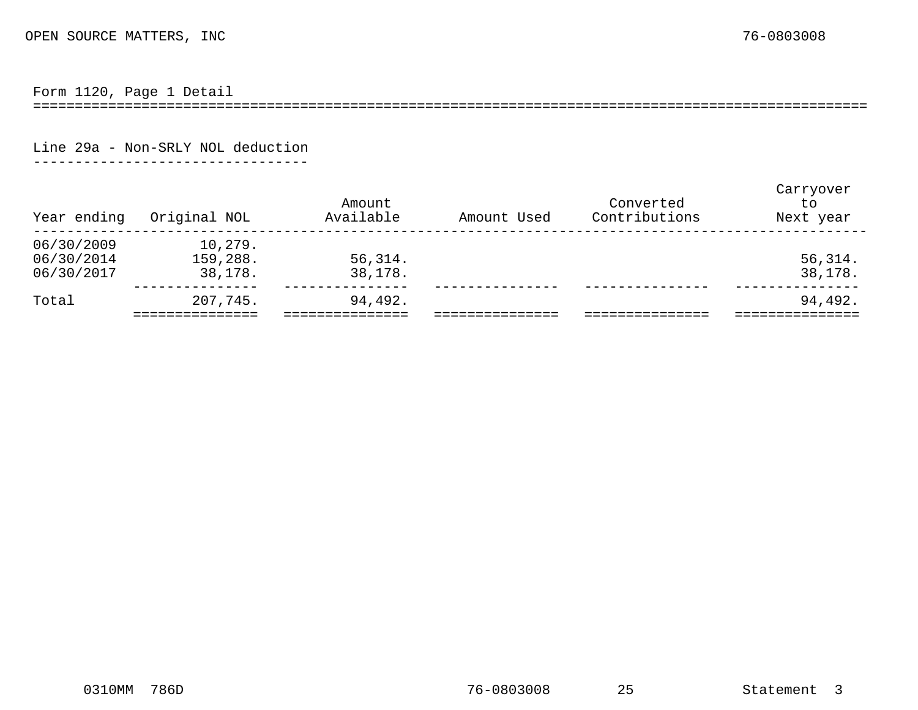OPEN SOURCE MATTERS, INC 76-0803008

## Form 1120, Page 1 Detail

### Line 29a - Non-SRLY NOL deduction

| Year ending | Original NOL | Amount Available | Amount Used | Converted Contributions | Carryover to Next year |
|---|---|---|---|---|---|
| 06/30/2009 | 10,279. | | | | |
| 06/30/2014 | 159,288. | 56,314. | | | 56,314. |
| 06/30/2017 | 38,178. | 38,178. | | | 38,178. |
| Total | 207,745. | 94,492. | | | 94,492. |

0310MM 786D 76-0803008 25 Statement 3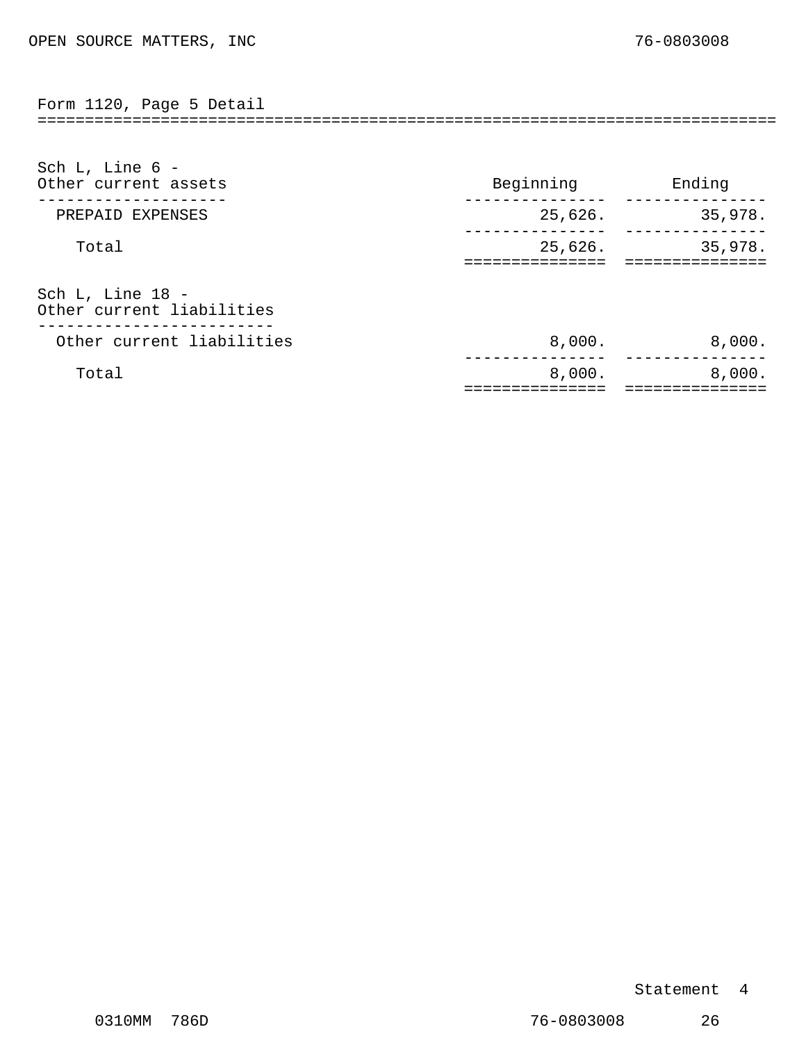OPEN SOURCE MATTERS, INC 76-0803008

## Form 1120, Page 5 Detail

### Sch L, Line 6 - Other current assets

| Other current assets | Beginning | Ending |
|---|---|---|
| PREPAID EXPENSES | 25,626. | 35,978. |
| Total | 25,626. | 35,978. |

### Sch L, Line 18 - Other current liabilities

| Other current liabilities | Beginning | Ending |
|---|---|---|
| Other current liabilities | 8,000. | 8,000. |
| Total | 8,000. | 8,000. |

Statement 4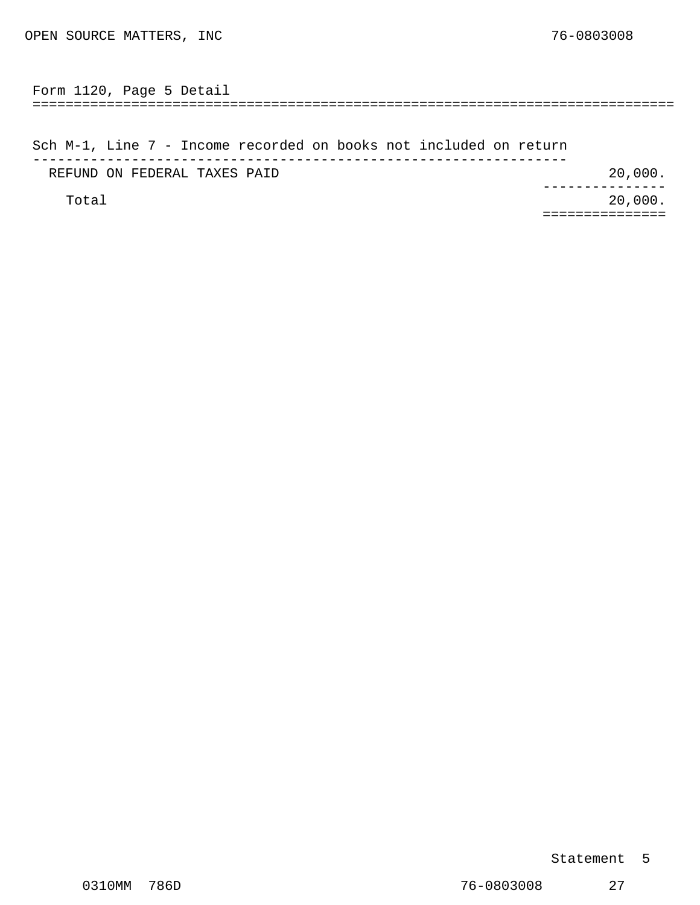## Form 1120, Page 5 Detail

### Sch M-1, Line 7 - Income recorded on books not included on return

| | |
|---|---|
| REFUND ON FEDERAL TAXES PAID | 20,000. |
| Total | 20,000. |

Statement 5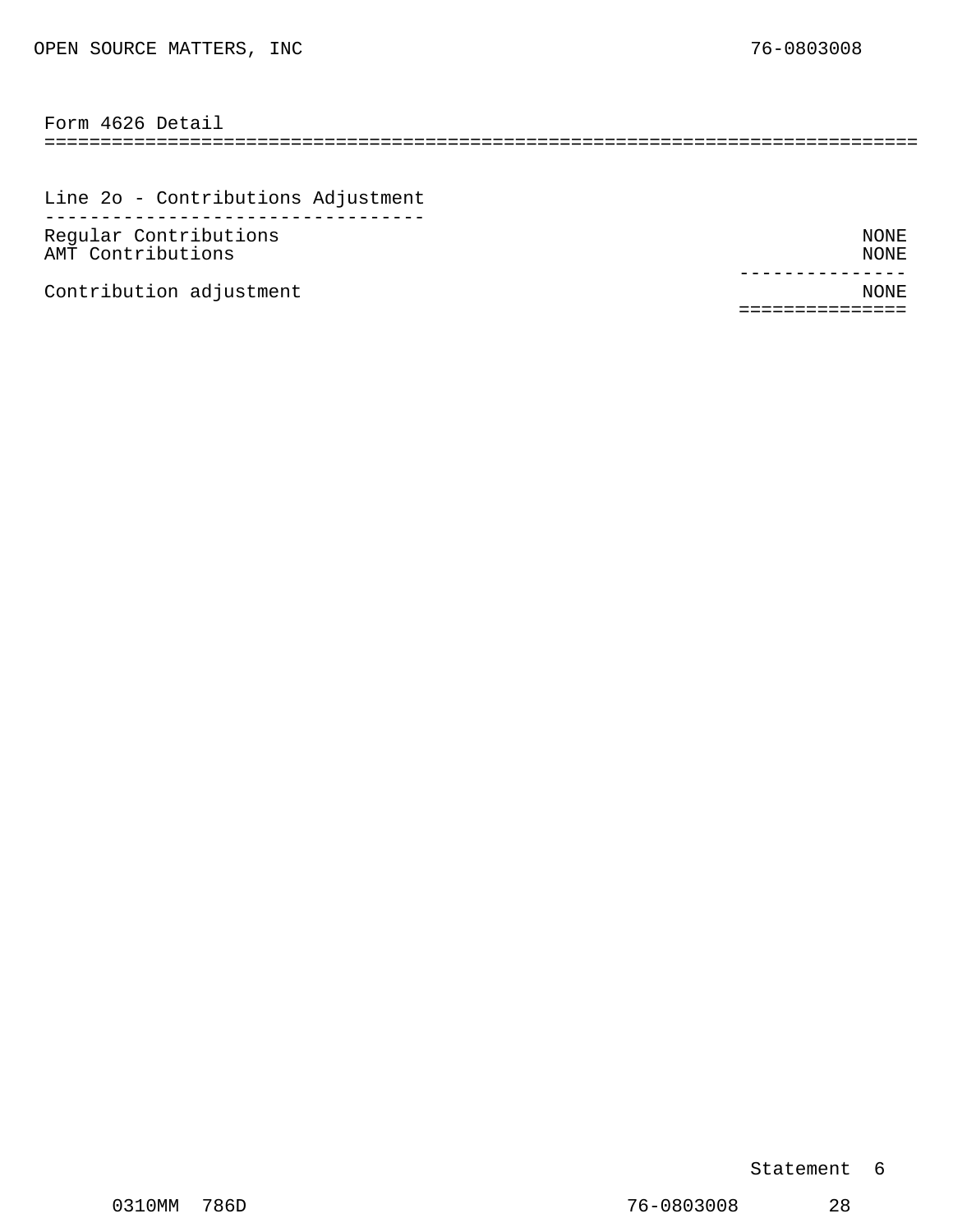## Form 4626 Detail

### Line 2o - Contributions Adjustment

| | |
|---|---|
| Regular Contributions | NONE |
| AMT Contributions | NONE |
| Contribution adjustment | NONE |

Statement 6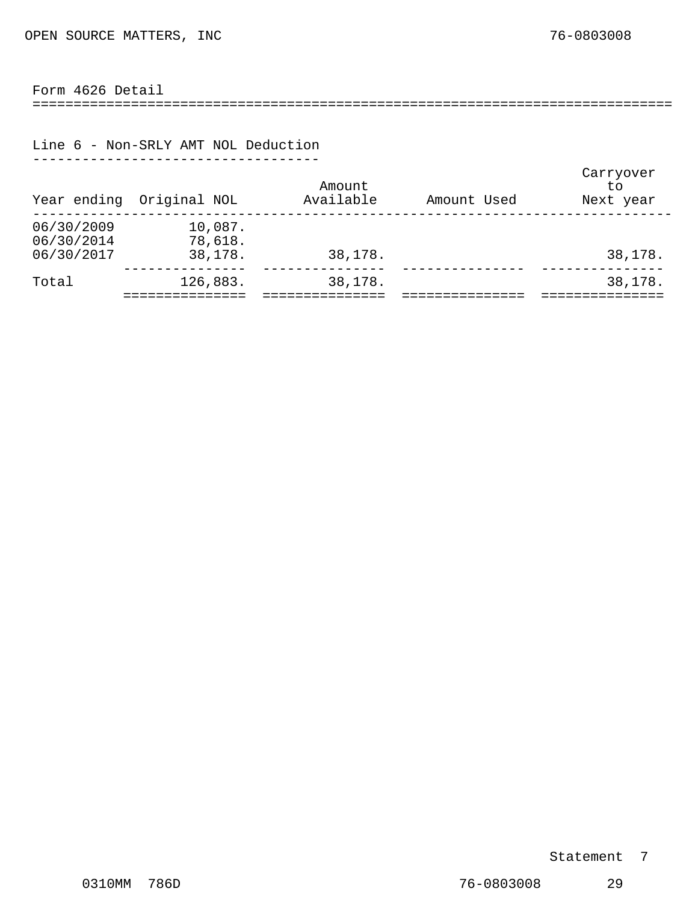OPEN SOURCE MATTERS, INC 76-0803008

## Form 4626 Detail

### Line 6 - Non-SRLY AMT NOL Deduction

| Year ending | Original NOL | Amount Available | Amount Used | Carryover to Next year |
|---|---|---|---|---|
| 06/30/2009 | 10,087. | | | |
| 06/30/2014 | 78,618. | | | |
| 06/30/2017 | 38,178. | 38,178. | | 38,178. |
| Total | 126,883. | 38,178. | | 38,178. |

Statement 7

0310MM 786D 76-0803008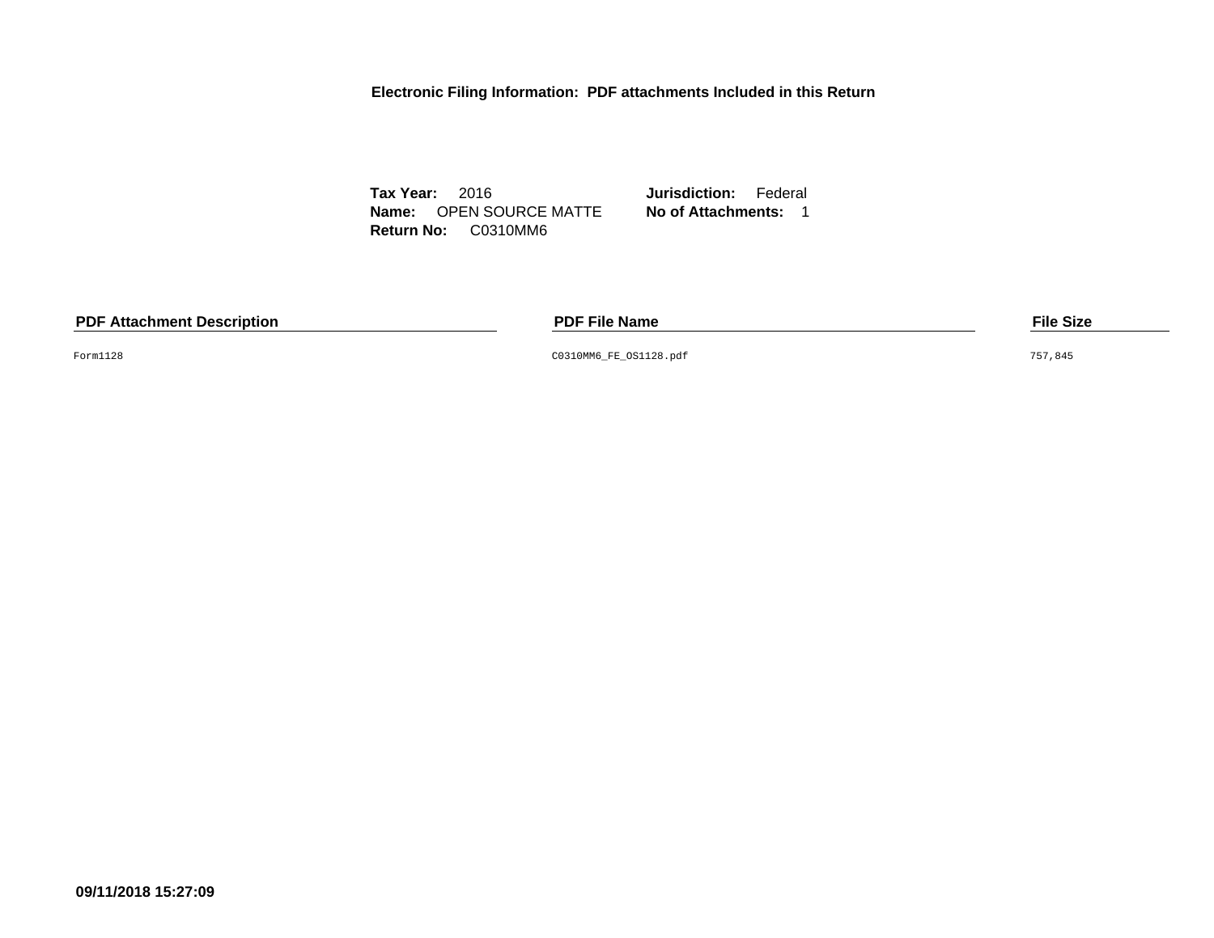**Electronic Filing Information: PDF attachments Included in this Return**

**Tax Year:** 2016 **Jurisdiction:** Federal
**Name:** OPEN SOURCE MATTE **No of Attachments:** 1
**Return No:** C0310MM6

| PDF Attachment Description | PDF File Name | File Size |
| --- | --- | --- |
| Form1128 | C0310MM6_FE_OS1128.pdf | 757,845 |

**09/11/2018 15:27:09**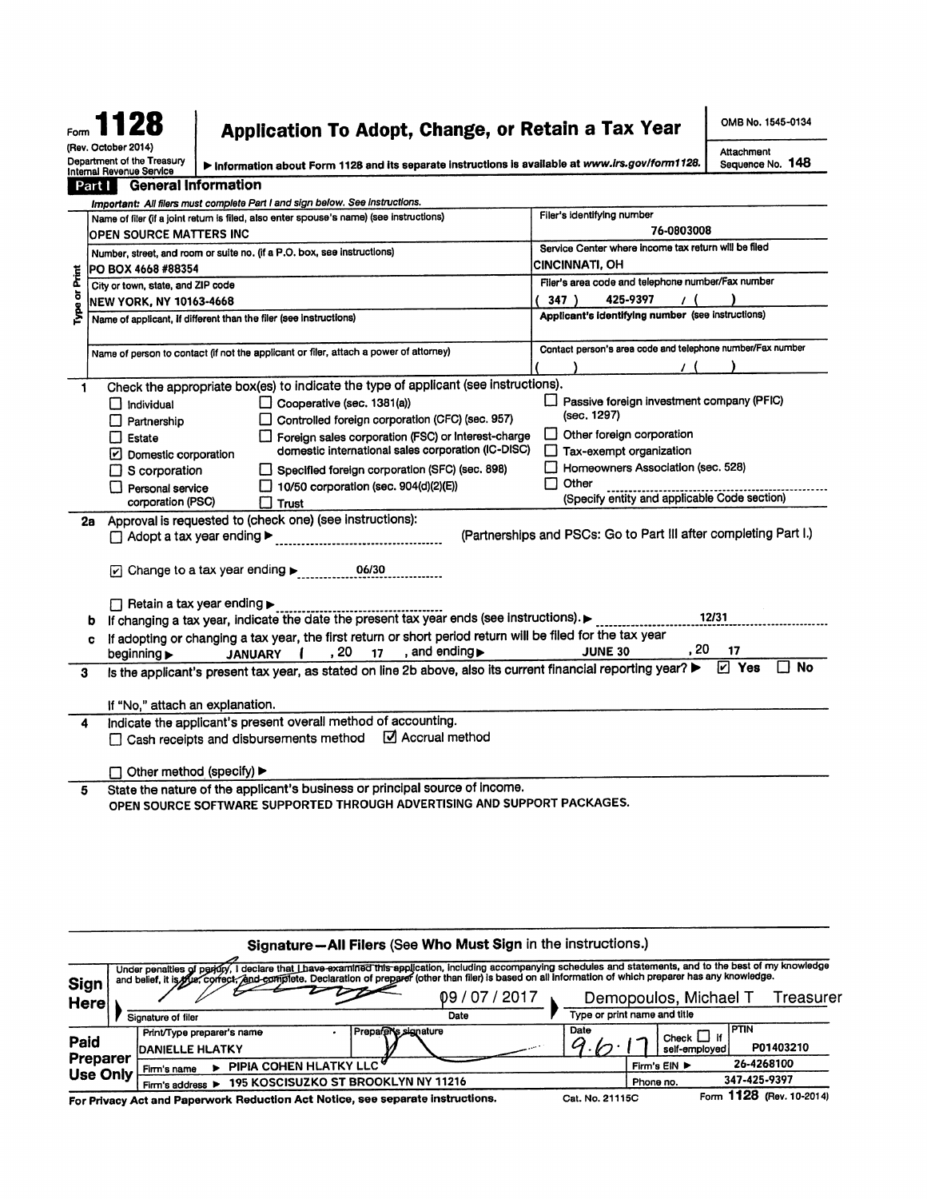Form **1128**

(Rev. October 2014)

Department of the Treasury
Internal Revenue Service

# Application To Adopt, Change, or Retain a Tax Year

▶ Information about Form 1128 and its separate instructions is available at www.irs.gov/form1128.

OMB No. 1545-0134

Attachment Sequence No. **148**

## Part I General Information

*Important: All filers must complete Part I and sign below. See instructions.*

| Type or Print | |
|---|---|
| Name of filer (if a joint return is filed, also enter spouse's name) (see instructions): OPEN SOURCE MATTERS INC | Filer's identifying number: 76-0803008 |
| Number, street, and room or suite no. (if a P.O. box, see instructions): PO BOX 4668 #88354 | Service Center where income tax return will be filed: CINCINNATI, OH |
| City or town, state, and ZIP code: NEW YORK, NY 10163-4668 | Filer's area code and telephone number/Fax number: ( 347 ) 425-9397 / ( ) |
| Name of applicant, if different than the filer (see instructions): | Applicant's identifying number (see instructions): |
| Name of person to contact (if not the applicant or filer, attach a power of attorney): | Contact person's area code and telephone number/Fax number: ( ) / ( ) |

**1** Check the appropriate box(es) to indicate the type of applicant (see instructions).

- ☐ Individual
- ☐ Partnership
- ☐ Estate
- ☑ Domestic corporation
- ☐ S corporation
- ☐ Personal service corporation (PSC)
- ☐ Cooperative (sec. 1381(a))
- ☐ Controlled foreign corporation (CFC) (sec. 957)
- ☐ Foreign sales corporation (FSC) or Interest-charge domestic international sales corporation (IC-DISC)
- ☐ Specified foreign corporation (SFC) (sec. 898)
- ☐ 10/50 corporation (sec. 904(d)(2)(E))
- ☐ Trust
- ☐ Passive foreign investment company (PFIC) (sec. 1297)
- ☐ Other foreign corporation
- ☐ Tax-exempt organization
- ☐ Homeowners Association (sec. 528)
- ☐ Other ______ (Specify entity and applicable Code section)

**2a** Approval is requested to (check one) (see instructions):

☐ Adopt a tax year ending ▶ ______ (Partnerships and PSCs: Go to Part III after completing Part I.)

☑ Change to a tax year ending ▶ 06/30

☐ Retain a tax year ending ▶ ______

**b** If changing a tax year, indicate the date the present tax year ends (see instructions). ▶ 12/31

**c** If adopting or changing a tax year, the first return or short period return will be filed for the tax year beginning ▶ JANUARY 1, 20 17, and ending ▶ JUNE 30, 20 17

**3** Is the applicant's present tax year, as stated on line 2b above, also its current financial reporting year? ▶ ☑ Yes ☐ No

If "No," attach an explanation.

**4** Indicate the applicant's present overall method of accounting.

☐ Cash receipts and disbursements method ☑ Accrual method

☐ Other method (specify) ▶

**5** State the nature of the applicant's business or principal source of income.

OPEN SOURCE SOFTWARE SUPPORTED THROUGH ADVERTISING AND SUPPORT PACKAGES.

### Signature—All Filers (See Who Must Sign in the instructions.)

**Sign Here**

Under penalties of perjury, I declare that I have examined this application, including accompanying schedules and statements, and to the best of my knowledge and belief, it is true, correct, and complete. Declaration of preparer (other than filer) is based on all information of which preparer has any knowledge.

| Signature of filer | Date | Type or print name and title |
|---|---|---|
| [signature] | 09 / 07 / 2017 | Demopoulos, Michael T Treasurer |

**Paid Preparer Use Only**

| Print/Type preparer's name | Preparer's signature | Date | Check ☐ if self-employed | PTIN |
|---|---|---|---|---|
| DANIELLE HLATKY | [signature] | 9.6.17 | | P01403210 |
| Firm's name ▶ PIPIA COHEN HLATKY LLC | | | Firm's EIN ▶ | 26-4268100 |
| Firm's address ▶ 195 KOSCISUZKO ST BROOKLYN NY 11216 | | | Phone no. | 347-425-9397 |

For Privacy Act and Paperwork Reduction Act Notice, see separate instructions. Cat. No. 21115C Form **1128** (Rev. 10-2014)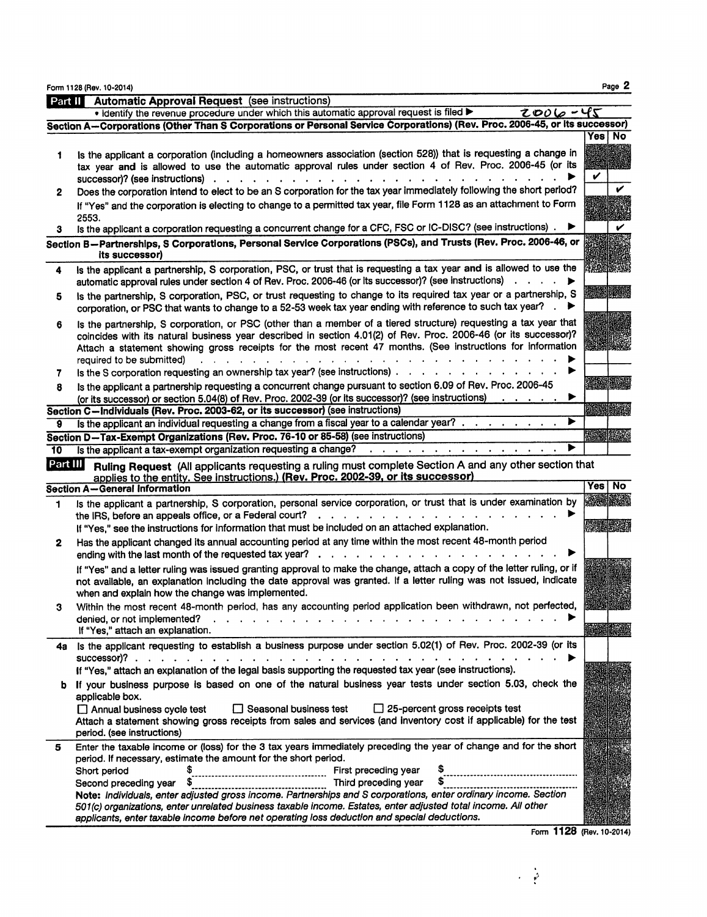Form 1128 (Rev. 10-2014)

## Part II Automatic Approval Request (see instructions)

• Identify the revenue procedure under which this automatic approval request is filed ▶ 2006-45

### Section A—Corporations (Other Than S Corporations or Personal Service Corporations) (Rev. Proc. 2006-45, or its successor)

| | | Yes | No |
|---|---|---|---|
| 1 | Is the applicant a corporation (including a homeowners association (section 528)) that is requesting a change in tax year and is allowed to use the automatic approval rules under section 4 of Rev. Proc. 2006-45 (or its successor)? (see instructions) ▶ | ✓ | |
| 2 | Does the corporation intend to elect to be an S corporation for the tax year immediately following the short period? If "Yes" and the corporation is electing to change to a permitted tax year, file Form 1128 as an attachment to Form 2553. | | ✓ |
| 3 | Is the applicant a corporation requesting a concurrent change for a CFC, FSC or IC-DISC? (see instructions) ▶ | | ✓ |

### Section B—Partnerships, S Corporations, Personal Service Corporations (PSCs), and Trusts (Rev. Proc. 2006-46, or its successor)

| | | Yes | No |
|---|---|---|---|
| 4 | Is the applicant a partnership, S corporation, PSC, or trust that is requesting a tax year and is allowed to use the automatic approval rules under section 4 of Rev. Proc. 2006-46 (or its successor)? (see instructions) ▶ | | |
| 5 | Is the partnership, S corporation, PSC, or trust requesting to change to its required tax year or a partnership, S corporation, or PSC that wants to change to a 52-53 week tax year ending with reference to such tax year? ▶ | | |
| 6 | Is the partnership, S corporation, or PSC (other than a member of a tiered structure) requesting a tax year that coincides with its natural business year described in section 4.01(2) of Rev. Proc. 2006-46 (or its successor)? Attach a statement showing gross receipts for the most recent 47 months. (See instructions for information required to be submitted) ▶ | | |
| 7 | Is the S corporation requesting an ownership tax year? (see instructions) ▶ | | |
| 8 | Is the applicant a partnership requesting a concurrent change pursuant to section 6.09 of Rev. Proc. 2006-45 (or its successor) or section 5.04(8) of Rev. Proc. 2002-39 (or its successor)? (see instructions) ▶ | | |

### Section C—Individuals (Rev. Proc. 2003-62, or its successor) (see instructions)

| | | Yes | No |
|---|---|---|---|
| 9 | Is the applicant an individual requesting a change from a fiscal year to a calendar year? ▶ | | |

### Section D—Tax-Exempt Organizations (Rev. Proc. 76-10 or 85-58) (see instructions)

| | | Yes | No |
|---|---|---|---|
| 10 | Is the applicant a tax-exempt organization requesting a change? ▶ | | |

## Part III Ruling Request (All applicants requesting a ruling must complete Section A and any other section that applies to the entity. See instructions.) (Rev. Proc. 2002-39, or its successor)

### Section A—General Information

| | | Yes | No |
|---|---|---|---|
| 1 | Is the applicant a partnership, S corporation, personal service corporation, or trust that is under examination by the IRS, before an appeals office, or a Federal court? ▶ If "Yes," see the instructions for information that must be included on an attached explanation. | | |
| 2 | Has the applicant changed its annual accounting period at any time within the most recent 48-month period ending with the last month of the requested tax year? ▶ If "Yes" and a letter ruling was issued granting approval to make the change, attach a copy of the letter ruling, or if not available, an explanation including the date approval was granted. If a letter ruling was not issued, indicate when and explain how the change was implemented. | | |
| 3 | Within the most recent 48-month period, has any accounting period application been withdrawn, not perfected, denied, or not implemented? ▶ If "Yes," attach an explanation. | | |
| 4a | Is the applicant requesting to establish a business purpose under section 5.02(1) of Rev. Proc. 2002-39 (or its successor)? ▶ If "Yes," attach an explanation of the legal basis supporting the requested tax year (see instructions). | | |
| b | If your business purpose is based on one of the natural business year tests under section 5.03, check the applicable box. ☐ Annual business cycle test ☐ Seasonal business test ☐ 25-percent gross receipts test. Attach a statement showing gross receipts from sales and services (and inventory cost if applicable) for the test period. (see instructions) | | |

**5** Enter the taxable income or (loss) for the 3 tax years immediately preceding the year of change and for the short period. If necessary, estimate the amount for the short period.

| | | | |
|---|---|---|---|
| Short period | $ | First preceding year | $ |
| Second preceding year | $ | Third preceding year | $ |

**Note:** *Individuals, enter adjusted gross income. Partnerships and S corporations, enter ordinary income. Section 501(c) organizations, enter unrelated business taxable income. Estates, enter adjusted total income. All other applicants, enter taxable income before net operating loss deduction and special deductions.*

Form **1128** (Rev. 10-2014)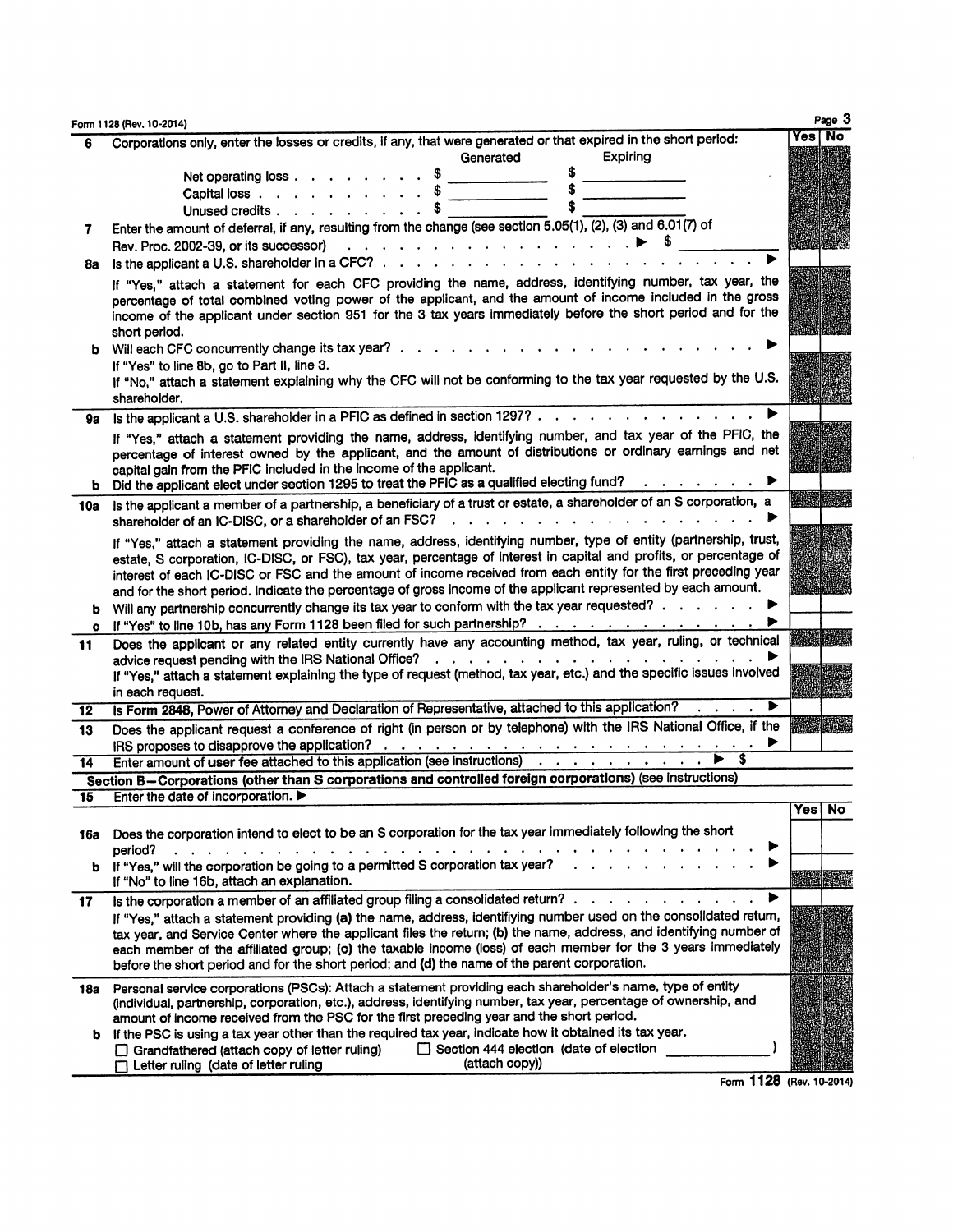Form 1128 (Rev. 10-2014)

| | | Yes | No |
|---|---|---|---|
| **6** | Corporations only, enter the losses or credits, if any, that were generated or that expired in the short period: | | |
| | Generated / Expiring | | |
| | Net operating loss . . . . . . . . . $ ________ $ ________ | | |
| | Capital loss . . . . . . . . . . . $ ________ $ ________ | | |
| | Unused credits . . . . . . . . . . $ ________ $ ________ | | |
| **7** | Enter the amount of deferral, if any, resulting from the change (see section 5.05(1), (2), (3) and 6.01(7) of Rev. Proc. 2002-39, or its successor) . . . . . . . . . . . . . . . . . . ▶ $ ________ | | |
| **8a** | Is the applicant a U.S. shareholder in a CFC? . . . . . . . . . . . . . . . . . . . . . . ▶ | | |
| | If "Yes," attach a statement for each CFC providing the name, address, identifying number, tax year, the percentage of total combined voting power of the applicant, and the amount of income included in the gross income of the applicant under section 951 for the 3 tax years immediately before the short period and for the short period. | | |
| **b** | Will each CFC concurrently change its tax year? . . . . . . . . . . . . . . . . . . . . ▶ | | |
| | If "Yes" to line 8b, go to Part II, line 3. If "No," attach a statement explaining why the CFC will not be conforming to the tax year requested by the U.S. shareholder. | | |
| **9a** | Is the applicant a U.S. shareholder in a PFIC as defined in section 1297? . . . . . . . . . . . . . . ▶ | | |
| | If "Yes," attach a statement providing the name, address, identifying number, and tax year of the PFIC, the percentage of interest owned by the applicant, and the amount of distributions or ordinary earnings and net capital gain from the PFIC included in the income of the applicant. | | |
| **b** | Did the applicant elect under section 1295 to treat the PFIC as a qualified electing fund? . . . . . . . ▶ | | |
| **10a** | Is the applicant a member of a partnership, a beneficiary of a trust or estate, a shareholder of an S corporation, a shareholder of an IC-DISC, or a shareholder of an FSC? . . . . . . . . . . . . . . . . . . ▶ | | |
| | If "Yes," attach a statement providing the name, address, identifying number, type of entity (partnership, trust, estate, S corporation, IC-DISC, or FSC), tax year, percentage of interest in capital and profits, or percentage of interest of each IC-DISC or FSC and the amount of income received from each entity for the first preceding year and for the short period. Indicate the percentage of gross income of the applicant represented by each amount. | | |
| **b** | Will any partnership concurrently change its tax year to conform with the tax year requested? . . . . . . ▶ | | |
| **c** | If "Yes" to line 10b, has any Form 1128 been filed for such partnership? . . . . . . . . . . . . . ▶ | | |
| **11** | Does the applicant or any related entity currently have any accounting method, tax year, ruling, or technical advice request pending with the IRS National Office? . . . . . . . . . . . . . . . . . . . ▶ | | |
| | If "Yes," attach a statement explaining the type of request (method, tax year, etc.) and the specific issues involved in each request. | | |
| **12** | Is Form 2848, Power of Attorney and Declaration of Representative, attached to this application? . . . . ▶ | | |
| **13** | Does the applicant request a conference of right (in person or by telephone) with the IRS National Office, if the IRS proposes to disapprove the application? . . . . . . . . . . . . . . . . . . . . . ▶ | | |
| **14** | Enter amount of **user fee** attached to this application (see instructions) . . . . . . . . . . . ▶ $ | | |

**Section B—Corporations (other than S corporations and controlled foreign corporations)** (see instructions)

| | | Yes | No |
|---|---|---|---|
| **15** | Enter the date of incorporation. ▶ | | |
| **16a** | Does the corporation intend to elect to be an S corporation for the tax year immediately following the short period? . . . . . . . . . . . . . . . . . . . . . . . . . . . . . . . . ▶ | | |
| **b** | If "Yes," will the corporation be going to a permitted S corporation tax year? . . . . . . . . . . . ▶ | | |
| | If "No" to line 16b, attach an explanation. | | |
| **17** | Is the corporation a member of an affiliated group filing a consolidated return? . . . . . . . . . . . ▶ | | |
| | If "Yes," attach a statement providing **(a)** the name, address, identifying number used on the consolidated return, tax year, and Service Center where the applicant files the return; **(b)** the name, address, and identifying number of each member of the affiliated group; **(c)** the taxable income (loss) of each member for the 3 years immediately before the short period and for the short period; and **(d)** the name of the parent corporation. | | |
| **18a** | Personal service corporations (PSCs): Attach a statement providing each shareholder's name, type of entity (individual, partnership, corporation, etc.), address, identifying number, tax year, percentage of ownership, and amount of income received from the PSC for the first preceding year and the short period. | | |
| **b** | If the PSC is using a tax year other than the required tax year, indicate how it obtained its tax year. | | |
| | ☐ Grandfathered (attach copy of letter ruling) ☐ Section 444 election (date of election ________ (attach copy)) ☐ Letter ruling (date of letter ruling ________) | | |

Form **1128** (Rev. 10-2014)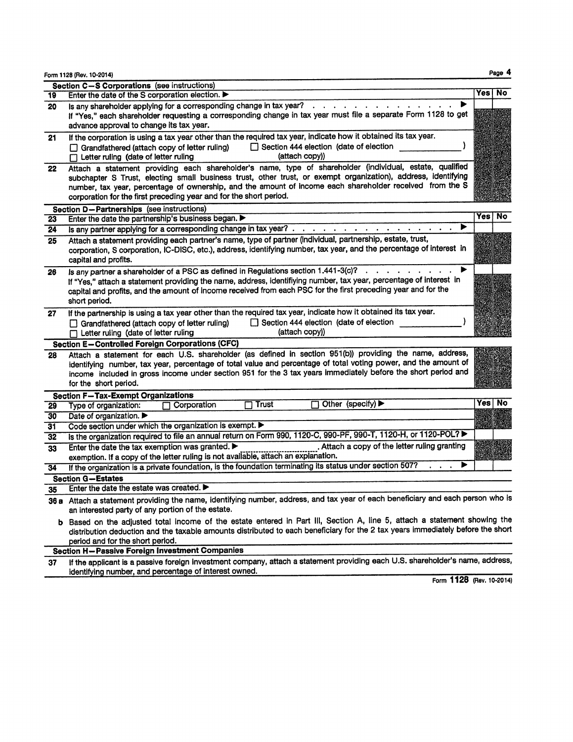## Section C—S Corporations (see instructions)

| | | Yes | No |
|---|---|---|---|
| 19 | Enter the date of the S corporation election. ▶ | | |
| 20 | Is any shareholder applying for a corresponding change in tax year? . . . . . . . . . . . . . . . . ▶<br>If "Yes," each shareholder requesting a corresponding change in tax year must file a separate Form 1128 to get advance approval to change its tax year. | | |
| 21 | If the corporation is using a tax year other than the required tax year, indicate how it obtained its tax year.<br>☐ Grandfathered (attach copy of letter ruling) ☐ Section 444 election (date of election ________ )<br>☐ Letter ruling (date of letter ruling (attach copy)) | | |
| 22 | Attach a statement providing each shareholder's name, type of shareholder (individual, estate, qualified subchapter S Trust, electing small business trust, other trust, or exempt organization), address, identifying number, tax year, percentage of ownership, and the amount of income each shareholder received from the S corporation for the first preceding year and for the short period. | | |

## Section D—Partnerships (see instructions)

| | | Yes | No |
|---|---|---|---|
| 23 | Enter the date the partnership's business began. ▶ | | |
| 24 | Is any partner applying for a corresponding change in tax year? . . . . . . . . . . . . . . . . . . ▶ | | |
| 25 | Attach a statement providing each partner's name, type of partner (individual, partnership, estate, trust, corporation, S corporation, IC-DISC, etc.), address, identifying number, tax year, and the percentage of interest in capital and profits. | | |
| 26 | Is any partner a shareholder of a PSC as defined in Regulations section 1.441-3(c)? . . . . . . . . . . ▶<br>If "Yes," attach a statement providing the name, address, identifying number, tax year, percentage of interest in capital and profits, and the amount of income received from each PSC for the first preceding year and for the short period. | | |
| 27 | If the partnership is using a tax year other than the required tax year, indicate how it obtained its tax year.<br>☐ Grandfathered (attach copy of letter ruling) ☐ Section 444 election (date of election ________ )<br>☐ Letter ruling (date of letter ruling (attach copy)) | | |

## Section E—Controlled Foreign Corporations (CFC)

28 Attach a statement for each U.S. shareholder (as defined in section 951(b)) providing the name, address, identifying number, tax year, percentage of total value and percentage of total voting power, and the amount of income included in gross income under section 951 for the 3 tax years immediately before the short period and for the short period.

## Section F—Tax-Exempt Organizations

| | | Yes | No |
|---|---|---|---|
| 29 | Type of organization: ☐ Corporation ☐ Trust ☐ Other (specify) ▶ | | |
| 30 | Date of organization. ▶ | | |
| 31 | Code section under which the organization is exempt. ▶ | | |
| 32 | Is the organization required to file an annual return on Form 990, 1120-C, 990-PF, 990-T, 1120-H, or 1120-POL? ▶ | | |
| 33 | Enter the date the tax exemption was granted. ▶ ________ . Attach a copy of the letter ruling granting exemption. If a copy of the letter ruling is not available, attach an explanation. | | |
| 34 | If the organization is a private foundation, is the foundation terminating its status under section 507? . . . ▶ | | |

## Section G—Estates

35 Enter the date the estate was created. ▶

36a Attach a statement providing the name, identifying number, address, and tax year of each beneficiary and each person who is an interested party of any portion of the estate.

b Based on the adjusted total income of the estate entered in Part III, Section A, line 5, attach a statement showing the distribution deduction and the taxable amounts distributed to each beneficiary for the 2 tax years immediately before the short period and for the short period.

## Section H—Passive Foreign Investment Companies

37 If the applicant is a passive foreign investment company, attach a statement providing each U.S. shareholder's name, address, identifying number, and percentage of interest owned.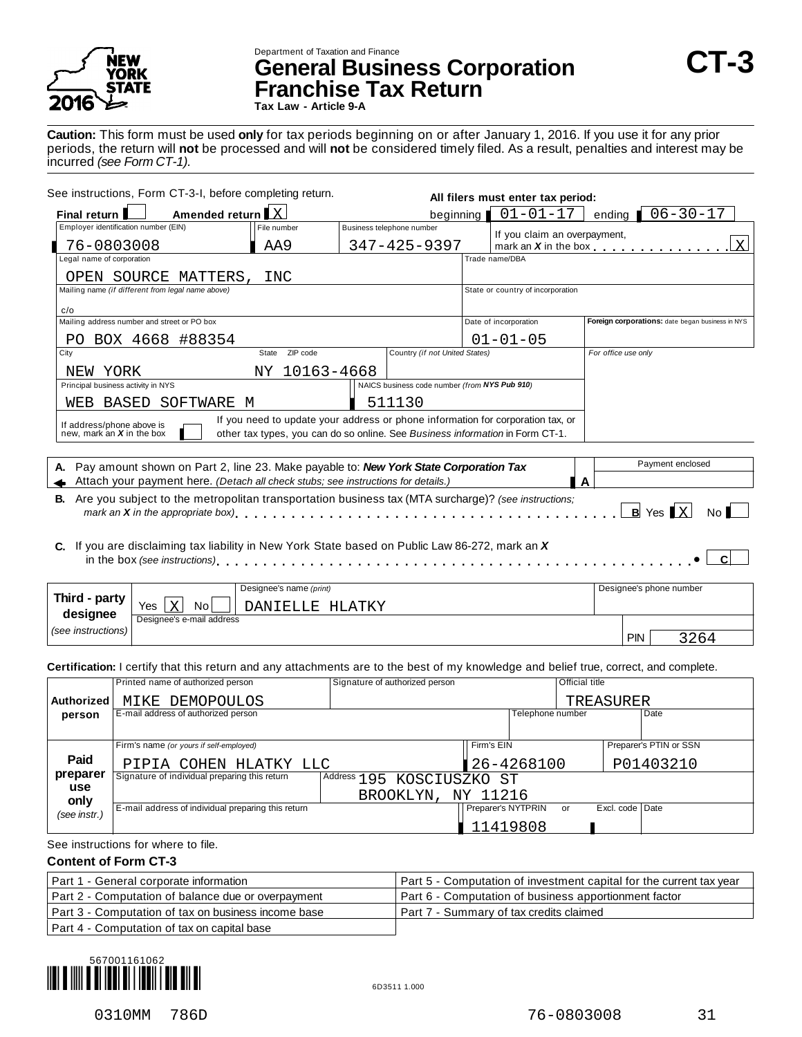Department of Taxation and Finance

# General Business Corporation Franchise Tax Return

**CT-3**

**Tax Law - Article 9-A**

New York State 2016

**Caution:** This form must be used **only** for tax periods beginning on or after January 1, 2016. If you use it for any prior periods, the return will **not** be processed and will **not** be considered timely filed. As a result, penalties and interest may be incurred *(see Form CT-1).*

See instructions, Form CT-3-I, before completing return.

**All filers must enter tax period:** beginning 01-01-17 ending 06-30-17

**Final return** [ ] **Amended return** [X]

| Employer identification number (EIN) | File number | Business telephone number | If you claim an overpayment, mark an *X* in the box [X] |
|---|---|---|---|
| 76-0803008 | AA9 | 347-425-9397 | |

| Legal name of corporation | Trade name/DBA |
|---|---|
| OPEN SOURCE MATTERS, INC | |

| Mailing name *(if different from legal name above)* | State or country of incorporation |
|---|---|
| c/o | |

| Mailing address number and street or PO box | Date of incorporation | **Foreign corporations:** date began business in NYS |
|---|---|---|
| PO BOX 4668 #88354 | 01-01-05 | |

| City | State ZIP code | Country *(if not United States)* | For office use only |
|---|---|---|---|
| NEW YORK | NY 10163-4668 | | |

| Principal business activity in NYS | NAICS business code number *(from NYS Pub 910)* |
|---|---|
| WEB BASED SOFTWARE M | 511130 |

If address/phone above is new, mark an *X* in the box [ ] — If you need to update your address or phone information for corporation tax, or other tax types, you can do so online. See *Business information* in Form CT-1.

**A.** Pay amount shown on Part 2, line 23. Make payable to: ***New York State Corporation Tax*** Attach your payment here. *(Detach all check stubs; see instructions for details.)* **A** Payment enclosed: 

**B.** Are you subject to the metropolitan transportation business tax (MTA surcharge)? *(see instructions; mark an X in the appropriate box)* **B** Yes [X] No [ ]

**C.** If you are disclaiming tax liability in New York State based on Public Law 86-272, mark an *X* in the box *(see instructions)* **C** [ ]

| **Third - party designee** *(see instructions)* | Yes [X] No [ ] | Designee's name *(print)*: DANIELLE HLATKY | Designee's phone number: |
|---|---|---|---|
| | Designee's e-mail address: | | PIN 3264 |

**Certification:** I certify that this return and any attachments are to the best of my knowledge and belief true, correct, and complete.

| **Authorized person** | Printed name of authorized person | Signature of authorized person | Official title | |
|---|---|---|---|---|
| | MIKE DEMOPOULOS | | TREASURER | |
| | E-mail address of authorized person | | Telephone number | Date |
| | | | | |

| **Paid preparer use only** *(see instr.)* | Firm's name *(or yours if self-employed)* | Firm's EIN | Preparer's PTIN or SSN | |
|---|---|---|---|---|
| | PIPIA COHEN HLATKY LLC | 26-4268100 | P01403210 | |
| | Signature of individual preparing this return | Address 195 KOSCIUSZKO ST BROOKLYN, NY 11216 | | |
| | E-mail address of individual preparing this return | Preparer's NYTPRIN: 11419808 | or Excl. code | Date |

See instructions for where to file.

**Content of Form CT-3**

| | |
|---|---|
| Part 1 - General corporate information | Part 5 - Computation of investment capital for the current tax year |
| Part 2 - Computation of balance due or overpayment | Part 6 - Computation of business apportionment factor |
| Part 3 - Computation of tax on business income base | Part 7 - Summary of tax credits claimed |
| Part 4 - Computation of tax on capital base | |

567001161062

6D3511 1.000

0310MM 786D 76-0803008 31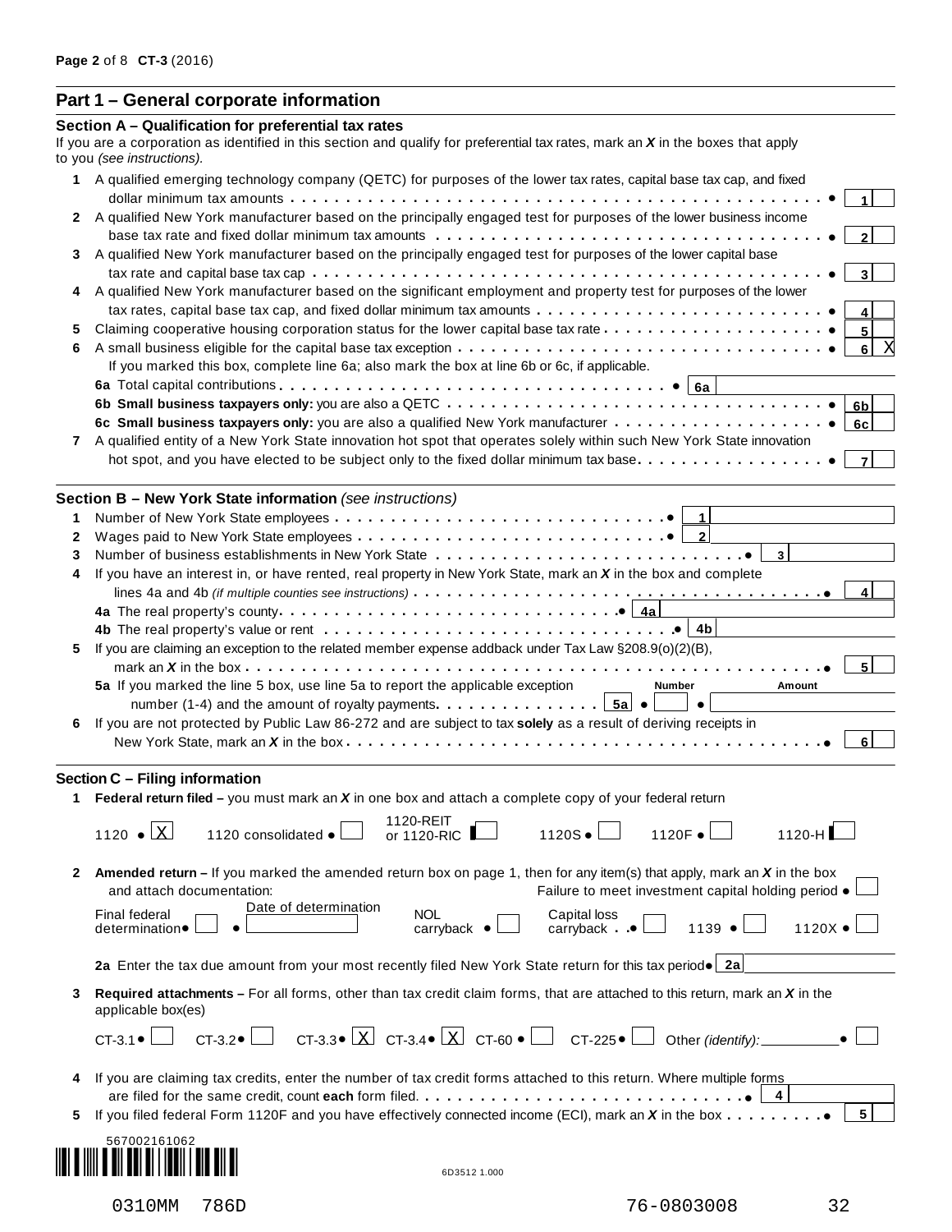## Part 1 – General corporate information

### Section A – Qualification for preferential tax rates

If you are a corporation as identified in this section and qualify for preferential tax rates, mark an *X* in the boxes that apply to you *(see instructions)*.

1. A qualified emerging technology company (QETC) for purposes of the lower tax rates, capital base tax cap, and fixed dollar minimum tax amounts ● **1** ☐
2. A qualified New York manufacturer based on the principally engaged test for purposes of the lower business income base tax rate and fixed dollar minimum tax amounts ● **2** ☐
3. A qualified New York manufacturer based on the principally engaged test for purposes of the lower capital base tax rate and capital base tax cap ● **3** ☐
4. A qualified New York manufacturer based on the significant employment and property test for purposes of the lower tax rates, capital base tax cap, and fixed dollar minimum tax amounts ● **4** ☐
5. Claiming cooperative housing corporation status for the lower capital base tax rate ● **5** ☐
6. A small business eligible for the capital base tax exception ● **6** X

   If you marked this box, complete line 6a; also mark the box at line 6b or 6c, if applicable.

   **6a** Total capital contributions ● **6a**

   **6b Small business taxpayers only:** you are also a QETC ● **6b** ☐

   **6c Small business taxpayers only:** you are also a qualified New York manufacturer ● **6c** ☐
7. A qualified entity of a New York State innovation hot spot that operates solely within such New York State innovation hot spot, and you have elected to be subject only to the fixed dollar minimum tax base ● **7** ☐

### Section B – New York State information *(see instructions)*

1. Number of New York State employees ● **1**
2. Wages paid to New York State employees ● **2**
3. Number of business establishments in New York State ● **3**
4. If you have an interest in, or have rented, real property in New York State, mark an *X* in the box and complete lines 4a and 4b *(if multiple counties see instructions)* ● **4** ☐

   **4a** The real property's county ● **4a**

   **4b** The real property's value or rent ● **4b**
5. If you are claiming an exception to the related member expense addback under Tax Law §208.9(o)(2)(B), mark an *X* in the box ● **5** ☐

   **5a** If you marked the line 5 box, use line 5a to report the applicable exception number (1-4) and the amount of royalty payments **5a** ● Number ● Amount
6. If you are not protected by Public Law 86-272 and are subject to tax **solely** as a result of deriving receipts in New York State, mark an *X* in the box ● **6** ☐

### Section C – Filing information

1. **Federal return filed –** you must mark an *X* in one box and attach a complete copy of your federal return

   1120 ● X　1120 consolidated ● ☐　1120-REIT or 1120-RIC ☐　1120S ● ☐　1120F ● ☐　1120-H ☐

2. **Amended return –** If you marked the amended return box on page 1, then for any item(s) that apply, mark an *X* in the box and attach documentation: Failure to meet investment capital holding period ● ☐

   Final federal determination ● ☐　Date of determination ●　NOL carryback ● ☐　Capital loss carryback ● ☐　1139 ● ☐　1120X ● ☐

   **2a** Enter the tax due amount from your most recently filed New York State return for this tax period ● **2a**

3. **Required attachments –** For all forms, other than tax credit claim forms, that are attached to this return, mark an *X* in the applicable box(es)

   CT-3.1 ● ☐　CT-3.2 ● ☐　CT-3.3 ● X　CT-3.4 ● X　CT-60 ● ☐　CT-225 ● ☐　Other *(identify):* ● ☐

4. If you are claiming tax credits, enter the number of tax credit forms attached to this return. Where multiple forms are filed for the same credit, count **each** form filed ● **4**
5. If you filed federal Form 1120F and you have effectively connected income (ECI), mark an *X* in the box ● **5** ☐

567002161062

6D3512 1.000

0310MM 786D　　76-0803008　　32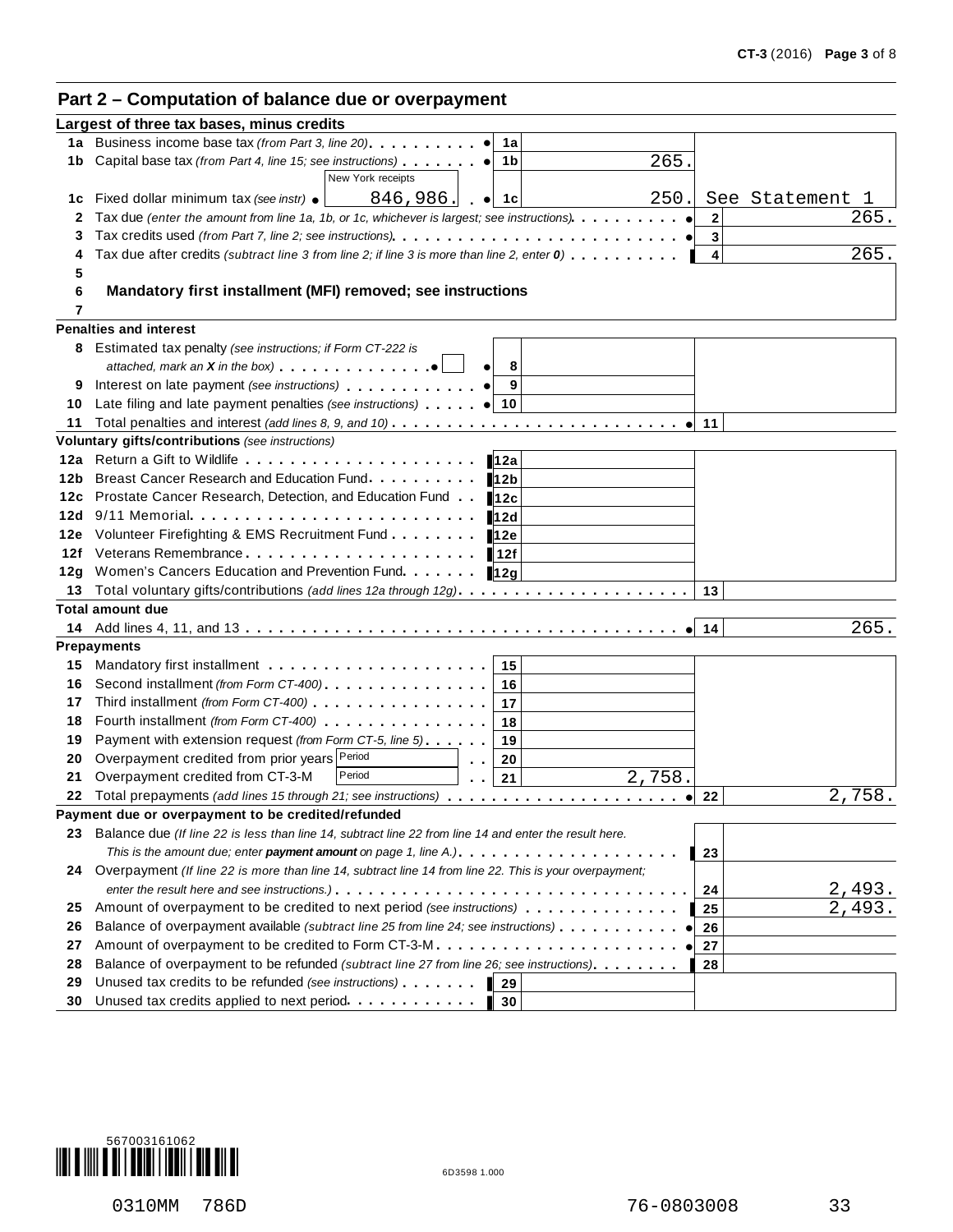## Part 2 – Computation of balance due or overpayment

| Line | Description | Line no. | Amount | Line no. | Amount |
|---|---|---|---|---|---|
| | **Largest of three tax bases, minus credits** | | | | |
| 1a | Business income base tax *(from Part 3, line 20)* | 1a | | | |
| 1b | Capital base tax *(from Part 4, line 15; see instructions)* | 1b | 265. | | |
| 1c | Fixed dollar minimum tax *(see instr)* — New York receipts: 846,986. | 1c | 250. | | See Statement 1 |
| 2 | Tax due *(enter the amount from line 1a, 1b, or 1c, whichever is largest; see instructions)* | | | 2 | 265. |
| 3 | Tax credits used *(from Part 7, line 2; see instructions)* | | | 3 | |
| 4 | Tax due after credits *(subtract line 3 from line 2; if line 3 is more than line 2, enter 0)* | | | 4 | 265. |
| 5–7 | **Mandatory first installment (MFI) removed; see instructions** | | | | |
| | **Penalties and interest** | | | | |
| 8 | Estimated tax penalty *(see instructions; if Form CT-222 is attached, mark an X in the box)* ☐ | 8 | | | |
| 9 | Interest on late payment *(see instructions)* | 9 | | | |
| 10 | Late filing and late payment penalties *(see instructions)* | 10 | | | |
| 11 | Total penalties and interest *(add lines 8, 9, and 10)* | | | 11 | |
| | **Voluntary gifts/contributions** *(see instructions)* | | | | |
| 12a | Return a Gift to Wildlife | 12a | | | |
| 12b | Breast Cancer Research and Education Fund | 12b | | | |
| 12c | Prostate Cancer Research, Detection, and Education Fund | 12c | | | |
| 12d | 9/11 Memorial | 12d | | | |
| 12e | Volunteer Firefighting & EMS Recruitment Fund | 12e | | | |
| 12f | Veterans Remembrance | 12f | | | |
| 12g | Women's Cancers Education and Prevention Fund | 12g | | | |
| 13 | Total voluntary gifts/contributions *(add lines 12a through 12g)* | | | 13 | |
| | **Total amount due** | | | | |
| 14 | Add lines 4, 11, and 13 | | | 14 | 265. |
| | **Prepayments** | | | | |
| 15 | Mandatory first installment | 15 | | | |
| 16 | Second installment *(from Form CT-400)* | 16 | | | |
| 17 | Third installment *(from Form CT-400)* | 17 | | | |
| 18 | Fourth installment *(from Form CT-400)* | 18 | | | |
| 19 | Payment with extension request *(from Form CT-5, line 5)* | 19 | | | |
| 20 | Overpayment credited from prior years — Period | 20 | | | |
| 21 | Overpayment credited from CT-3-M — Period | 21 | 2,758. | | |
| 22 | Total prepayments *(add lines 15 through 21; see instructions)* | | | 22 | 2,758. |
| | **Payment due or overpayment to be credited/refunded** | | | | |
| 23 | Balance due *(If line 22 is less than line 14, subtract line 22 from line 14 and enter the result here. This is the amount due; enter **payment amount** on page 1, line A.)* | | | 23 | |
| 24 | Overpayment *(If line 22 is more than line 14, subtract line 14 from line 22. This is your overpayment; enter the result here and see instructions.)* | | | 24 | 2,493. |
| 25 | Amount of overpayment to be credited to next period *(see instructions)* | | | 25 | 2,493. |
| 26 | Balance of overpayment available *(subtract line 25 from line 24; see instructions)* | | | 26 | |
| 27 | Amount of overpayment to be credited to Form CT-3-M | | | 27 | |
| 28 | Balance of overpayment to be refunded *(subtract line 27 from line 26; see instructions)* | | | 28 | |
| 29 | Unused tax credits to be refunded *(see instructions)* | 29 | | | |
| 30 | Unused tax credits applied to next period | 30 | | | |

567003161062

6D3598 1.000

0310MM 786D 76-0803008 33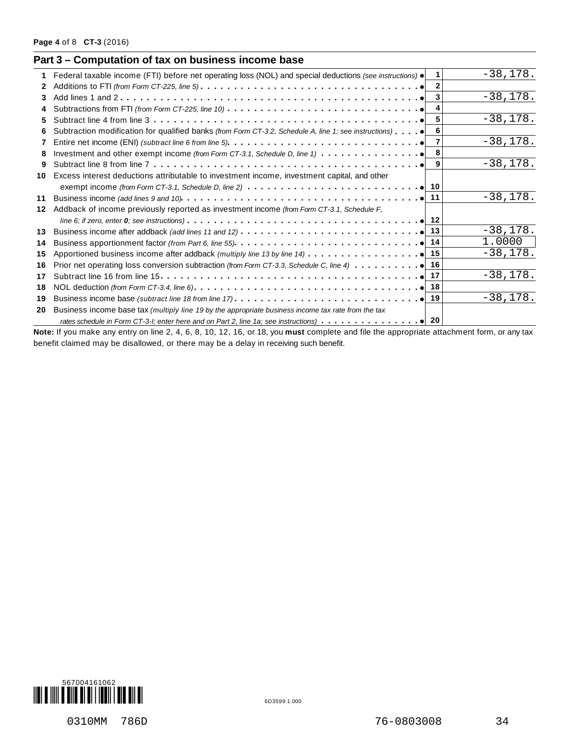## Part 3 – Computation of tax on business income base

| | Description | Line | Amount |
|---|---|---|---|
| 1 | Federal taxable income (FTI) before net operating loss (NOL) and special deductions *(see instructions)* ● | 1 | -38,178. |
| 2 | Additions to FTI *(from Form CT-225, line 5)* ● | 2 | |
| 3 | Add lines 1 and 2 ● | 3 | -38,178. |
| 4 | Subtractions from FTI *(from Form CT-225, line 10)* ● | 4 | |
| 5 | Subtract line 4 from line 3 ● | 5 | -38,178. |
| 6 | Subtraction modification for qualified banks *(from Form CT-3.2, Schedule A, line 1; see instructions)* ● | 6 | |
| 7 | Entire net income (ENI) *(subtract line 6 from line 5)* ● | 7 | -38,178. |
| 8 | Investment and other exempt income *(from Form CT-3.1, Schedule D, line 1)* ● | 8 | |
| 9 | Subtract line 8 from line 7 ● | 9 | -38,178. |
| 10 | Excess interest deductions attributable to investment income, investment capital, and other exempt income *(from Form CT-3.1, Schedule D, line 2)* ● | 10 | |
| 11 | Business income *(add lines 9 and 10)* ● | 11 | -38,178. |
| 12 | Addback of income previously reported as investment income *(from Form CT-3.1, Schedule F, line 6; if zero, enter **0**; see instructions)* ● | 12 | |
| 13 | Business income after addback *(add lines 11 and 12)* ● | 13 | -38,178. |
| 14 | Business apportionment factor *(from Part 6, line 55)* ● | 14 | 1.0000 |
| 15 | Apportioned business income after addback *(multiply line 13 by line 14)* ● | 15 | -38,178. |
| 16 | Prior net operating loss conversion subtraction *(from Form CT-3.3, Schedule C, line 4)* ● | 16 | |
| 17 | Subtract line 16 from line 15 ● | 17 | -38,178. |
| 18 | NOL deduction *(from Form CT-3.4, line 6)* ● | 18 | |
| 19 | Business income base *(subtract line 18 from line 17)* ● | 19 | -38,178. |
| 20 | Business income base tax *(multiply line 19 by the appropriate business income tax rate from the tax rates schedule in Form CT-3-I; enter here and on Part 2, line 1a; see instructions)* ● | 20 | |

**Note:** If you make any entry on line 2, 4, 6, 8, 10, 12, 16, or 18, you **must** complete and file the appropriate attachment form, or any tax benefit claimed may be disallowed, or there may be a delay in receiving such benefit.

567004161062

6D3599 1.000

0310MM 786D 76-0803008 34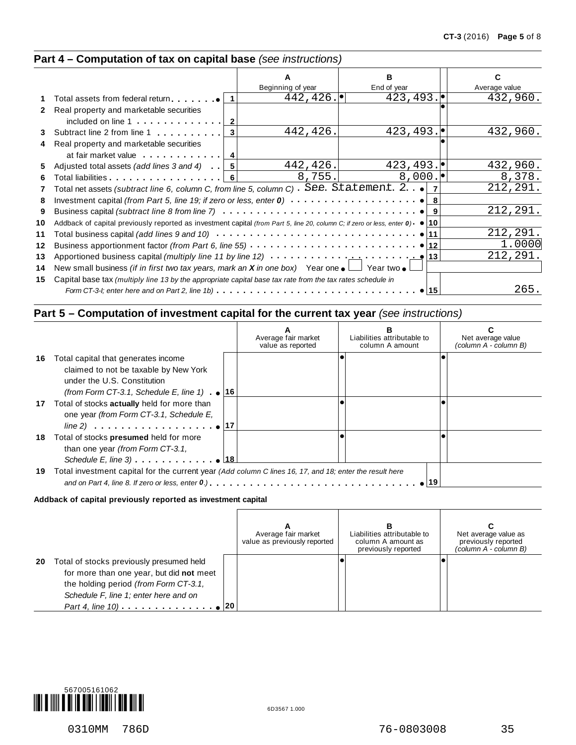## Part 4 – Computation of tax on capital base *(see instructions)*

| | | | A<br>Beginning of year | B<br>End of year | C<br>Average value |
|---|---|---|---|---|---|
| 1 | Total assets from federal return | 1 | 442,426. | 423,493. | 432,960. |
| 2 | Real property and marketable securities included on line 1 | 2 | | | |
| 3 | Subtract line 2 from line 1 | 3 | 442,426. | 423,493. | 432,960. |
| 4 | Real property and marketable securities at fair market value | 4 | | | |
| 5 | Adjusted total assets *(add lines 3 and 4)* | 5 | 442,426. | 423,493. | 432,960. |
| 6 | Total liabilities | 6 | 8,755. | 8,000. | 8,378. |

| | | | |
|---|---|---|---|
| 7 | Total net assets *(subtract line 6, column C, from line 5, column C)* See Statement 2 | 7 | 212,291. |
| 8 | Investment capital *(from Part 5, line 19; if zero or less, enter 0)* | 8 | |
| 9 | Business capital *(subtract line 8 from line 7)* | 9 | 212,291. |
| 10 | Addback of capital previously reported as investment capital *(from Part 5, line 20, column C; if zero or less, enter 0)* | 10 | |
| 11 | Total business capital *(add lines 9 and 10)* | 11 | 212,291. |
| 12 | Business apportionment factor *(from Part 6, line 55)* | 12 | 1.0000 |
| 13 | Apportioned business capital *(multiply line 11 by line 12)* | 13 | 212,291. |
| 14 | New small business *(if in first two tax years, mark an X in one box)* Year one ☐ Year two ☐ | | |
| 15 | Capital base tax *(multiply line 13 by the appropriate capital base tax rate from the tax rates schedule in Form CT-3-I; enter here and on Part 2, line 1b)* | 15 | 265. |

## Part 5 – Computation of investment capital for the current tax year *(see instructions)*

| | | | A<br>Average fair market value as reported | B<br>Liabilities attributable to column A amount | C<br>Net average value *(column A - column B)* |
|---|---|---|---|---|---|
| 16 | Total capital that generates income claimed to not be taxable by New York under the U.S. Constitution *(from Form CT-3.1, Schedule E, line 1)* | 16 | | | |
| 17 | Total of stocks **actually** held for more than one year *(from Form CT-3.1, Schedule E, line 2)* | 17 | | | |
| 18 | Total of stocks **presumed** held for more than one year *(from Form CT-3.1, Schedule E, line 3)* | 18 | | | |
| 19 | Total investment capital for the current year *(Add column C lines 16, 17, and 18; enter the result here and on Part 4, line 8. If zero or less, enter 0.)* | 19 | | | |

**Addback of capital previously reported as investment capital**

| | | | A<br>Average fair market value as previously reported | B<br>Liabilities attributable to column A amount as previously reported | C<br>Net average value as previously reported *(column A - column B)* |
|---|---|---|---|---|---|
| 20 | Total of stocks previously presumed held for more than one year, but did **not** meet the holding period *(from Form CT-3.1, Schedule F, line 1; enter here and on Part 4, line 10)* | 20 | | | |

567005161062

6D3567 1.000

0310MM 786D 76-0803008 35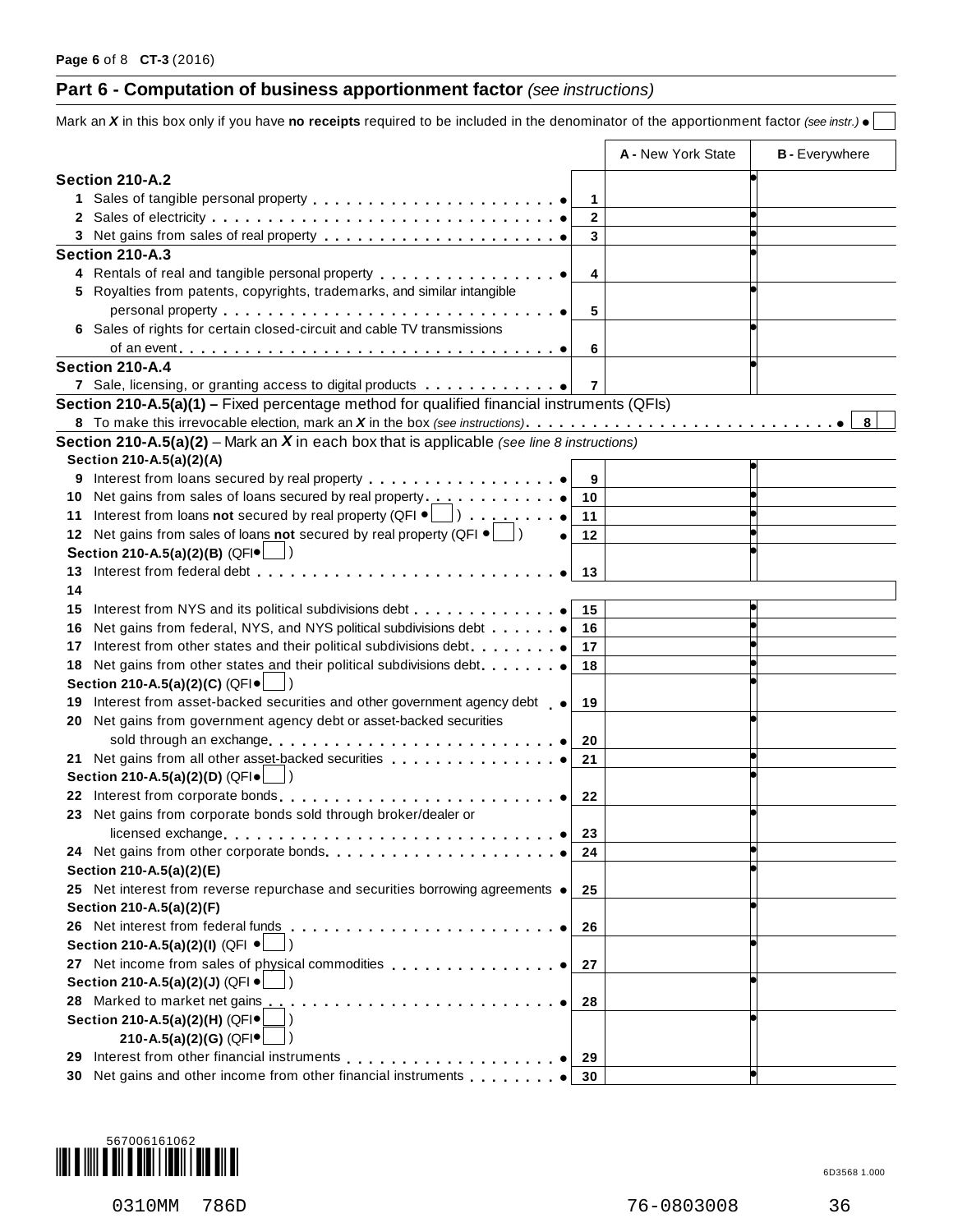## Part 6 - Computation of business apportionment factor *(see instructions)*

Mark an ***X*** in this box only if you have **no receipts** required to be included in the denominator of the apportionment factor *(see instr.)* ●

| | | **A -** New York State | **B -** Everywhere |
|---|---|---|---|
| **Section 210-A.2** | | | |
| **1** Sales of tangible personal property ● | **1** | | |
| **2** Sales of electricity ● | **2** | | |
| **3** Net gains from sales of real property ● | **3** | | |
| **Section 210-A.3** | | | |
| **4** Rentals of real and tangible personal property ● | **4** | | |
| **5** Royalties from patents, copyrights, trademarks, and similar intangible personal property ● | **5** | | |
| **6** Sales of rights for certain closed-circuit and cable TV transmissions of an event ● | **6** | | |
| **Section 210-A.4** | | | |
| **7** Sale, licensing, or granting access to digital products ● | **7** | | |
| **Section 210-A.5(a)(1) –** Fixed percentage method for qualified financial instruments (QFIs) | | | |
| **8** To make this irrevocable election, mark an ***X*** in the box *(see instructions)* ● | **8** | | |
| **Section 210-A.5(a)(2)** – Mark an ***X*** in each box that is applicable *(see line 8 instructions)* | | | |
| **Section 210-A.5(a)(2)(A)** | | | |
| **9** Interest from loans secured by real property ● | **9** | | |
| **10** Net gains from sales of loans secured by real property ● | **10** | | |
| **11** Interest from loans **not** secured by real property (QFI ● ☐ ) ● | **11** | | |
| **12** Net gains from sales of loans **not** secured by real property (QFI ● ☐ ) ● | **12** | | |
| **Section 210-A.5(a)(2)(B)** (QFI ● ☐ ) | | | |
| **13** Interest from federal debt ● | **13** | | |
| **14** | | | |
| **15** Interest from NYS and its political subdivisions debt ● | **15** | | |
| **16** Net gains from federal, NYS, and NYS political subdivisions debt ● | **16** | | |
| **17** Interest from other states and their political subdivisions debt ● | **17** | | |
| **18** Net gains from other states and their political subdivisions debt ● | **18** | | |
| **Section 210-A.5(a)(2)(C)** (QFI ● ☐ ) | | | |
| **19** Interest from asset-backed securities and other government agency debt ● | **19** | | |
| **20** Net gains from government agency debt or asset-backed securities sold through an exchange ● | **20** | | |
| **21** Net gains from all other asset-backed securities ● | **21** | | |
| **Section 210-A.5(a)(2)(D)** (QFI ● ☐ ) | | | |
| **22** Interest from corporate bonds ● | **22** | | |
| **23** Net gains from corporate bonds sold through broker/dealer or licensed exchange ● | **23** | | |
| **24** Net gains from other corporate bonds ● | **24** | | |
| **Section 210-A.5(a)(2)(E)** | | | |
| **25** Net interest from reverse repurchase and securities borrowing agreements ● | **25** | | |
| **Section 210-A.5(a)(2)(F)** | | | |
| **26** Net interest from federal funds ● | **26** | | |
| **Section 210-A.5(a)(2)(I)** (QFI ● ☐ ) | | | |
| **27** Net income from sales of physical commodities ● | **27** | | |
| **Section 210-A.5(a)(2)(J)** (QFI ● ☐ ) | | | |
| **28** Marked to market net gains ● | **28** | | |
| **Section 210-A.5(a)(2)(H)** (QFI ● ☐ ) **210-A.5(a)(2)(G)** (QFI ● ☐ ) | | | |
| **29** Interest from other financial instruments ● | **29** | | |
| **30** Net gains and other income from other financial instruments ● | **30** | | |

567006161062

6D3568 1.000

0310MM 786D 76-0803008 36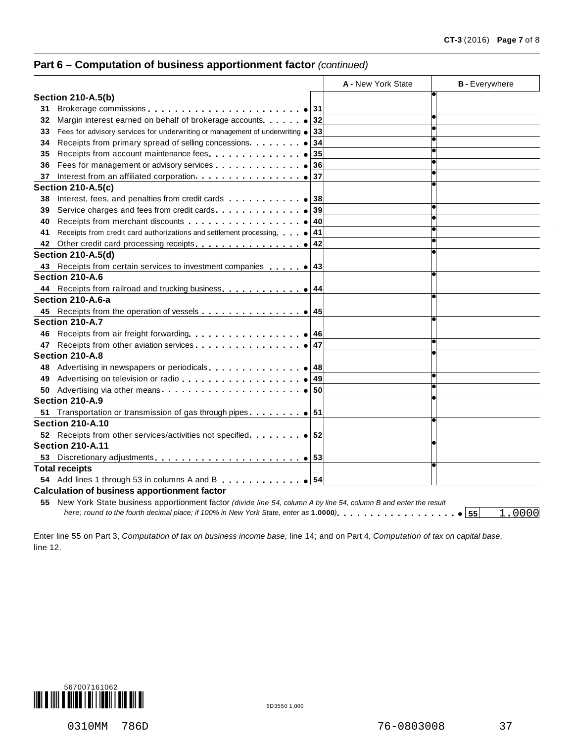## Part 6 – Computation of business apportionment factor *(continued)*

| | | A - New York State | B - Everywhere |
|---|---|---|---|
| **Section 210-A.5(b)** | | | |
| 31 Brokerage commissions | 31 | | |
| 32 Margin interest earned on behalf of brokerage accounts | 32 | | |
| 33 Fees for advisory services for underwriting or management of underwriting | 33 | | |
| 34 Receipts from primary spread of selling concessions | 34 | | |
| 35 Receipts from account maintenance fees | 35 | | |
| 36 Fees for management or advisory services | 36 | | |
| 37 Interest from an affiliated corporation | 37 | | |
| **Section 210-A.5(c)** | | | |
| 38 Interest, fees, and penalties from credit cards | 38 | | |
| 39 Service charges and fees from credit cards | 39 | | |
| 40 Receipts from merchant discounts | 40 | | |
| 41 Receipts from credit card authorizations and settlement processing | 41 | | |
| 42 Other credit card processing receipts | 42 | | |
| **Section 210-A.5(d)** | | | |
| 43 Receipts from certain services to investment companies | 43 | | |
| **Section 210-A.6** | | | |
| 44 Receipts from railroad and trucking business | 44 | | |
| **Section 210-A.6-a** | | | |
| 45 Receipts from the operation of vessels | 45 | | |
| **Section 210-A.7** | | | |
| 46 Receipts from air freight forwarding | 46 | | |
| 47 Receipts from other aviation services | 47 | | |
| **Section 210-A.8** | | | |
| 48 Advertising in newspapers or periodicals | 48 | | |
| 49 Advertising on television or radio | 49 | | |
| 50 Advertising via other means | 50 | | |
| **Section 210-A.9** | | | |
| 51 Transportation or transmission of gas through pipes | 51 | | |
| **Section 210-A.10** | | | |
| 52 Receipts from other services/activities not specified | 52 | | |
| **Section 210-A.11** | | | |
| 53 Discretionary adjustments | 53 | | |
| **Total receipts** | | | |
| 54 Add lines 1 through 53 in columns A and B | 54 | | |

**Calculation of business apportionment factor**

55 New York State business apportionment factor *(divide line 54, column A by line 54, column B and enter the result here; round to the fourth decimal place; if 100% in New York State, enter as* **1.0000***)* ..... 55 1.0000

Enter line 55 on Part 3, *Computation of tax on business income base*, line 14; and on Part 4, *Computation of tax on capital base*, line 12.

567007161062

6D3550 1.000

0310MM 786D 76-0803008 37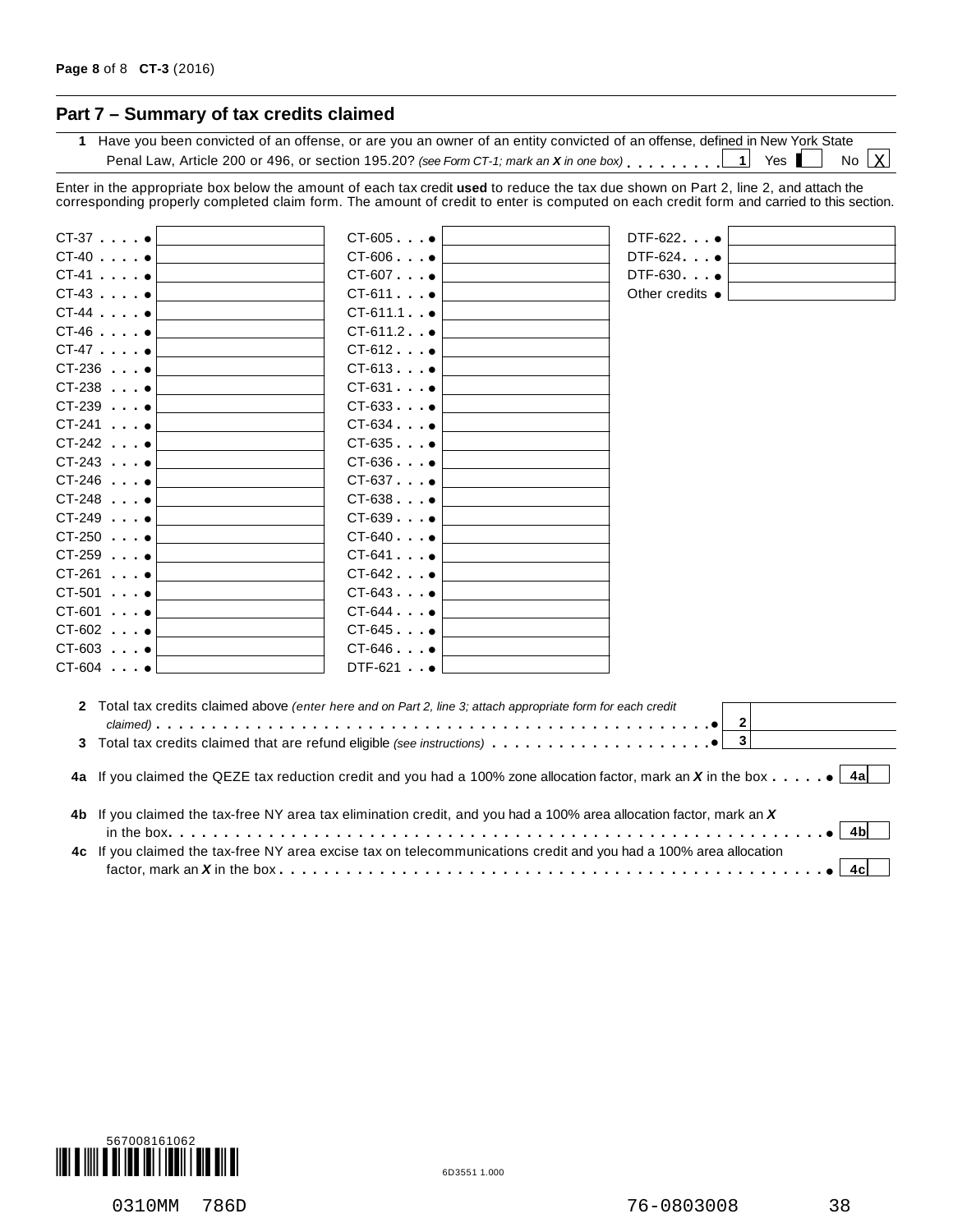## Part 7 – Summary of tax credits claimed

**1** Have you been convicted of an offense, or are you an owner of an entity convicted of an offense, defined in New York State Penal Law, Article 200 or 496, or section 195.20? *(see Form CT-1; mark an X in one box)* . . . . . . . . **1** Yes ☐ No ☒ X

Enter in the appropriate box below the amount of each tax credit **used** to reduce the tax due shown on Part 2, line 2, and attach the corresponding properly completed claim form. The amount of credit to enter is computed on each credit form and carried to this section.

| Form | Amount | Form | Amount | Form | Amount |
|---|---|---|---|---|---|
| CT-37 | | CT-605 | | DTF-622 | |
| CT-40 | | CT-606 | | DTF-624 | |
| CT-41 | | CT-607 | | DTF-630 | |
| CT-43 | | CT-611 | | Other credits | |
| CT-44 | | CT-611.1 | | | |
| CT-46 | | CT-611.2 | | | |
| CT-47 | | CT-612 | | | |
| CT-236 | | CT-613 | | | |
| CT-238 | | CT-631 | | | |
| CT-239 | | CT-633 | | | |
| CT-241 | | CT-634 | | | |
| CT-242 | | CT-635 | | | |
| CT-243 | | CT-636 | | | |
| CT-246 | | CT-637 | | | |
| CT-248 | | CT-638 | | | |
| CT-249 | | CT-639 | | | |
| CT-250 | | CT-640 | | | |
| CT-259 | | CT-641 | | | |
| CT-261 | | CT-642 | | | |
| CT-501 | | CT-643 | | | |
| CT-601 | | CT-644 | | | |
| CT-602 | | CT-645 | | | |
| CT-603 | | CT-646 | | | |
| CT-604 | | DTF-621 | | | |

**2** Total tax credits claimed above *(enter here and on Part 2, line 3; attach appropriate form for each credit claimed)* . . . . . . . . **2**

**3** Total tax credits claimed that are refund eligible *(see instructions)* . . . . . . . . **3**

**4a** If you claimed the QEZE tax reduction credit and you had a 100% zone allocation factor, mark an ***X*** in the box . . . . . **4a**

**4b** If you claimed the tax-free NY area tax elimination credit, and you had a 100% area allocation factor, mark an ***X*** in the box. . . . . . . . **4b**

**4c** If you claimed the tax-free NY area excise tax on telecommunications credit and you had a 100% area allocation factor, mark an ***X*** in the box . . . . . . . . **4c**

567008161062

6D3551 1.000

0310MM 786D 76-0803008 38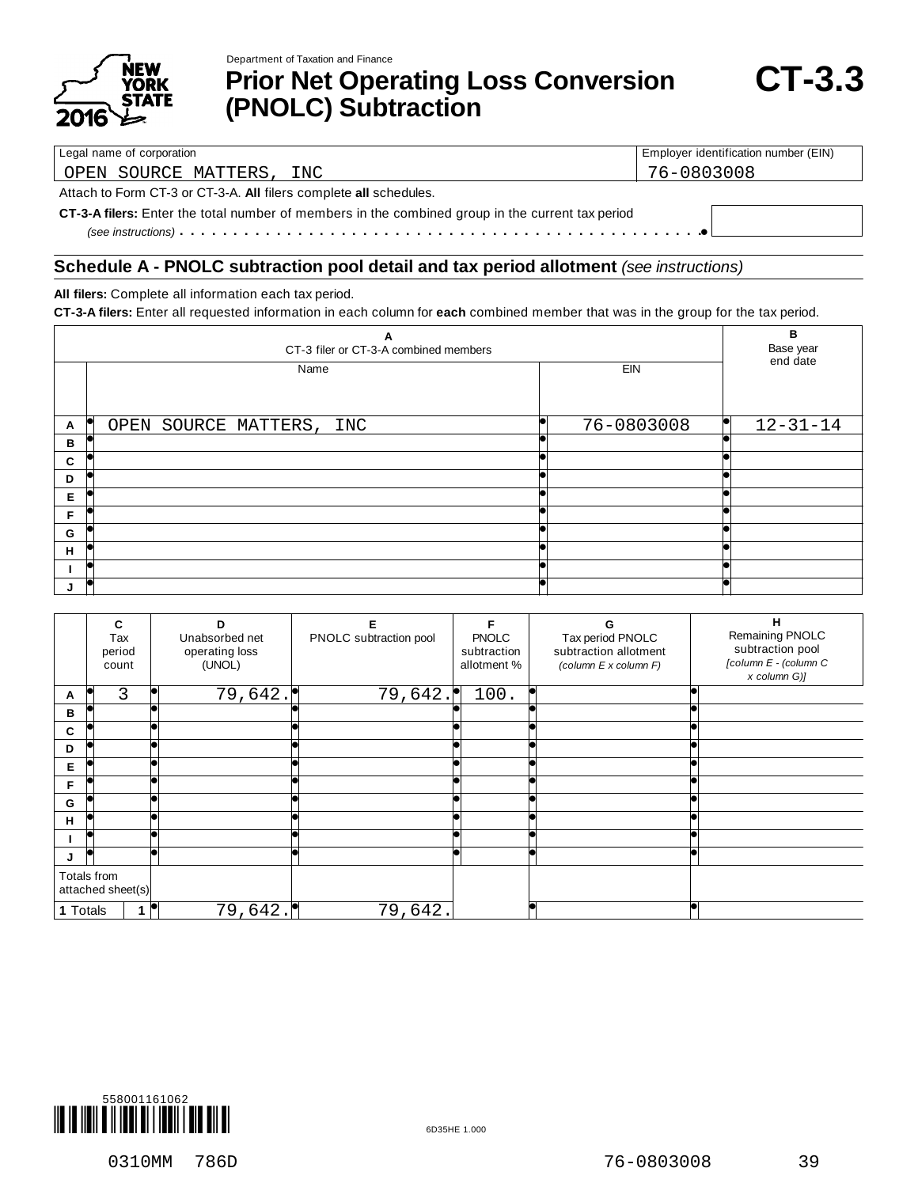Department of Taxation and Finance

# Prior Net Operating Loss Conversion (PNOLC) Subtraction

**CT-3.3**

New York State 2016

| Legal name of corporation | Employer identification number (EIN) |
|---|---|
| OPEN SOURCE MATTERS, INC | 76-0803008 |

Attach to Form CT-3 or CT-3-A. **All** filers complete **all** schedules.

**CT-3-A filers:** Enter the total number of members in the combined group in the current tax period *(see instructions)* . . . . . . . . . . . . . . . . . . . . . . . . . . . . . . . . . . . . . . . . . . . . . .

## Schedule A - PNOLC subtraction pool detail and tax period allotment *(see instructions)*

**All filers:** Complete all information each tax period.

**CT-3-A filers:** Enter all requested information in each column for **each** combined member that was in the group for the tax period.

| | A CT-3 filer or CT-3-A combined members | | B Base year end date |
|---|---|---|---|
| | Name | EIN | |
| A | OPEN SOURCE MATTERS, INC | 76-0803008 | 12-31-14 |
| B | | | |
| C | | | |
| D | | | |
| E | | | |
| F | | | |
| G | | | |
| H | | | |
| I | | | |
| J | | | |

| | C Tax period count | D Unabsorbed net operating loss (UNOL) | E PNOLC subtraction pool | F PNOLC subtraction allotment % | G Tax period PNOLC subtraction allotment *(column E x column F)* | H Remaining PNOLC subtraction pool *[column E - (column C x column G)]* |
|---|---|---|---|---|---|---|
| A | 3 | 79,642. | 79,642. | 100. | | |
| B | | | | | | |
| C | | | | | | |
| D | | | | | | |
| E | | | | | | |
| F | | | | | | |
| G | | | | | | |
| H | | | | | | |
| I | | | | | | |
| J | | | | | | |
| Totals from attached sheet(s) | | | | | | |
| **1** Totals | 1 | 79,642. | 79,642. | | | |

558001161062

6D35HE 1.000

0310MM 786D 76-0803008 39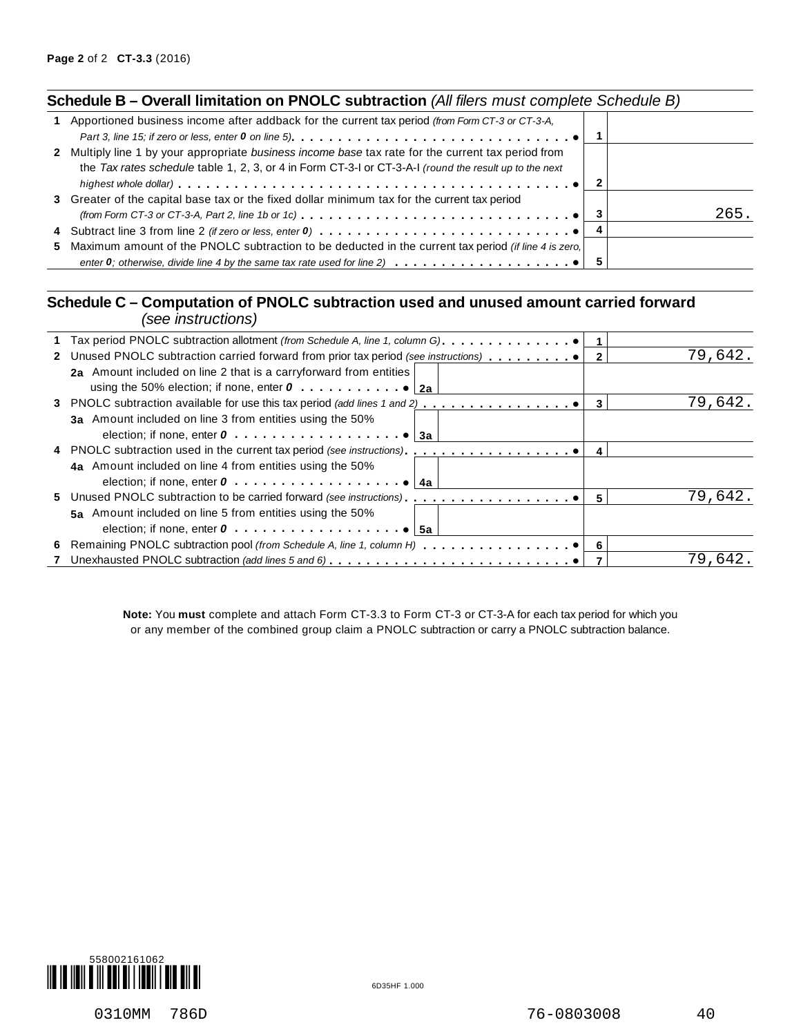## Schedule B – Overall limitation on PNOLC subtraction *(All filers must complete Schedule B)*

| | Description | Line | Amount |
|---|---|---|---|
| 1 | Apportioned business income after addback for the current tax period *(from Form CT-3 or CT-3-A, Part 3, line 15; if zero or less, enter **0** on line 5)* | 1 | |
| 2 | Multiply line 1 by your appropriate *business income base* tax rate for the current tax period from the *Tax rates schedule* table 1, 2, 3, or 4 in Form CT-3-I or CT-3-A-I *(round the result up to the next highest whole dollar)* | 2 | |
| 3 | Greater of the capital base tax or the fixed dollar minimum tax for the current tax period *(from Form CT-3 or CT-3-A, Part 2, line 1b or 1c)* | 3 | 265. |
| 4 | Subtract line 3 from line 2 *(if zero or less, enter **0**)* | 4 | |
| 5 | Maximum amount of the PNOLC subtraction to be deducted in the current tax period *(if line 4 is zero, enter **0**; otherwise, divide line 4 by the same tax rate used for line 2)* | 5 | |

## Schedule C – Computation of PNOLC subtraction used and unused amount carried forward *(see instructions)*

| | Description | Sub-line | Sub-amount | Line | Amount |
|---|---|---|---|---|---|
| 1 | Tax period PNOLC subtraction allotment *(from Schedule A, line 1, column G)* | | | 1 | |
| 2 | Unused PNOLC subtraction carried forward from prior tax period *(see instructions)* | | | 2 | 79,642. |
| | **2a** Amount included on line 2 that is a carryforward from entities using the 50% election; if none, enter ***0*** | 2a | | | |
| 3 | PNOLC subtraction available for use this tax period *(add lines 1 and 2)* | | | 3 | 79,642. |
| | **3a** Amount included on line 3 from entities using the 50% election; if none, enter ***0*** | 3a | | | |
| 4 | PNOLC subtraction used in the current tax period *(see instructions)* | | | 4 | |
| | **4a** Amount included on line 4 from entities using the 50% election; if none, enter ***0*** | 4a | | | |
| 5 | Unused PNOLC subtraction to be carried forward *(see instructions)* | | | 5 | 79,642. |
| | **5a** Amount included on line 5 from entities using the 50% election; if none, enter ***0*** | 5a | | | |
| 6 | Remaining PNOLC subtraction pool *(from Schedule A, line 1, column H)* | | | 6 | |
| 7 | Unexhausted PNOLC subtraction *(add lines 5 and 6)* | | | 7 | 79,642. |

**Note:** You **must** complete and attach Form CT-3.3 to Form CT-3 or CT-3-A for each tax period for which you or any member of the combined group claim a PNOLC subtraction or carry a PNOLC subtraction balance.

558002161062

6D35HF 1.000

0310MM 786D 76-0803008 40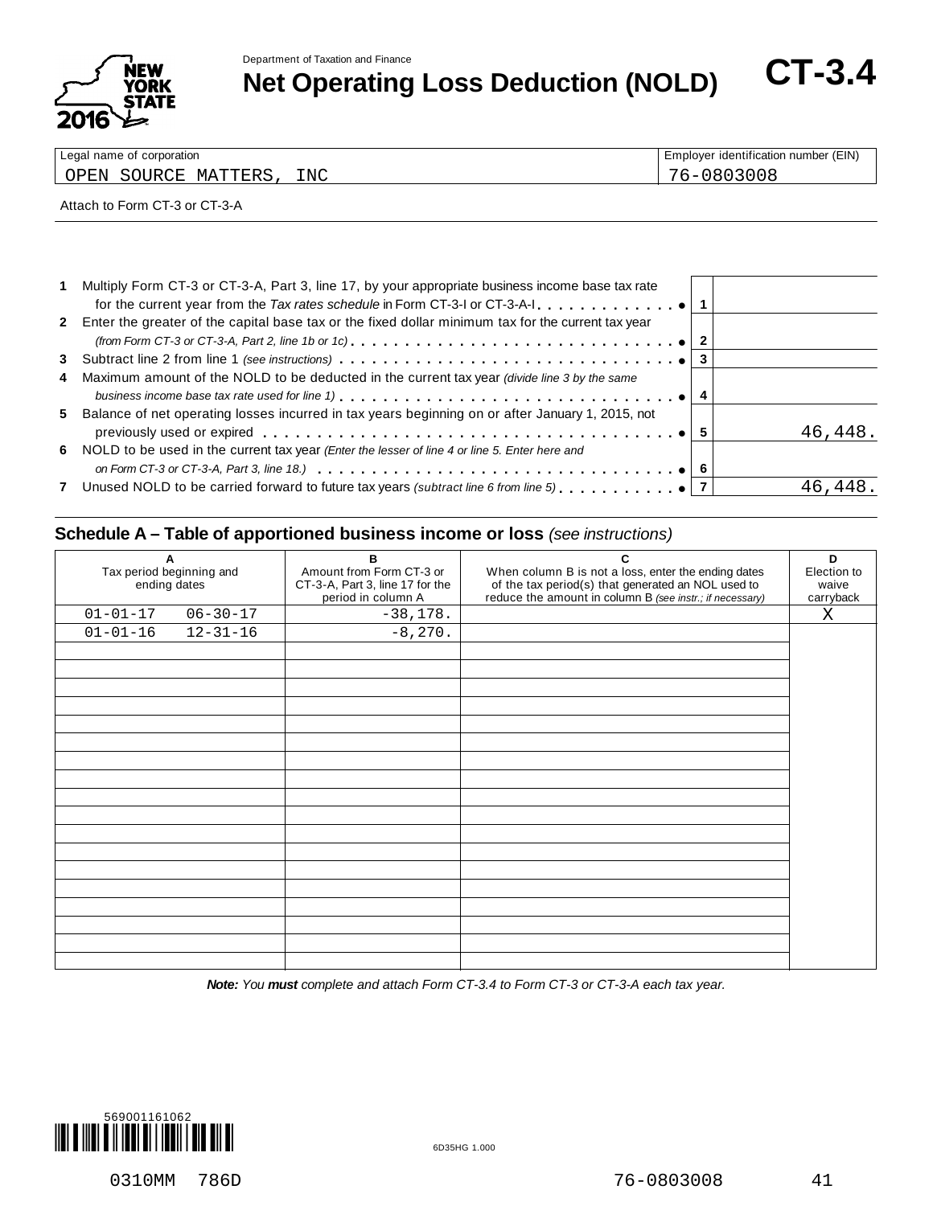Department of Taxation and Finance

# Net Operating Loss Deduction (NOLD)

**CT-3.4**

NEW YORK STATE 2016

| Legal name of corporation | Employer identification number (EIN) |
|---|---|
| OPEN SOURCE MATTERS, INC | 76-0803008 |

Attach to Form CT-3 or CT-3-A

| | | | |
|---|---|---|---|
| 1 | Multiply Form CT-3 or CT-3-A, Part 3, line 17, by your appropriate business income base tax rate for the current year from the *Tax rates schedule* in Form CT-3-I or CT-3-A-I | 1 | |
| 2 | Enter the greater of the capital base tax or the fixed dollar minimum tax for the current tax year *(from Form CT-3 or CT-3-A, Part 2, line 1b or 1c)* | 2 | |
| 3 | Subtract line 2 from line 1 *(see instructions)* | 3 | |
| 4 | Maximum amount of the NOLD to be deducted in the current tax year *(divide line 3 by the same business income base tax rate used for line 1)* | 4 | |
| 5 | Balance of net operating losses incurred in tax years beginning on or after January 1, 2015, not previously used or expired | 5 | 46,448. |
| 6 | NOLD to be used in the current tax year *(Enter the lesser of line 4 or line 5. Enter here and on Form CT-3 or CT-3-A, Part 3, line 18.)* | 6 | |
| 7 | Unused NOLD to be carried forward to future tax years *(subtract line 6 from line 5)* | 7 | 46,448. |

## Schedule A – Table of apportioned business income or loss *(see instructions)*

| A<br>Tax period beginning and ending dates | | B<br>Amount from Form CT-3 or CT-3-A, Part 3, line 17 for the period in column A | C<br>When column B is not a loss, enter the ending dates of the tax period(s) that generated an NOL used to reduce the amount in column B *(see instr.; if necessary)* | D<br>Election to waive carryback |
|---|---|---|---|---|
| 01-01-17 | 06-30-17 | -38,178. | | X |
| 01-01-16 | 12-31-16 | -8,270. | | |
| | | | | |
| | | | | |
| | | | | |
| | | | | |
| | | | | |
| | | | | |
| | | | | |
| | | | | |
| | | | | |
| | | | | |
| | | | | |
| | | | | |
| | | | | |
| | | | | |
| | | | | |
| | | | | |
| | | | | |

***Note:*** *You* ***must*** *complete and attach Form CT-3.4 to Form CT-3 or CT-3-A each tax year.*

569001161062

6D35HG 1.000

0310MM 786D 76-0803008 41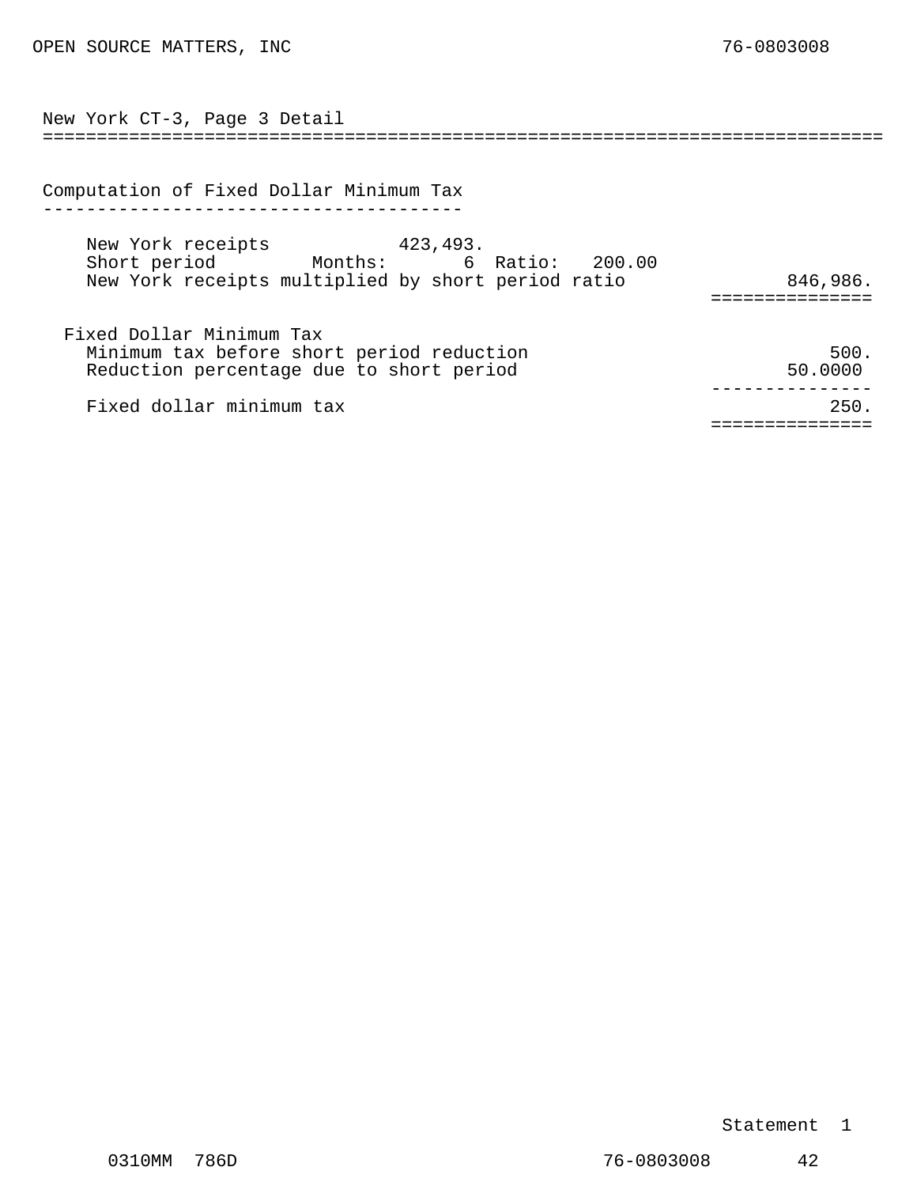OPEN SOURCE MATTERS, INC 76-0803008

## New York CT-3, Page 3 Detail

### Computation of Fixed Dollar Minimum Tax

| | | |
|---|---|---|
| New York receipts 423,493. | | |
| Short period Months: 6 Ratio: 200.00 | | |
| New York receipts multiplied by short period ratio | | 846,986. |

**Fixed Dollar Minimum Tax**

| | |
|---|---|
| Minimum tax before short period reduction | 500. |
| Reduction percentage due to short period | 50.0000 |
| Fixed dollar minimum tax | 250. |

Statement 1

0310MM 786D 76-0803008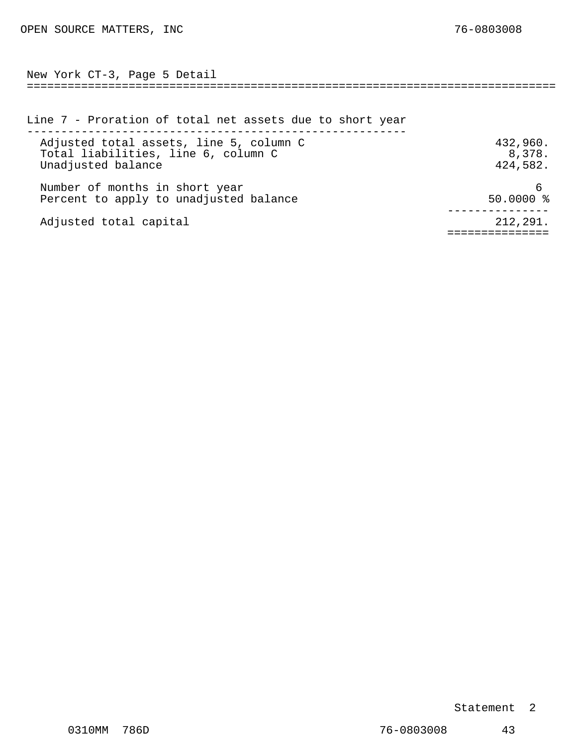OPEN SOURCE MATTERS, INC 76-0803008

## New York CT-3, Page 5 Detail

### Line 7 - Proration of total net assets due to short year

| Description | Amount |
|---|---|
| Adjusted total assets, line 5, column C | 432,960. |
| Total liabilities, line 6, column C | 8,378. |
| Unadjusted balance | 424,582. |
| Number of months in short year | 6 |
| Percent to apply to unadjusted balance | 50.0000 % |
| Adjusted total capital | 212,291. |

Statement 2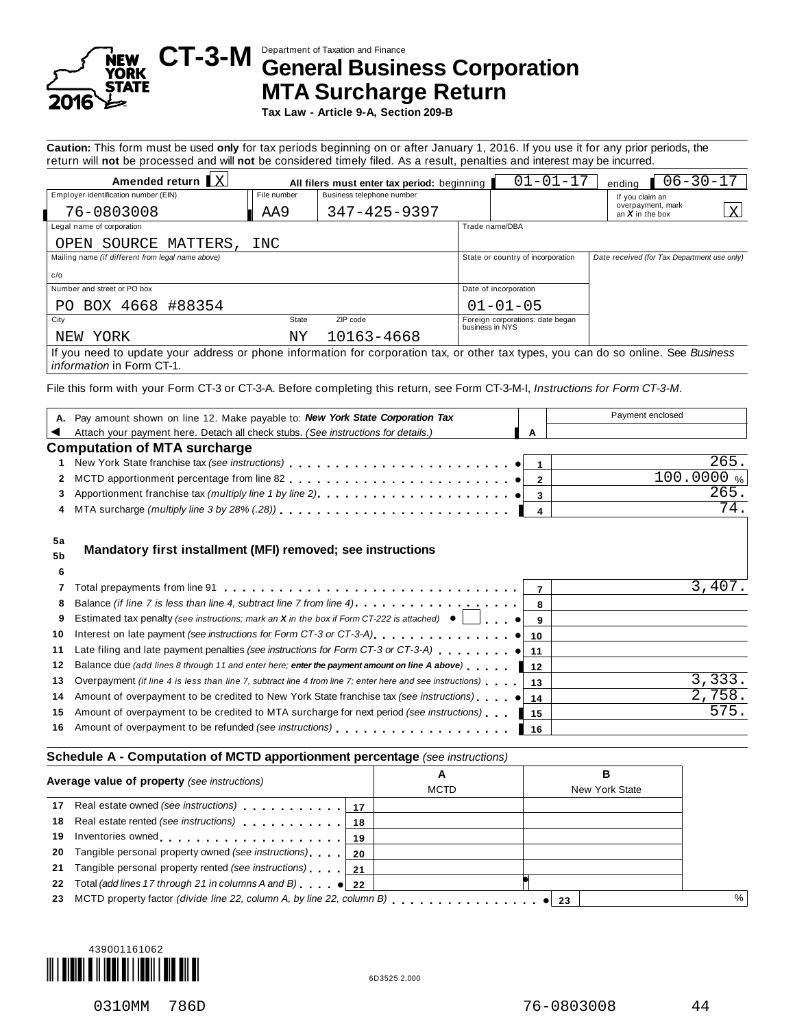# CT-3-M

Department of Taxation and Finance

## General Business Corporation MTA Surcharge Return

**Tax Law - Article 9-A, Section 209-B**

NEW YORK STATE 2016

**Caution:** This form must be used **only** for tax periods beginning on or after January 1, 2016. If you use it for any prior periods, the return will **not** be processed and will **not** be considered timely filed. As a result, penalties and interest may be incurred.

| | | | |
|---|---|---|---|
| Amended return: X | All filers must enter tax period: beginning 01-01-17 | ending 06-30-17 | |
| Employer identification number (EIN): 76-0803008 | File number: AA9 | Business telephone number: 347-425-9397 | If you claim an overpayment, mark an *X* in the box: X |
| Legal name of corporation: OPEN SOURCE MATTERS, INC | | Trade name/DBA: | |
| Mailing name *(if different from legal name above)*: c/o | | State or country of incorporation: | *Date received (for Tax Department use only)* |
| Number and street or PO box: PO BOX 4668 #88354 | | Date of incorporation: 01-01-05 | |
| City: NEW YORK | State: NY | ZIP code: 10163-4668 | Foreign corporations: date began business in NYS: |

If you need to update your address or phone information for corporation tax, or other tax types, you can do so online. See *Business information* in Form CT-1.

File this form with your Form CT-3 or CT-3-A. Before completing this return, see Form CT-3-M-I, *Instructions for Form CT-3-M*.

| | | | Payment enclosed |
|---|---|---|---|
| **A.** | Pay amount shown on line 12. Make payable to: ***New York State Corporation Tax*** Attach your payment here. Detach all check stubs. *(See instructions for details.)* | A | |

### Computation of MTA surcharge

| | | | |
|---|---|---|---|
| 1 | New York State franchise tax *(see instructions)* | 1 | 265. |
| 2 | MCTD apportionment percentage from line 82 | 2 | 100.0000 % |
| 3 | Apportionment franchise tax *(multiply line 1 by line 2)* | 3 | 265. |
| 4 | MTA surcharge *(multiply line 3 by 28% (.28))* | 4 | 74. |
| 5a, 5b, 6 | **Mandatory first installment (MFI) removed; see instructions** | | |
| 7 | Total prepayments from line 91 | 7 | 3,407. |
| 8 | Balance *(if line 7 is less than line 4, subtract line 7 from line 4)* | 8 | |
| 9 | Estimated tax penalty *(see instructions; mark an X in the box if Form CT-222 is attached)* ☐ | 9 | |
| 10 | Interest on late payment *(see instructions for Form CT-3 or CT-3-A)* | 10 | |
| 11 | Late filing and late payment penalties *(see instructions for Form CT-3 or CT-3-A)* | 11 | |
| 12 | Balance due *(add lines 8 through 11 and enter here;* ***enter the payment amount on line A above****)* | 12 | |
| 13 | Overpayment *(if line 4 is less than line 7, subtract line 4 from line 7; enter here and see instructions)* | 13 | 3,333. |
| 14 | Amount of overpayment to be credited to New York State franchise tax *(see instructions)* | 14 | 2,758. |
| 15 | Amount of overpayment to be credited to MTA surcharge for next period *(see instructions)* | 15 | 575. |
| 16 | Amount of overpayment to be refunded *(see instructions)* | 16 | |

### Schedule A - Computation of MCTD apportionment percentage *(see instructions)*

| Average value of property *(see instructions)* | | A MCTD | B New York State |
|---|---|---|---|
| 17 Real estate owned *(see instructions)* | 17 | | |
| 18 Real estate rented *(see instructions)* | 18 | | |
| 19 Inventories owned | 19 | | |
| 20 Tangible personal property owned *(see instructions)* | 20 | | |
| 21 Tangible personal property rented *(see instructions)* | 21 | | |
| 22 Total *(add lines 17 through 21 in columns A and B)* | 22 | | |
| 23 MCTD property factor *(divide line 22, column A, by line 22, column B)* | 23 | | % |

439001161062

6D3525 2.000

0310MM 786D 76-0803008 44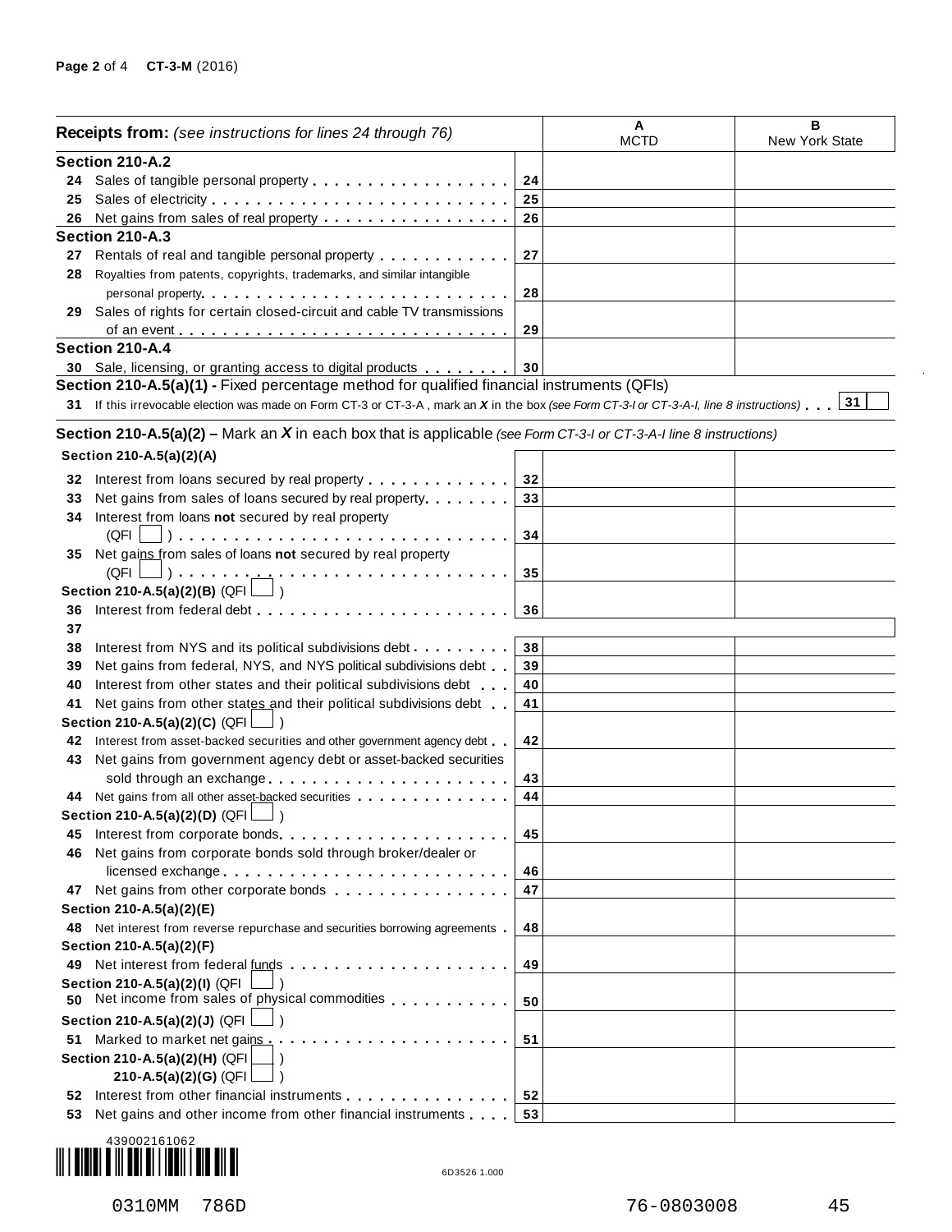| Receipts from: *(see instructions for lines 24 through 76)* | | A MCTD | B New York State |
|---|---|---|---|
| **Section 210-A.2** | | | |
| 24 Sales of tangible personal property | 24 | | |
| 25 Sales of electricity | 25 | | |
| 26 Net gains from sales of real property | 26 | | |
| **Section 210-A.3** | | | |
| 27 Rentals of real and tangible personal property | 27 | | |
| 28 Royalties from patents, copyrights, trademarks, and similar intangible personal property | 28 | | |
| 29 Sales of rights for certain closed-circuit and cable TV transmissions of an event | 29 | | |
| **Section 210-A.4** | | | |
| 30 Sale, licensing, or granting access to digital products | 30 | | |

**Section 210-A.5(a)(1) -** Fixed percentage method for qualified financial instruments (QFIs)

31 If this irrevocable election was made on Form CT-3 or CT-3-A , mark an *X* in the box *(see Form CT-3-I or CT-3-A-I, line 8 instructions)* . . . 31 ☐

**Section 210-A.5(a)(2) –** Mark an *X* in each box that is applicable *(see Form CT-3-I or CT-3-A-I line 8 instructions)*

| | | A MCTD | B New York State |
|---|---|---|---|
| **Section 210-A.5(a)(2)(A)** | | | |
| 32 Interest from loans secured by real property | 32 | | |
| 33 Net gains from sales of loans secured by real property | 33 | | |
| 34 Interest from loans **not** secured by real property (QFI ☐ ) | 34 | | |
| 35 Net gains from sales of loans **not** secured by real property (QFI ☐ ) | 35 | | |
| **Section 210-A.5(a)(2)(B)** (QFI ☐ ) | | | |
| 36 Interest from federal debt | 36 | | |
| 37 | | | |
| 38 Interest from NYS and its political subdivisions debt | 38 | | |
| 39 Net gains from federal, NYS, and NYS political subdivisions debt | 39 | | |
| 40 Interest from other states and their political subdivisions debt | 40 | | |
| 41 Net gains from other states and their political subdivisions debt | 41 | | |
| **Section 210-A.5(a)(2)(C)** (QFI ☐ ) | | | |
| 42 Interest from asset-backed securities and other government agency debt | 42 | | |
| 43 Net gains from government agency debt or asset-backed securities sold through an exchange | 43 | | |
| 44 Net gains from all other asset-backed securities | 44 | | |
| **Section 210-A.5(a)(2)(D)** (QFI ☐ ) | | | |
| 45 Interest from corporate bonds | 45 | | |
| 46 Net gains from corporate bonds sold through broker/dealer or licensed exchange | 46 | | |
| 47 Net gains from other corporate bonds | 47 | | |
| **Section 210-A.5(a)(2)(E)** | | | |
| 48 Net interest from reverse repurchase and securities borrowing agreements | 48 | | |
| **Section 210-A.5(a)(2)(F)** | | | |
| 49 Net interest from federal funds | 49 | | |
| **Section 210-A.5(a)(2)(I)** (QFI ☐ ) | | | |
| 50 Net income from sales of physical commodities | 50 | | |
| **Section 210-A.5(a)(2)(J)** (QFI ☐ ) | | | |
| 51 Marked to market net gains | 51 | | |
| **Section 210-A.5(a)(2)(H)** (QFI ☐ ) **210-A.5(a)(2)(G)** (QFI ☐ ) | | | |
| 52 Interest from other financial instruments | 52 | | |
| 53 Net gains and other income from other financial instruments | 53 | | |

439002161062

6D3526 1.000

0310MM 786D 76-0803008 45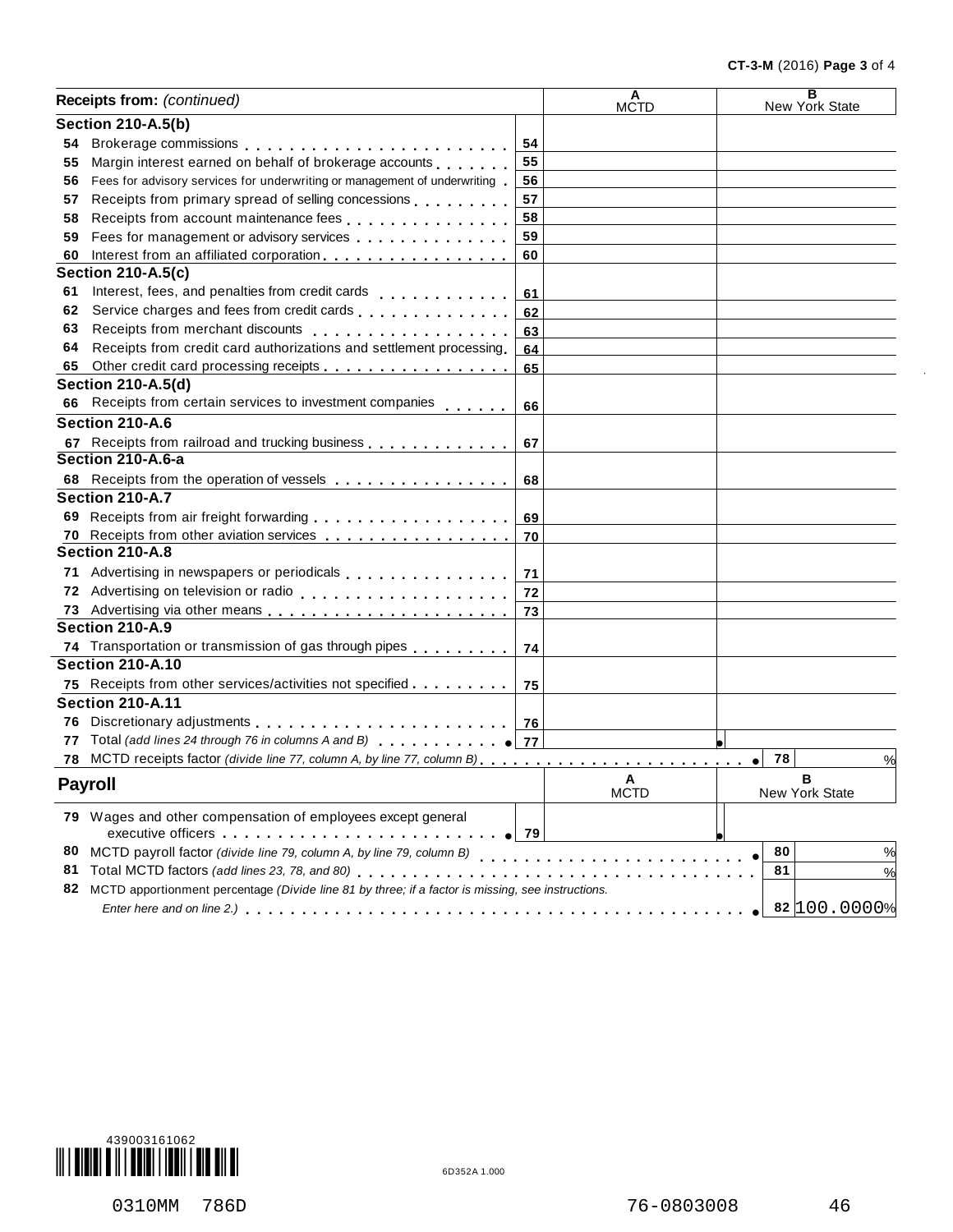| Receipts from: *(continued)* | | A MCTD | B New York State |
|---|---|---|---|
| **Section 210-A.5(b)** | | | |
| 54 Brokerage commissions | 54 | | |
| 55 Margin interest earned on behalf of brokerage accounts | 55 | | |
| 56 Fees for advisory services for underwriting or management of underwriting | 56 | | |
| 57 Receipts from primary spread of selling concessions | 57 | | |
| 58 Receipts from account maintenance fees | 58 | | |
| 59 Fees for management or advisory services | 59 | | |
| 60 Interest from an affiliated corporation | 60 | | |
| **Section 210-A.5(c)** | | | |
| 61 Interest, fees, and penalties from credit cards | 61 | | |
| 62 Service charges and fees from credit cards | 62 | | |
| 63 Receipts from merchant discounts | 63 | | |
| 64 Receipts from credit card authorizations and settlement processing | 64 | | |
| 65 Other credit card processing receipts | 65 | | |
| **Section 210-A.5(d)** | | | |
| 66 Receipts from certain services to investment companies | 66 | | |
| **Section 210-A.6** | | | |
| 67 Receipts from railroad and trucking business | 67 | | |
| **Section 210-A.6-a** | | | |
| 68 Receipts from the operation of vessels | 68 | | |
| **Section 210-A.7** | | | |
| 69 Receipts from air freight forwarding | 69 | | |
| 70 Receipts from other aviation services | 70 | | |
| **Section 210-A.8** | | | |
| 71 Advertising in newspapers or periodicals | 71 | | |
| 72 Advertising on television or radio | 72 | | |
| 73 Advertising via other means | 73 | | |
| **Section 210-A.9** | | | |
| 74 Transportation or transmission of gas through pipes | 74 | | |
| **Section 210-A.10** | | | |
| 75 Receipts from other services/activities not specified | 75 | | |
| **Section 210-A.11** | | | |
| 76 Discretionary adjustments | 76 | | |
| 77 Total *(add lines 24 through 76 in columns A and B)* | 77 | | |
| 78 MCTD receipts factor *(divide line 77, column A, by line 77, column B)* | 78 | | % |

| **Payroll** | | A MCTD | B New York State |
|---|---|---|---|
| 79 Wages and other compensation of employees except general executive officers | 79 | | |
| 80 MCTD payroll factor *(divide line 79, column A, by line 79, column B)* | 80 | | % |
| 81 Total MCTD factors *(add lines 23, 78, and 80)* | 81 | | % |
| 82 MCTD apportionment percentage *(Divide line 81 by three; if a factor is missing, see instructions. Enter here and on line 2.)* | 82 | | 100.0000% |

439003161062

6D352A 1.000

0310MM 786D 76-0803008 46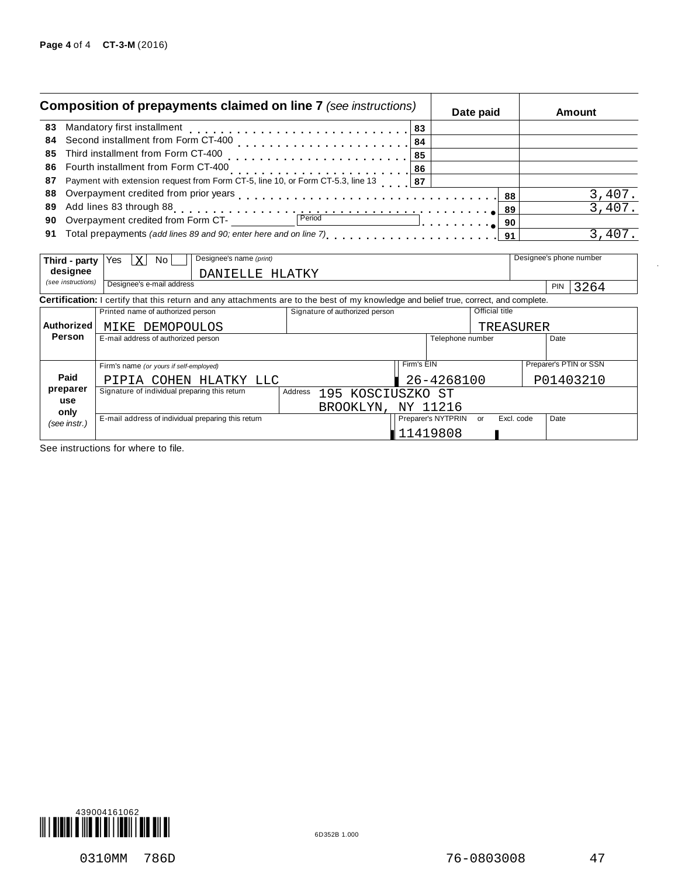## Composition of prepayments claimed on line 7 *(see instructions)*

| | | | Date paid | Amount |
|---|---|---|---|---|
| 83 | Mandatory first installment | 83 | | |
| 84 | Second installment from Form CT-400 | 84 | | |
| 85 | Third installment from Form CT-400 | 85 | | |
| 86 | Fourth installment from Form CT-400 | 86 | | |
| 87 | Payment with extension request from Form CT-5, line 10, or Form CT-5.3, line 13 | 87 | | |
| 88 | Overpayment credited from prior years | | 88 | 3,407. |
| 89 | Add lines 83 through 88 | | 89 | 3,407. |
| 90 | Overpayment credited from Form CT- ______ Period ______ | | 90 | |
| 91 | Total prepayments *(add lines 89 and 90; enter here and on line 7)* | | 91 | 3,407. |

| | | | |
|---|---|---|---|
| **Third - party designee** *(see instructions)* | Yes X No | Designee's name *(print)* DANIELLE HLATKY | Designee's phone number |
| | Designee's e-mail address | | PIN 3264 |

**Certification:** I certify that this return and any attachments are to the best of my knowledge and belief true, correct, and complete.

| | | | |
|---|---|---|---|
| **Authorized Person** | Printed name of authorized person: MIKE DEMOPOULOS | Signature of authorized person | Official title: TREASURER |
| | E-mail address of authorized person | Telephone number | Date |

| | | | |
|---|---|---|---|
| **Paid preparer use only** *(see instr.)* | Firm's name *(or yours if self-employed)*: PIPIA COHEN HLATKY LLC | Firm's EIN: 26-4268100 | Preparer's PTIN or SSN: P01403210 |
| | Signature of individual preparing this return | Address: 195 KOSCIUSZKO ST BROOKLYN, NY 11216 | |
| | E-mail address of individual preparing this return | Preparer's NYTPRIN or Excl. code: 11419808 | Date |

See instructions for where to file.

439004161062

6D352B 1.000

0310MM 786D 76-0803008 47